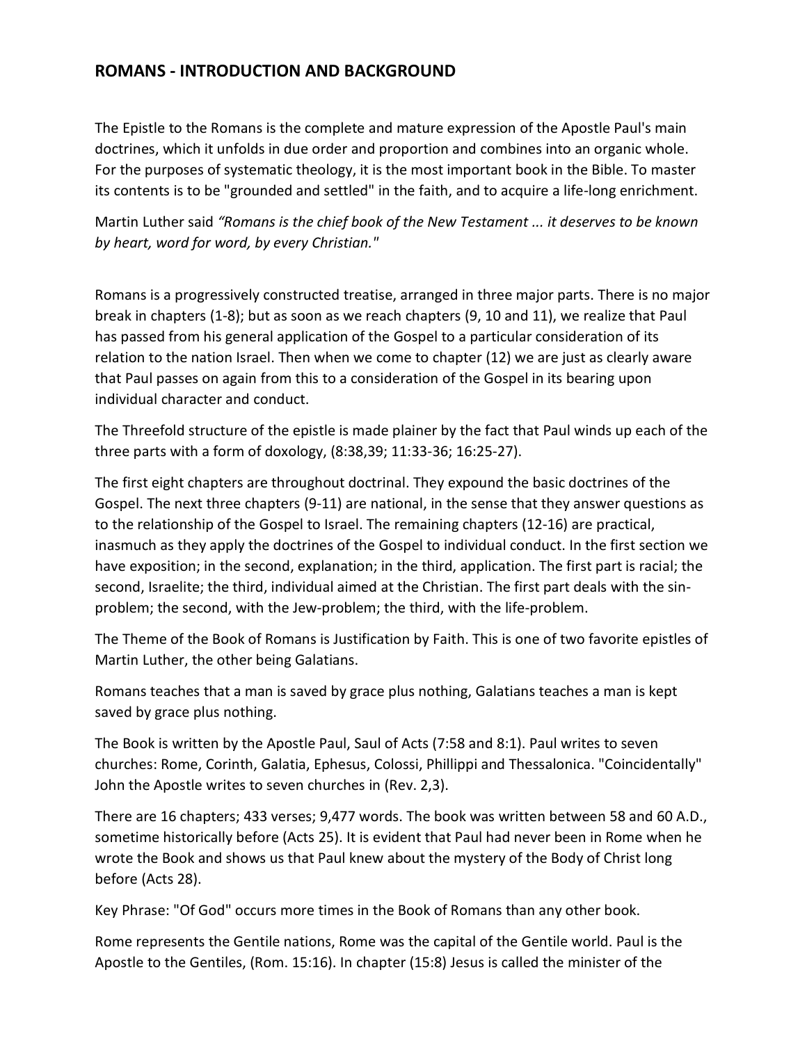## ROMANS - INTRODUCTION AND BACKGROUND

The Epistle to the Romans is the complete and mature expression of the Apostle Paul's main doctrines, which it unfolds in due order and proportion and combines into an organic whole. For the purposes of systematic theology, it is the most important book in the Bible. To master its contents is to be "grounded and settled" in the faith, and to acquire a life-long enrichment.

Martin Luther said *"Romans is the chief book of the New Testament ... it deserves to be known by heart, word for word, by every Christian."*

Romans is a progressively constructed treatise, arranged in three major parts. There is no major break in chapters (1-8); but as soon as we reach chapters (9, 10 and 11), we realize that Paul has passed from his general application of the Gospel to a particular consideration of its relation to the nation Israel. Then when we come to chapter (12) we are just as clearly aware that Paul passes on again from this to a consideration of the Gospel in its bearing upon individual character and conduct.

The Threefold structure of the epistle is made plainer by the fact that Paul winds up each of the three parts with a form of doxology, (8:38,39; 11:33-36; 16:25-27).

The first eight chapters are throughout doctrinal. They expound the basic doctrines of the Gospel. The next three chapters (9-11) are national, in the sense that they answer questions as to the relationship of the Gospel to Israel. The remaining chapters (12-16) are practical, inasmuch as they apply the doctrines of the Gospel to individual conduct. In the first section we have exposition; in the second, explanation; in the third, application. The first part is racial; the second, Israelite; the third, individual aimed at the Christian. The first part deals with the sin-problem; the second, with the Jew-problem; the third, with the life-problem.

The Theme of the Book of Romans is Justification by Faith. This is one of two favorite epistles of Martin Luther, the other being Galatians.

Romans teaches that a man is saved by grace plus nothing, Galatians teaches a man is kept saved by grace plus nothing.

The Book is written by the Apostle Paul, Saul of Acts (7:58 and 8:1). Paul writes to seven churches: Rome, Corinth, Galatia, Ephesus, Colossi, Phillippi and Thessalonica. "Coincidentally" John the Apostle writes to seven churches in (Rev. 2,3).

There are 16 chapters; 433 verses; 9,477 words. The book was written between 58 and 60 A.D., sometime historically before (Acts 25). It is evident that Paul had never been in Rome when he wrote the Book and shows us that Paul knew about the mystery of the Body of Christ long before (Acts 28).

Key Phrase: "Of God" occurs more times in the Book of Romans than any other book.

Rome represents the Gentile nations, Rome was the capital of the Gentile world. Paul is the Apostle to the Gentiles, (Rom. 15:16). In chapter (15:8) Jesus is called the minister of the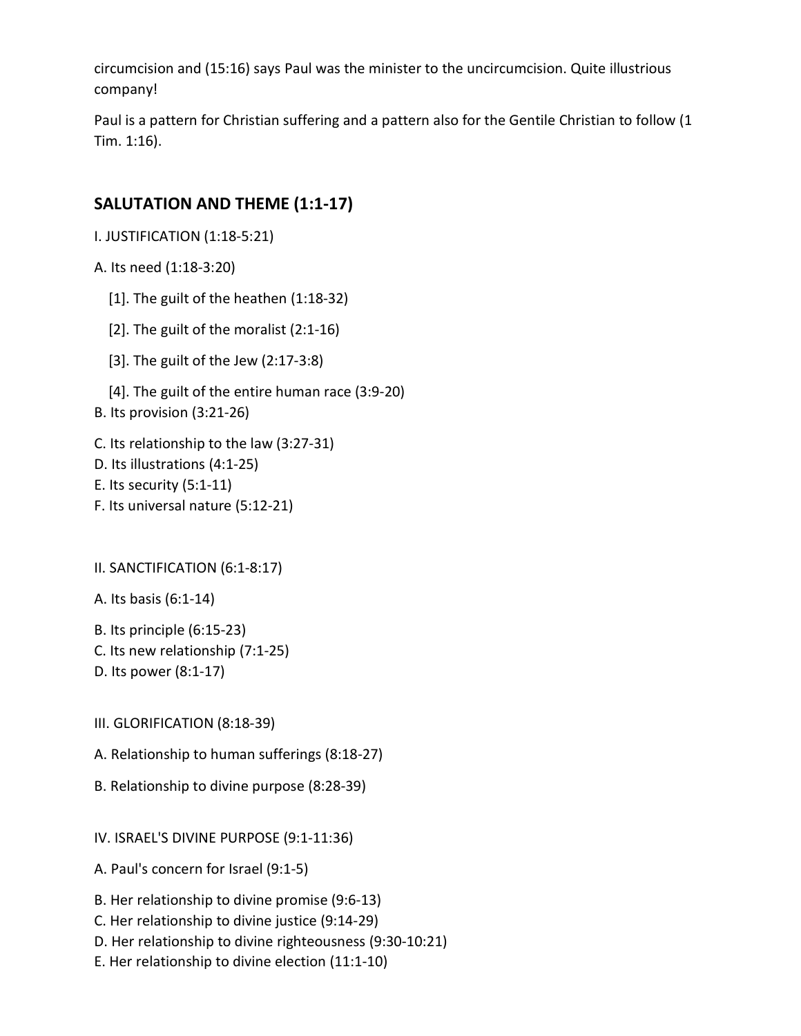circumcision and (15:16) says Paul was the minister to the uncircumcision. Quite illustrious company!

Paul is a pattern for Christian suffering and a pattern also for the Gentile Christian to follow (1 Tim. 1:16).

## SALUTATION AND THEME (1:1-17)

I. JUSTIFICATION (1:18-5:21)

A. Its need (1:18-3:20)

[1]. The guilt of the heathen (1:18-32)

[2]. The guilt of the moralist (2:1-16)

[3]. The guilt of the Jew (2:17-3:8)

[4]. The guilt of the entire human race (3:9-20)

B. Its provision (3:21-26)

C. Its relationship to the law (3:27-31)

D. Its illustrations (4:1-25)

E. Its security (5:1-11)

F. Its universal nature (5:12-21)

II. SANCTIFICATION (6:1-8:17)

A. Its basis (6:1-14)

B. Its principle (6:15-23)

C. Its new relationship (7:1-25)

D. Its power (8:1-17)

III. GLORIFICATION (8:18-39)

A. Relationship to human sufferings (8:18-27)

B. Relationship to divine purpose (8:28-39)

IV. ISRAEL'S DIVINE PURPOSE (9:1-11:36)

A. Paul's concern for Israel (9:1-5)

B. Her relationship to divine promise (9:6-13)

C. Her relationship to divine justice (9:14-29)

D. Her relationship to divine righteousness (9:30-10:21)

E. Her relationship to divine election (11:1-10)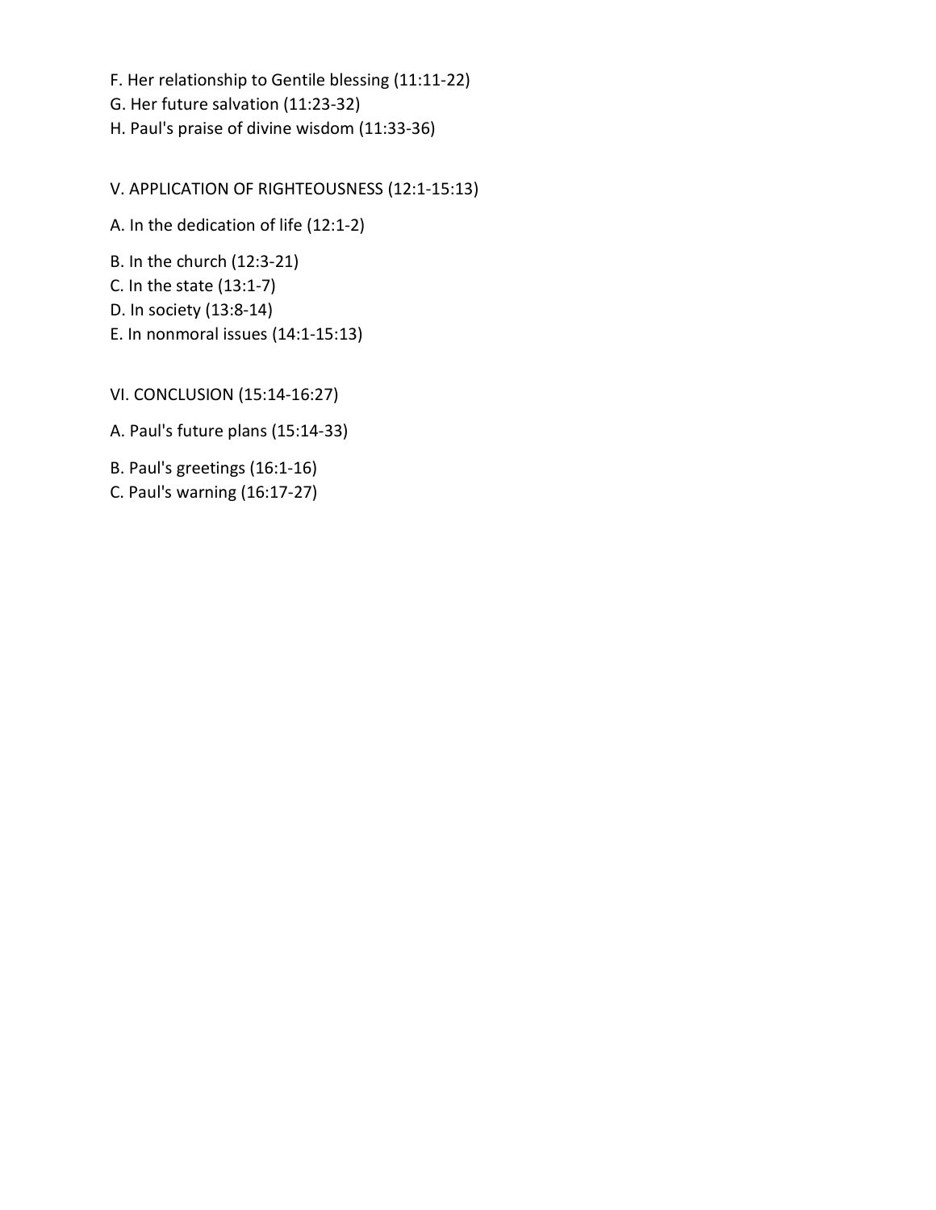F. Her relationship to Gentile blessing (11:11-22)
G. Her future salvation (11:23-32)
H. Paul's praise of divine wisdom (11:33-36)

V. APPLICATION OF RIGHTEOUSNESS (12:1-15:13)

A. In the dedication of life (12:1-2)

B. In the church (12:3-21)
C. In the state (13:1-7)
D. In society (13:8-14)
E. In nonmoral issues (14:1-15:13)

VI. CONCLUSION (15:14-16:27)

A. Paul's future plans (15:14-33)

B. Paul's greetings (16:1-16)
C. Paul's warning (16:17-27)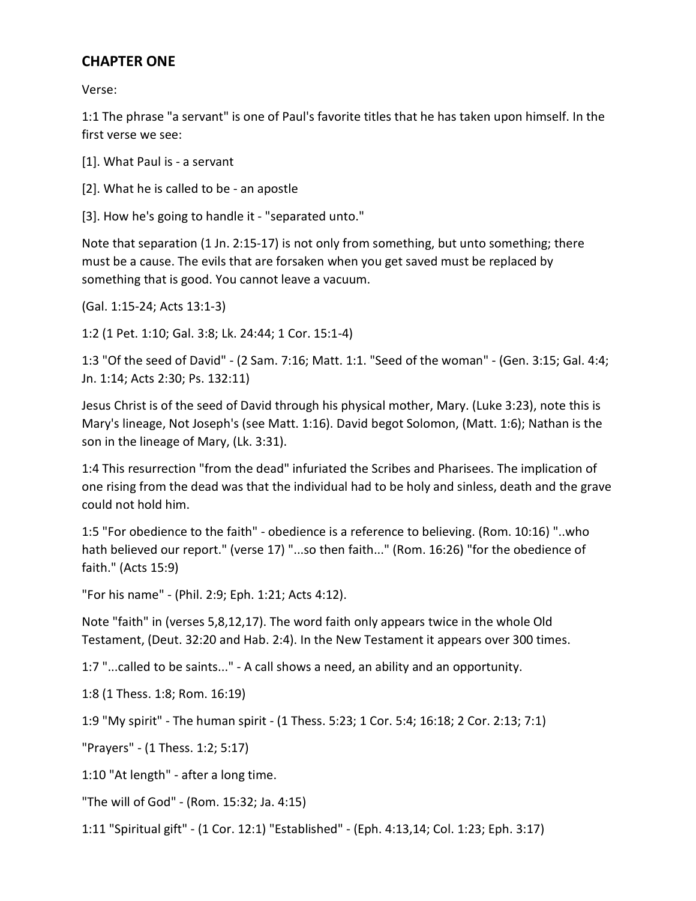## CHAPTER ONE

Verse:

1:1 The phrase "a servant" is one of Paul's favorite titles that he has taken upon himself. In the first verse we see:

[1]. What Paul is - a servant

[2]. What he is called to be - an apostle

[3]. How he's going to handle it - "separated unto."

Note that separation (1 Jn. 2:15-17) is not only from something, but unto something; there must be a cause. The evils that are forsaken when you get saved must be replaced by something that is good. You cannot leave a vacuum.

(Gal. 1:15-24; Acts 13:1-3)

1:2 (1 Pet. 1:10; Gal. 3:8; Lk. 24:44; 1 Cor. 15:1-4)

1:3 "Of the seed of David" - (2 Sam. 7:16; Matt. 1:1. "Seed of the woman" - (Gen. 3:15; Gal. 4:4; Jn. 1:14; Acts 2:30; Ps. 132:11)

Jesus Christ is of the seed of David through his physical mother, Mary. (Luke 3:23), note this is Mary's lineage, Not Joseph's (see Matt. 1:16). David begot Solomon, (Matt. 1:6); Nathan is the son in the lineage of Mary, (Lk. 3:31).

1:4 This resurrection "from the dead" infuriated the Scribes and Pharisees. The implication of one rising from the dead was that the individual had to be holy and sinless, death and the grave could not hold him.

1:5 "For obedience to the faith" - obedience is a reference to believing. (Rom. 10:16) "..who hath believed our report." (verse 17) "...so then faith..." (Rom. 16:26) "for the obedience of faith." (Acts 15:9)

"For his name" - (Phil. 2:9; Eph. 1:21; Acts 4:12).

Note "faith" in (verses 5,8,12,17). The word faith only appears twice in the whole Old Testament, (Deut. 32:20 and Hab. 2:4). In the New Testament it appears over 300 times.

1:7 "...called to be saints..." - A call shows a need, an ability and an opportunity.

1:8 (1 Thess. 1:8; Rom. 16:19)

1:9 "My spirit" - The human spirit - (1 Thess. 5:23; 1 Cor. 5:4; 16:18; 2 Cor. 2:13; 7:1)

"Prayers" - (1 Thess. 1:2; 5:17)

1:10 "At length" - after a long time.

"The will of God" - (Rom. 15:32; Ja. 4:15)

1:11 "Spiritual gift" - (1 Cor. 12:1) "Established" - (Eph. 4:13,14; Col. 1:23; Eph. 3:17)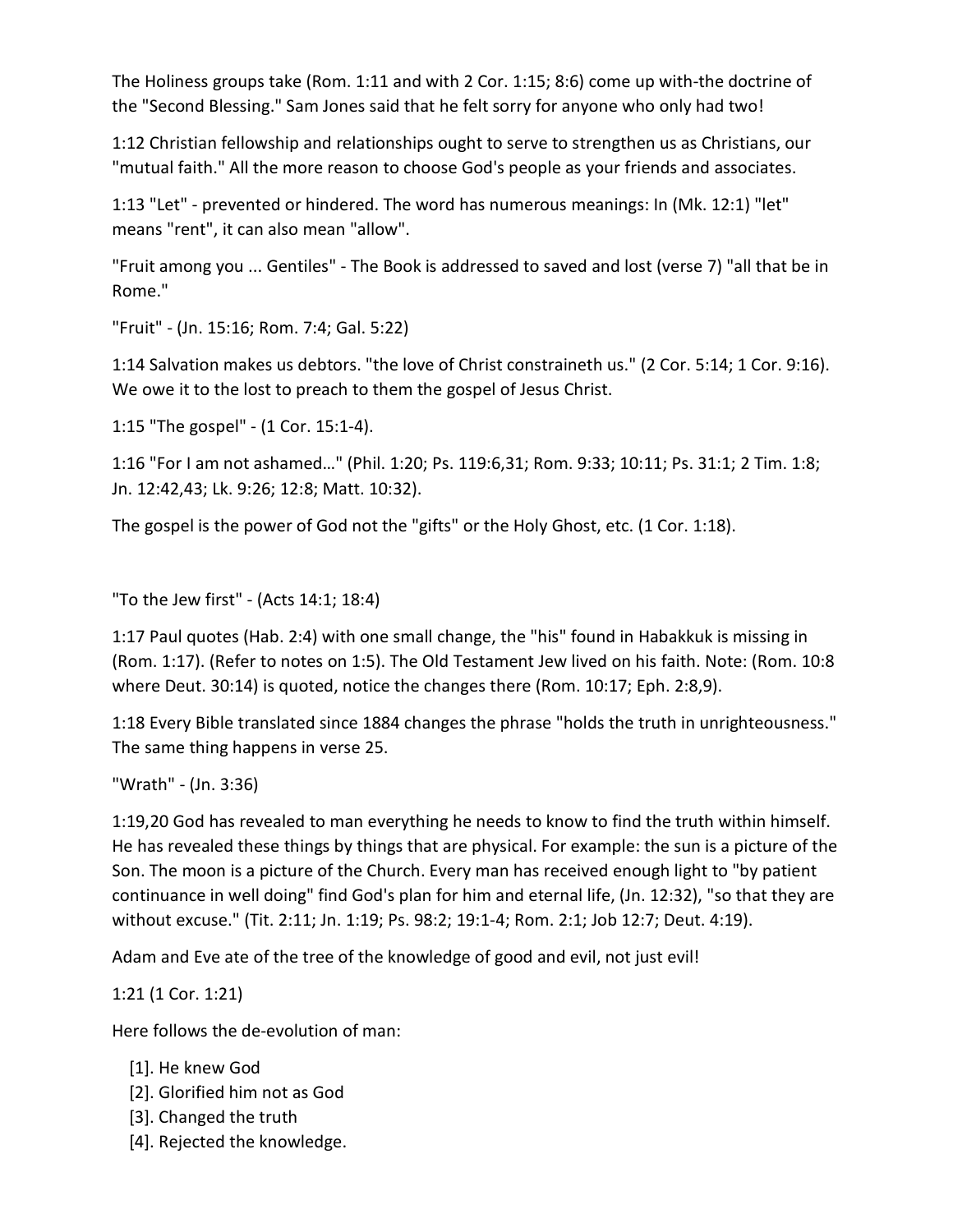The Holiness groups take (Rom. 1:11 and with 2 Cor. 1:15; 8:6) come up with-the doctrine of the "Second Blessing." Sam Jones said that he felt sorry for anyone who only had two!

1:12 Christian fellowship and relationships ought to serve to strengthen us as Christians, our "mutual faith." All the more reason to choose God's people as your friends and associates.

1:13 "Let" - prevented or hindered. The word has numerous meanings: In (Mk. 12:1) "let" means "rent", it can also mean "allow".

"Fruit among you ... Gentiles" - The Book is addressed to saved and lost (verse 7) "all that be in Rome."

"Fruit" - (Jn. 15:16; Rom. 7:4; Gal. 5:22)

1:14 Salvation makes us debtors. "the love of Christ constraineth us." (2 Cor. 5:14; 1 Cor. 9:16). We owe it to the lost to preach to them the gospel of Jesus Christ.

1:15 "The gospel" - (1 Cor. 15:1-4).

1:16 "For I am not ashamed…" (Phil. 1:20; Ps. 119:6,31; Rom. 9:33; 10:11; Ps. 31:1; 2 Tim. 1:8; Jn. 12:42,43; Lk. 9:26; 12:8; Matt. 10:32).

The gospel is the power of God not the "gifts" or the Holy Ghost, etc. (1 Cor. 1:18).

"To the Jew first" - (Acts 14:1; 18:4)

1:17 Paul quotes (Hab. 2:4) with one small change, the "his" found in Habakkuk is missing in (Rom. 1:17). (Refer to notes on 1:5). The Old Testament Jew lived on his faith. Note: (Rom. 10:8 where Deut. 30:14) is quoted, notice the changes there (Rom. 10:17; Eph. 2:8,9).

1:18 Every Bible translated since 1884 changes the phrase "holds the truth in unrighteousness." The same thing happens in verse 25.

"Wrath" - (Jn. 3:36)

1:19,20 God has revealed to man everything he needs to know to find the truth within himself. He has revealed these things by things that are physical. For example: the sun is a picture of the Son. The moon is a picture of the Church. Every man has received enough light to "by patient continuance in well doing" find God's plan for him and eternal life, (Jn. 12:32), "so that they are without excuse." (Tit. 2:11; Jn. 1:19; Ps. 98:2; 19:1-4; Rom. 2:1; Job 12:7; Deut. 4:19).

Adam and Eve ate of the tree of the knowledge of good and evil, not just evil!

1:21 (1 Cor. 1:21)

Here follows the de-evolution of man:

[1]. He knew God
[2]. Glorified him not as God
[3]. Changed the truth
[4]. Rejected the knowledge.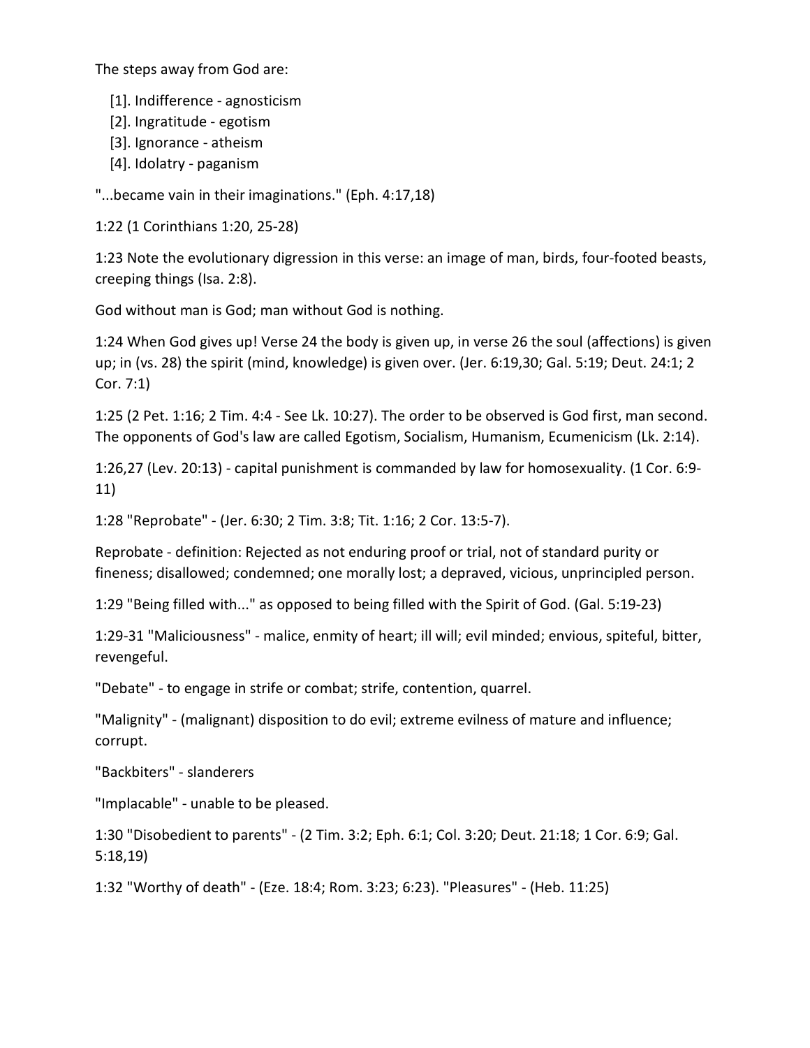The steps away from God are:

[1]. Indifference - agnosticism
[2]. Ingratitude - egotism
[3]. Ignorance - atheism
[4]. Idolatry - paganism

"...became vain in their imaginations." (Eph. 4:17,18)

1:22 (1 Corinthians 1:20, 25-28)

1:23 Note the evolutionary digression in this verse: an image of man, birds, four-footed beasts, creeping things (Isa. 2:8).

God without man is God; man without God is nothing.

1:24 When God gives up! Verse 24 the body is given up, in verse 26 the soul (affections) is given up; in (vs. 28) the spirit (mind, knowledge) is given over. (Jer. 6:19,30; Gal. 5:19; Deut. 24:1; 2 Cor. 7:1)

1:25 (2 Pet. 1:16; 2 Tim. 4:4 - See Lk. 10:27). The order to be observed is God first, man second. The opponents of God's law are called Egotism, Socialism, Humanism, Ecumenicism (Lk. 2:14).

1:26,27 (Lev. 20:13) - capital punishment is commanded by law for homosexuality. (1 Cor. 6:9-11)

1:28 "Reprobate" - (Jer. 6:30; 2 Tim. 3:8; Tit. 1:16; 2 Cor. 13:5-7).

Reprobate - definition: Rejected as not enduring proof or trial, not of standard purity or fineness; disallowed; condemned; one morally lost; a depraved, vicious, unprincipled person.

1:29 "Being filled with..." as opposed to being filled with the Spirit of God. (Gal. 5:19-23)

1:29-31 "Maliciousness" - malice, enmity of heart; ill will; evil minded; envious, spiteful, bitter, revengeful.

"Debate" - to engage in strife or combat; strife, contention, quarrel.

"Malignity" - (malignant) disposition to do evil; extreme evilness of mature and influence; corrupt.

"Backbiters" - slanderers

"Implacable" - unable to be pleased.

1:30 "Disobedient to parents" - (2 Tim. 3:2; Eph. 6:1; Col. 3:20; Deut. 21:18; 1 Cor. 6:9; Gal. 5:18,19)

1:32 "Worthy of death" - (Eze. 18:4; Rom. 3:23; 6:23). "Pleasures" - (Heb. 11:25)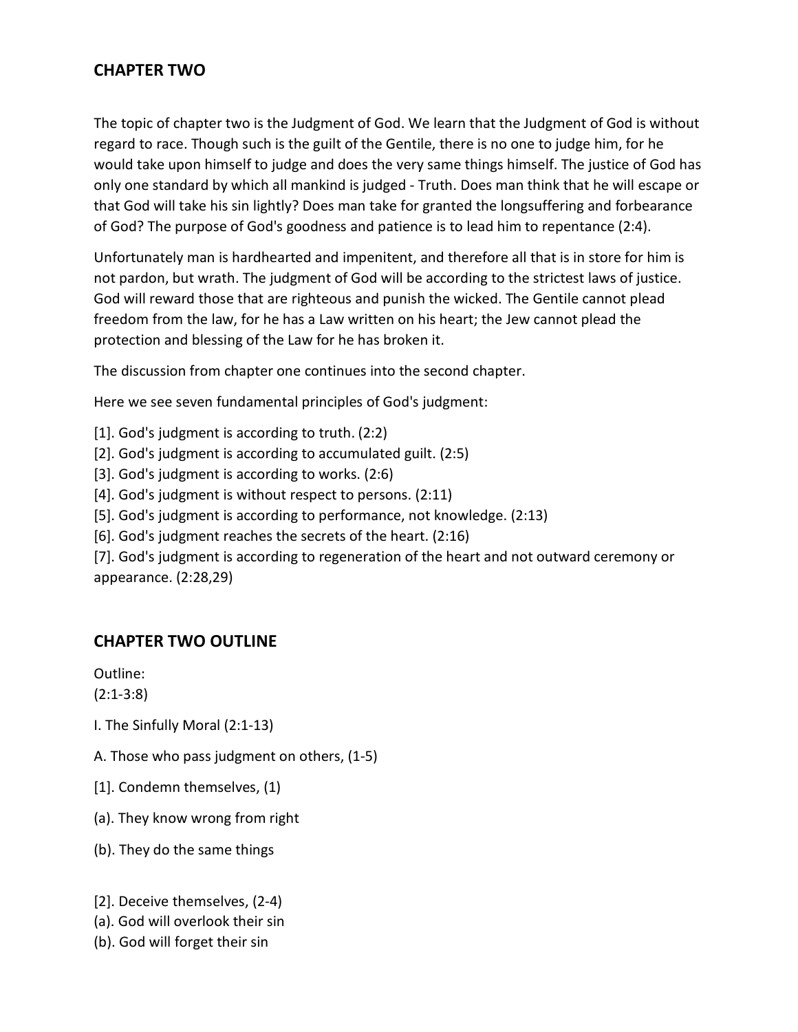## CHAPTER TWO

The topic of chapter two is the Judgment of God. We learn that the Judgment of God is without regard to race. Though such is the guilt of the Gentile, there is no one to judge him, for he would take upon himself to judge and does the very same things himself. The justice of God has only one standard by which all mankind is judged - Truth. Does man think that he will escape or that God will take his sin lightly? Does man take for granted the longsuffering and forbearance of God? The purpose of God's goodness and patience is to lead him to repentance (2:4).

Unfortunately man is hardhearted and impenitent, and therefore all that is in store for him is not pardon, but wrath. The judgment of God will be according to the strictest laws of justice. God will reward those that are righteous and punish the wicked. The Gentile cannot plead freedom from the law, for he has a Law written on his heart; the Jew cannot plead the protection and blessing of the Law for he has broken it.

The discussion from chapter one continues into the second chapter.

Here we see seven fundamental principles of God's judgment:

[1]. God's judgment is according to truth. (2:2)
[2]. God's judgment is according to accumulated guilt. (2:5)
[3]. God's judgment is according to works. (2:6)
[4]. God's judgment is without respect to persons. (2:11)
[5]. God's judgment is according to performance, not knowledge. (2:13)
[6]. God's judgment reaches the secrets of the heart. (2:16)
[7]. God's judgment is according to regeneration of the heart and not outward ceremony or appearance. (2:28,29)

## CHAPTER TWO OUTLINE

Outline:
(2:1-3:8)

I. The Sinfully Moral (2:1-13)

A. Those who pass judgment on others, (1-5)

[1]. Condemn themselves, (1)

(a). They know wrong from right

(b). They do the same things

[2]. Deceive themselves, (2-4)
(a). God will overlook their sin
(b). God will forget their sin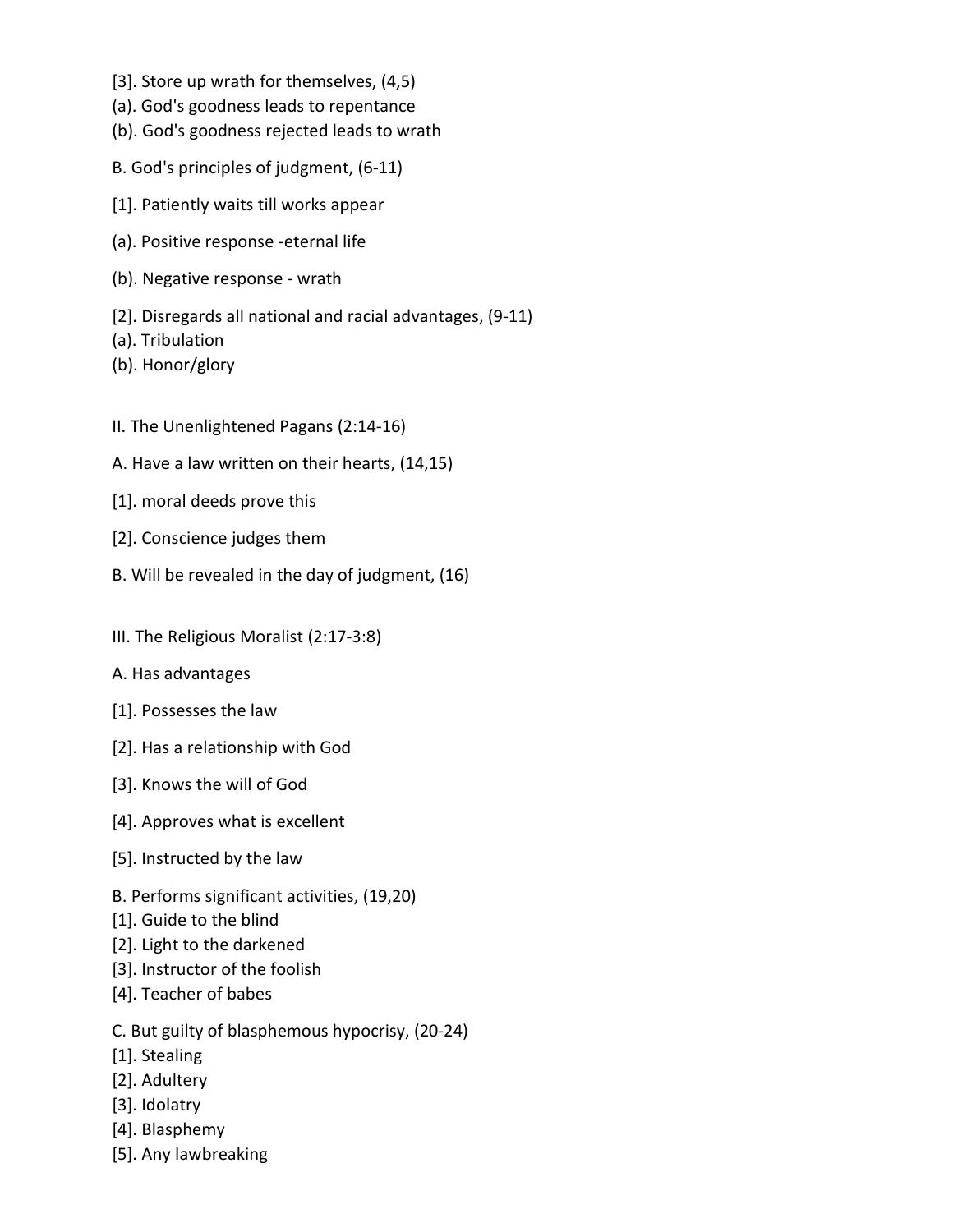[3]. Store up wrath for themselves, (4,5)
(a). God's goodness leads to repentance
(b). God's goodness rejected leads to wrath

B. God's principles of judgment, (6-11)

[1]. Patiently waits till works appear

(a). Positive response -eternal life

(b). Negative response - wrath

[2]. Disregards all national and racial advantages, (9-11)
(a). Tribulation
(b). Honor/glory

II. The Unenlightened Pagans (2:14-16)

A. Have a law written on their hearts, (14,15)

[1]. moral deeds prove this

[2]. Conscience judges them

B. Will be revealed in the day of judgment, (16)

III. The Religious Moralist (2:17-3:8)

A. Has advantages

[1]. Possesses the law

[2]. Has a relationship with God

[3]. Knows the will of God

[4]. Approves what is excellent

[5]. Instructed by the law

B. Performs significant activities, (19,20)
[1]. Guide to the blind
[2]. Light to the darkened
[3]. Instructor of the foolish
[4]. Teacher of babes

C. But guilty of blasphemous hypocrisy, (20-24)
[1]. Stealing
[2]. Adultery
[3]. Idolatry
[4]. Blasphemy
[5]. Any lawbreaking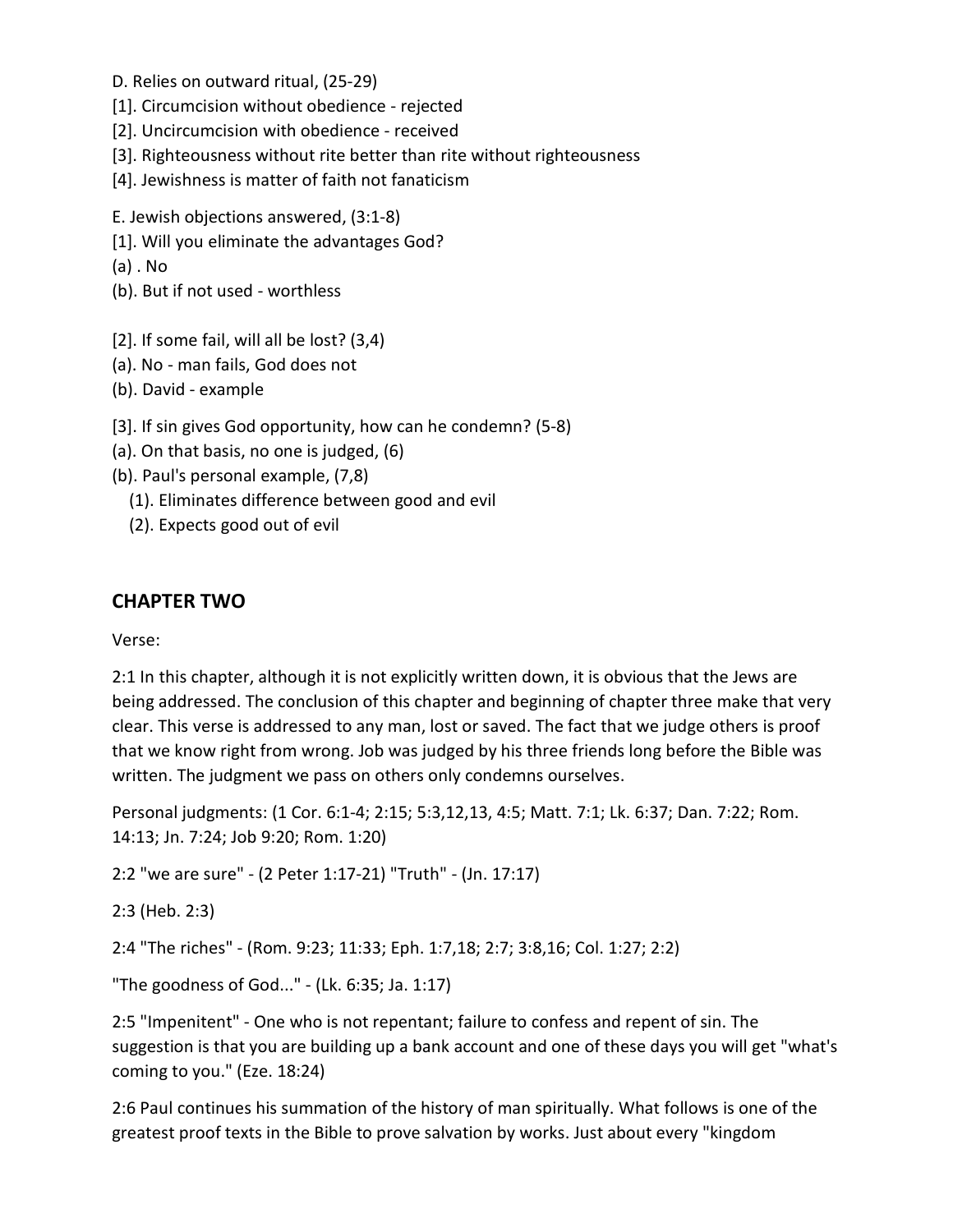D. Relies on outward ritual, (25-29)

[1]. Circumcision without obedience - rejected

[2]. Uncircumcision with obedience - received

[3]. Righteousness without rite better than rite without righteousness

[4]. Jewishness is matter of faith not fanaticism

E. Jewish objections answered, (3:1-8)

[1]. Will you eliminate the advantages God?

(a) . No

(b). But if not used - worthless

[2]. If some fail, will all be lost? (3,4)

(a). No - man fails, God does not

(b). David - example

[3]. If sin gives God opportunity, how can he condemn? (5-8)

(a). On that basis, no one is judged, (6)

(b). Paul's personal example, (7,8)

(1). Eliminates difference between good and evil

(2). Expects good out of evil

## CHAPTER TWO

Verse:

2:1 In this chapter, although it is not explicitly written down, it is obvious that the Jews are being addressed. The conclusion of this chapter and beginning of chapter three make that very clear. This verse is addressed to any man, lost or saved. The fact that we judge others is proof that we know right from wrong. Job was judged by his three friends long before the Bible was written. The judgment we pass on others only condemns ourselves.

Personal judgments: (1 Cor. 6:1-4; 2:15; 5:3,12,13, 4:5; Matt. 7:1; Lk. 6:37; Dan. 7:22; Rom. 14:13; Jn. 7:24; Job 9:20; Rom. 1:20)

2:2 "we are sure" - (2 Peter 1:17-21) "Truth" - (Jn. 17:17)

2:3 (Heb. 2:3)

2:4 "The riches" - (Rom. 9:23; 11:33; Eph. 1:7,18; 2:7; 3:8,16; Col. 1:27; 2:2)

"The goodness of God..." - (Lk. 6:35; Ja. 1:17)

2:5 "Impenitent" - One who is not repentant; failure to confess and repent of sin. The suggestion is that you are building up a bank account and one of these days you will get "what's coming to you." (Eze. 18:24)

2:6 Paul continues his summation of the history of man spiritually. What follows is one of the greatest proof texts in the Bible to prove salvation by works. Just about every "kingdom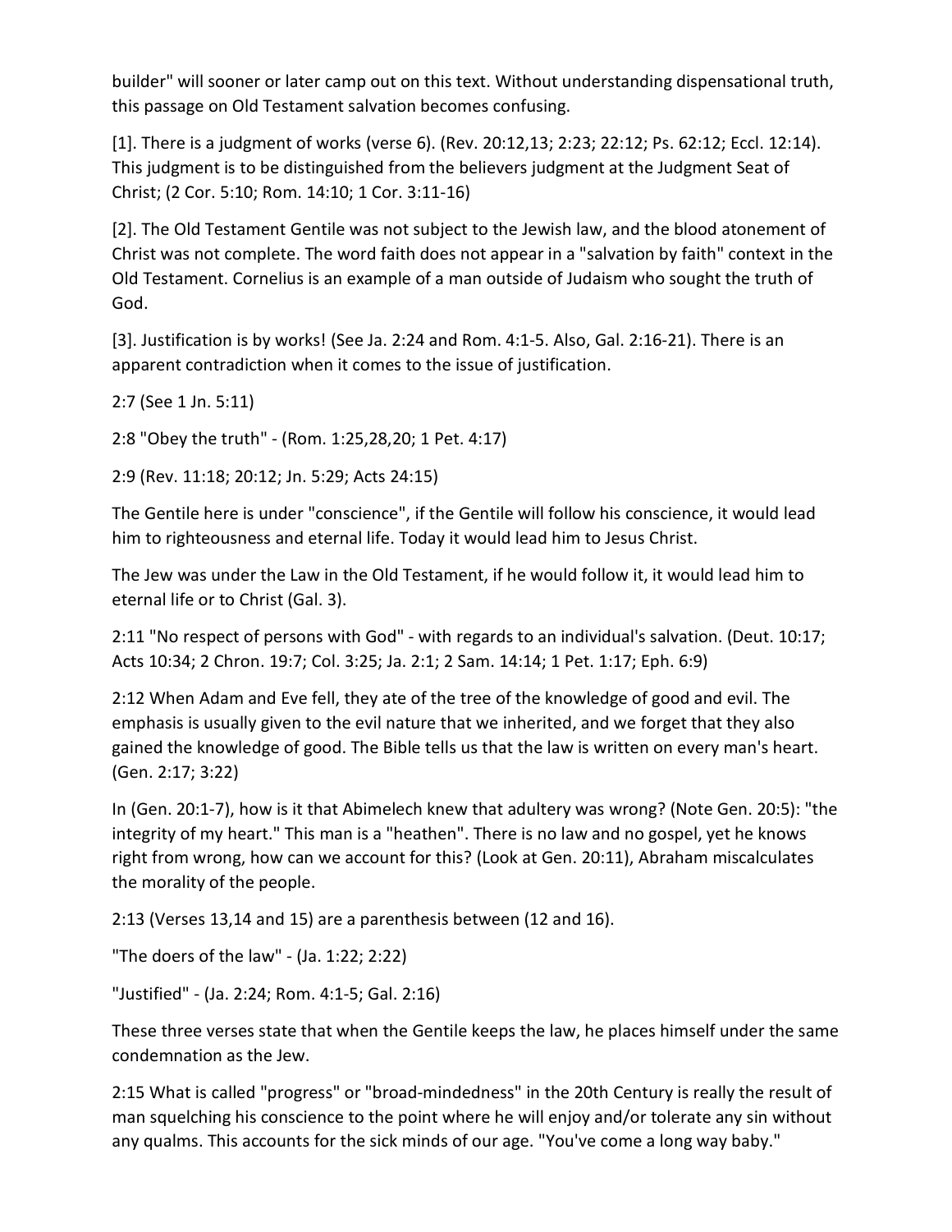builder" will sooner or later camp out on this text. Without understanding dispensational truth, this passage on Old Testament salvation becomes confusing.

[1]. There is a judgment of works (verse 6). (Rev. 20:12,13; 2:23; 22:12; Ps. 62:12; Eccl. 12:14). This judgment is to be distinguished from the believers judgment at the Judgment Seat of Christ; (2 Cor. 5:10; Rom. 14:10; 1 Cor. 3:11-16)

[2]. The Old Testament Gentile was not subject to the Jewish law, and the blood atonement of Christ was not complete. The word faith does not appear in a "salvation by faith" context in the Old Testament. Cornelius is an example of a man outside of Judaism who sought the truth of God.

[3]. Justification is by works! (See Ja. 2:24 and Rom. 4:1-5. Also, Gal. 2:16-21). There is an apparent contradiction when it comes to the issue of justification.

2:7 (See 1 Jn. 5:11)

2:8 "Obey the truth" - (Rom. 1:25,28,20; 1 Pet. 4:17)

2:9 (Rev. 11:18; 20:12; Jn. 5:29; Acts 24:15)

The Gentile here is under "conscience", if the Gentile will follow his conscience, it would lead him to righteousness and eternal life. Today it would lead him to Jesus Christ.

The Jew was under the Law in the Old Testament, if he would follow it, it would lead him to eternal life or to Christ (Gal. 3).

2:11 "No respect of persons with God" - with regards to an individual's salvation. (Deut. 10:17; Acts 10:34; 2 Chron. 19:7; Col. 3:25; Ja. 2:1; 2 Sam. 14:14; 1 Pet. 1:17; Eph. 6:9)

2:12 When Adam and Eve fell, they ate of the tree of the knowledge of good and evil. The emphasis is usually given to the evil nature that we inherited, and we forget that they also gained the knowledge of good. The Bible tells us that the law is written on every man's heart. (Gen. 2:17; 3:22)

In (Gen. 20:1-7), how is it that Abimelech knew that adultery was wrong? (Note Gen. 20:5): "the integrity of my heart." This man is a "heathen". There is no law and no gospel, yet he knows right from wrong, how can we account for this? (Look at Gen. 20:11), Abraham miscalculates the morality of the people.

2:13 (Verses 13,14 and 15) are a parenthesis between (12 and 16).

"The doers of the law" - (Ja. 1:22; 2:22)

"Justified" - (Ja. 2:24; Rom. 4:1-5; Gal. 2:16)

These three verses state that when the Gentile keeps the law, he places himself under the same condemnation as the Jew.

2:15 What is called "progress" or "broad-mindedness" in the 20th Century is really the result of man squelching his conscience to the point where he will enjoy and/or tolerate any sin without any qualms. This accounts for the sick minds of our age. "You've come a long way baby."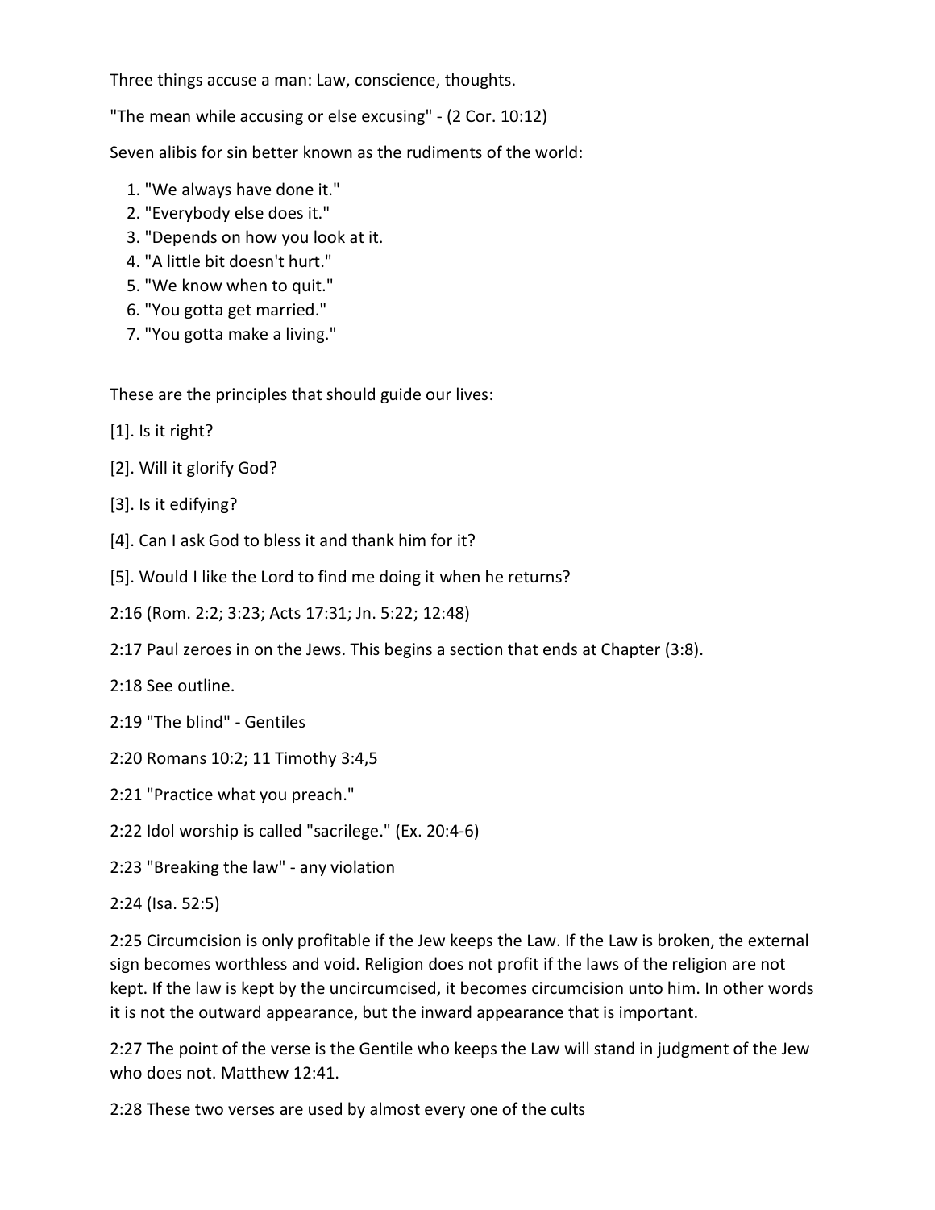Three things accuse a man: Law, conscience, thoughts.

"The mean while accusing or else excusing" - (2 Cor. 10:12)

Seven alibis for sin better known as the rudiments of the world:

1. "We always have done it."
2. "Everybody else does it."
3. "Depends on how you look at it.
4. "A little bit doesn't hurt."
5. "We know when to quit."
6. "You gotta get married."
7. "You gotta make a living."

These are the principles that should guide our lives:

[1]. Is it right?

[2]. Will it glorify God?

[3]. Is it edifying?

[4]. Can I ask God to bless it and thank him for it?

[5]. Would I like the Lord to find me doing it when he returns?

2:16 (Rom. 2:2; 3:23; Acts 17:31; Jn. 5:22; 12:48)

2:17 Paul zeroes in on the Jews. This begins a section that ends at Chapter (3:8).

2:18 See outline.

2:19 "The blind" - Gentiles

2:20 Romans 10:2; 11 Timothy 3:4,5

2:21 "Practice what you preach."

2:22 Idol worship is called "sacrilege." (Ex. 20:4-6)

2:23 "Breaking the law" - any violation

2:24 (Isa. 52:5)

2:25 Circumcision is only profitable if the Jew keeps the Law. If the Law is broken, the external sign becomes worthless and void. Religion does not profit if the laws of the religion are not kept. If the law is kept by the uncircumcised, it becomes circumcision unto him. In other words it is not the outward appearance, but the inward appearance that is important.

2:27 The point of the verse is the Gentile who keeps the Law will stand in judgment of the Jew who does not. Matthew 12:41.

2:28 These two verses are used by almost every one of the cults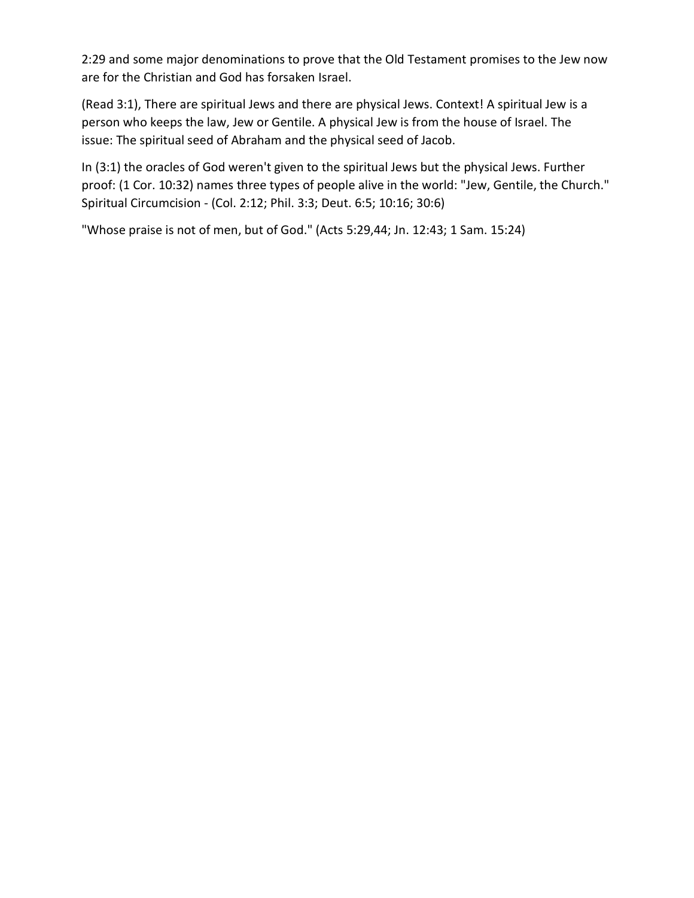2:29 and some major denominations to prove that the Old Testament promises to the Jew now are for the Christian and God has forsaken Israel.

(Read 3:1), There are spiritual Jews and there are physical Jews. Context! A spiritual Jew is a person who keeps the law, Jew or Gentile. A physical Jew is from the house of Israel. The issue: The spiritual seed of Abraham and the physical seed of Jacob.

In (3:1) the oracles of God weren't given to the spiritual Jews but the physical Jews. Further proof: (1 Cor. 10:32) names three types of people alive in the world: "Jew, Gentile, the Church." Spiritual Circumcision - (Col. 2:12; Phil. 3:3; Deut. 6:5; 10:16; 30:6)

"Whose praise is not of men, but of God." (Acts 5:29,44; Jn. 12:43; 1 Sam. 15:24)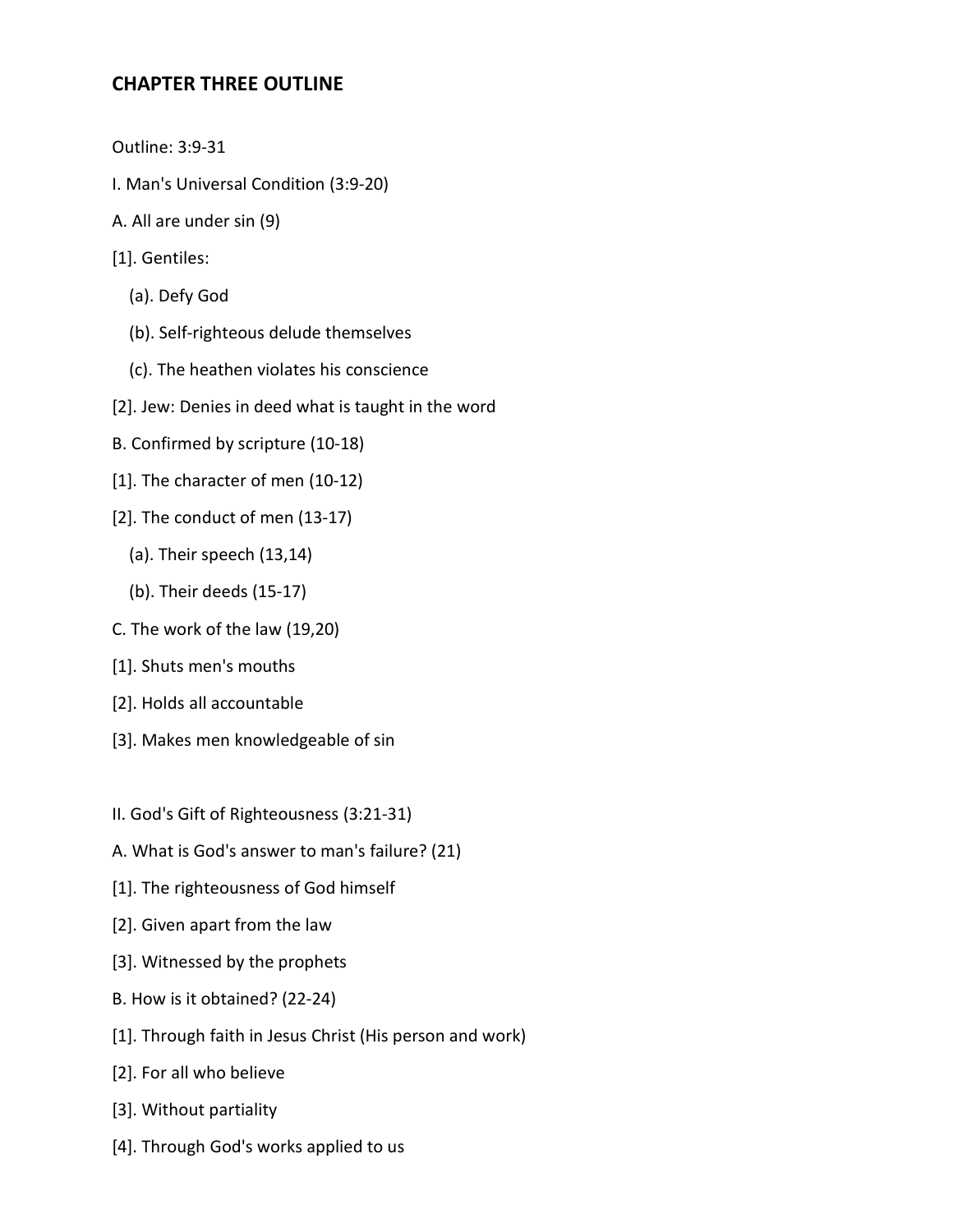## CHAPTER THREE OUTLINE

Outline: 3:9-31

I. Man's Universal Condition (3:9-20)

A. All are under sin (9)

[1]. Gentiles:

(a). Defy God

(b). Self-righteous delude themselves

(c). The heathen violates his conscience

[2]. Jew: Denies in deed what is taught in the word

B. Confirmed by scripture (10-18)

[1]. The character of men (10-12)

[2]. The conduct of men (13-17)

(a). Their speech (13,14)

(b). Their deeds (15-17)

C. The work of the law (19,20)

[1]. Shuts men's mouths

[2]. Holds all accountable

[3]. Makes men knowledgeable of sin

II. God's Gift of Righteousness (3:21-31)

A. What is God's answer to man's failure? (21)

[1]. The righteousness of God himself

[2]. Given apart from the law

[3]. Witnessed by the prophets

B. How is it obtained? (22-24)

[1]. Through faith in Jesus Christ (His person and work)

[2]. For all who believe

[3]. Without partiality

[4]. Through God's works applied to us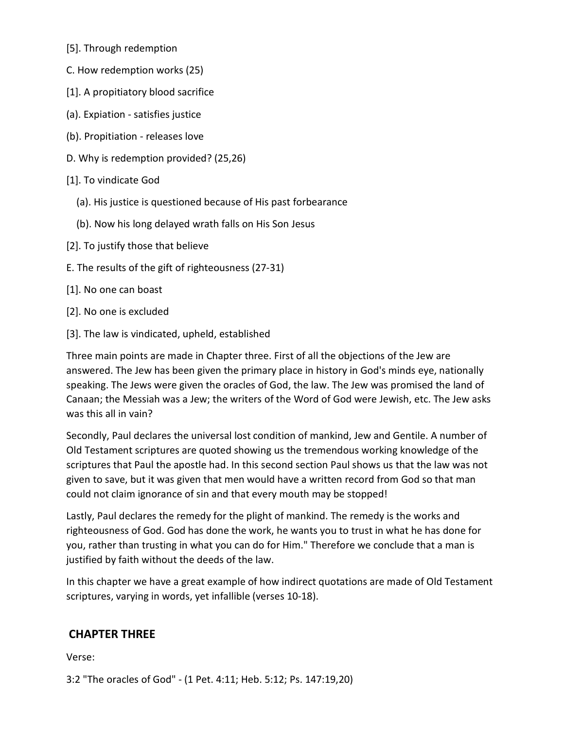[5]. Through redemption

C. How redemption works (25)

[1]. A propitiatory blood sacrifice

(a). Expiation - satisfies justice

(b). Propitiation - releases love

D. Why is redemption provided? (25,26)

[1]. To vindicate God

(a). His justice is questioned because of His past forbearance

(b). Now his long delayed wrath falls on His Son Jesus

[2]. To justify those that believe

E. The results of the gift of righteousness (27-31)

[1]. No one can boast

[2]. No one is excluded

[3]. The law is vindicated, upheld, established

Three main points are made in Chapter three. First of all the objections of the Jew are answered. The Jew has been given the primary place in history in God's minds eye, nationally speaking. The Jews were given the oracles of God, the law. The Jew was promised the land of Canaan; the Messiah was a Jew; the writers of the Word of God were Jewish, etc. The Jew asks was this all in vain?

Secondly, Paul declares the universal lost condition of mankind, Jew and Gentile. A number of Old Testament scriptures are quoted showing us the tremendous working knowledge of the scriptures that Paul the apostle had. In this second section Paul shows us that the law was not given to save, but it was given that men would have a written record from God so that man could not claim ignorance of sin and that every mouth may be stopped!

Lastly, Paul declares the remedy for the plight of mankind. The remedy is the works and righteousness of God. God has done the work, he wants you to trust in what he has done for you, rather than trusting in what you can do for Him." Therefore we conclude that a man is justified by faith without the deeds of the law.

In this chapter we have a great example of how indirect quotations are made of Old Testament scriptures, varying in words, yet infallible (verses 10-18).

## CHAPTER THREE

Verse:

3:2 "The oracles of God" - (1 Pet. 4:11; Heb. 5:12; Ps. 147:19,20)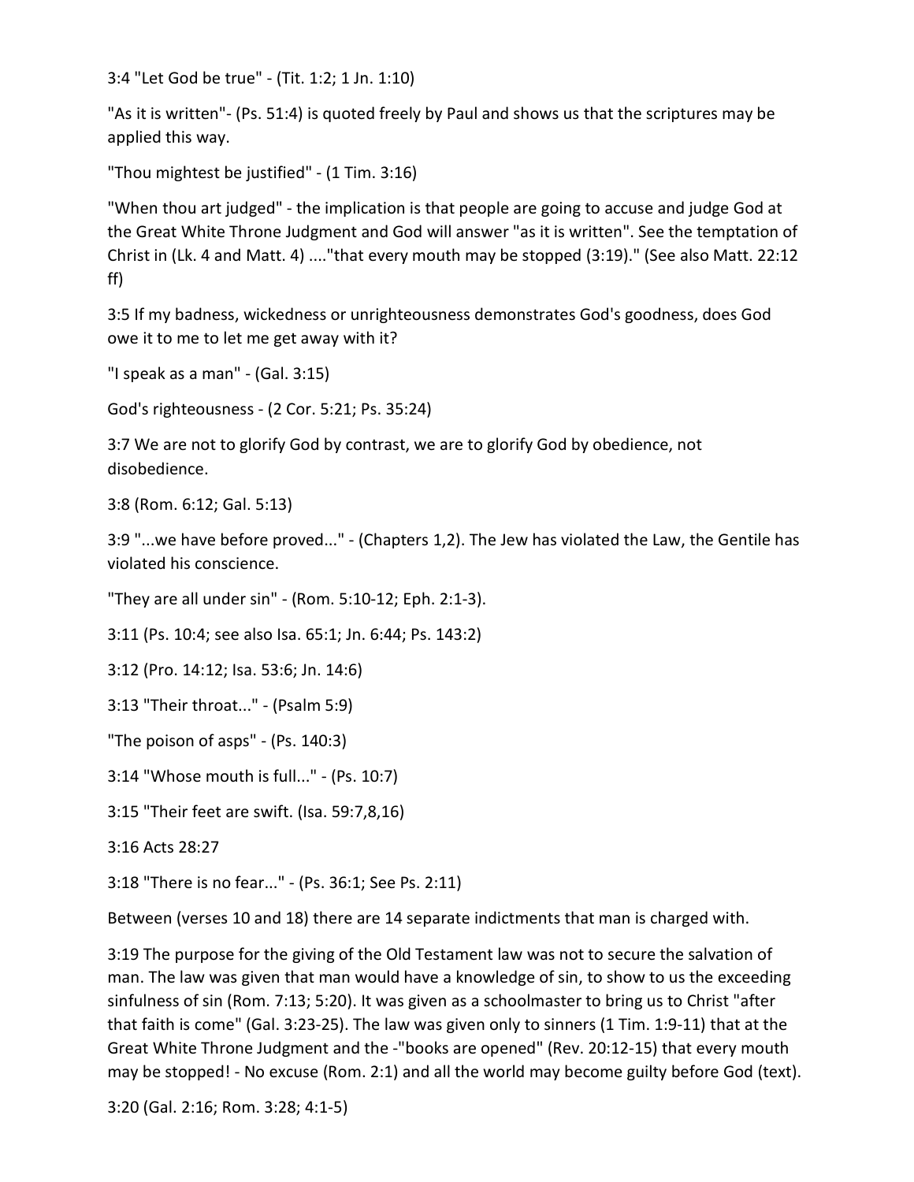3:4 "Let God be true" - (Tit. 1:2; 1 Jn. 1:10)

"As it is written"- (Ps. 51:4) is quoted freely by Paul and shows us that the scriptures may be applied this way.

"Thou mightest be justified" - (1 Tim. 3:16)

"When thou art judged" - the implication is that people are going to accuse and judge God at the Great White Throne Judgment and God will answer "as it is written". See the temptation of Christ in (Lk. 4 and Matt. 4) ...."that every mouth may be stopped (3:19)." (See also Matt. 22:12 ff)

3:5 If my badness, wickedness or unrighteousness demonstrates God's goodness, does God owe it to me to let me get away with it?

"I speak as a man" - (Gal. 3:15)

God's righteousness - (2 Cor. 5:21; Ps. 35:24)

3:7 We are not to glorify God by contrast, we are to glorify God by obedience, not disobedience.

3:8 (Rom. 6:12; Gal. 5:13)

3:9 "...we have before proved..." - (Chapters 1,2). The Jew has violated the Law, the Gentile has violated his conscience.

"They are all under sin" - (Rom. 5:10-12; Eph. 2:1-3).

3:11 (Ps. 10:4; see also Isa. 65:1; Jn. 6:44; Ps. 143:2)

3:12 (Pro. 14:12; Isa. 53:6; Jn. 14:6)

3:13 "Their throat..." - (Psalm 5:9)

"The poison of asps" - (Ps. 140:3)

3:14 "Whose mouth is full..." - (Ps. 10:7)

3:15 "Their feet are swift. (Isa. 59:7,8,16)

3:16 Acts 28:27

3:18 "There is no fear..." - (Ps. 36:1; See Ps. 2:11)

Between (verses 10 and 18) there are 14 separate indictments that man is charged with.

3:19 The purpose for the giving of the Old Testament law was not to secure the salvation of man. The law was given that man would have a knowledge of sin, to show to us the exceeding sinfulness of sin (Rom. 7:13; 5:20). It was given as a schoolmaster to bring us to Christ "after that faith is come" (Gal. 3:23-25). The law was given only to sinners (1 Tim. 1:9-11) that at the Great White Throne Judgment and the -"books are opened" (Rev. 20:12-15) that every mouth may be stopped! - No excuse (Rom. 2:1) and all the world may become guilty before God (text).

3:20 (Gal. 2:16; Rom. 3:28; 4:1-5)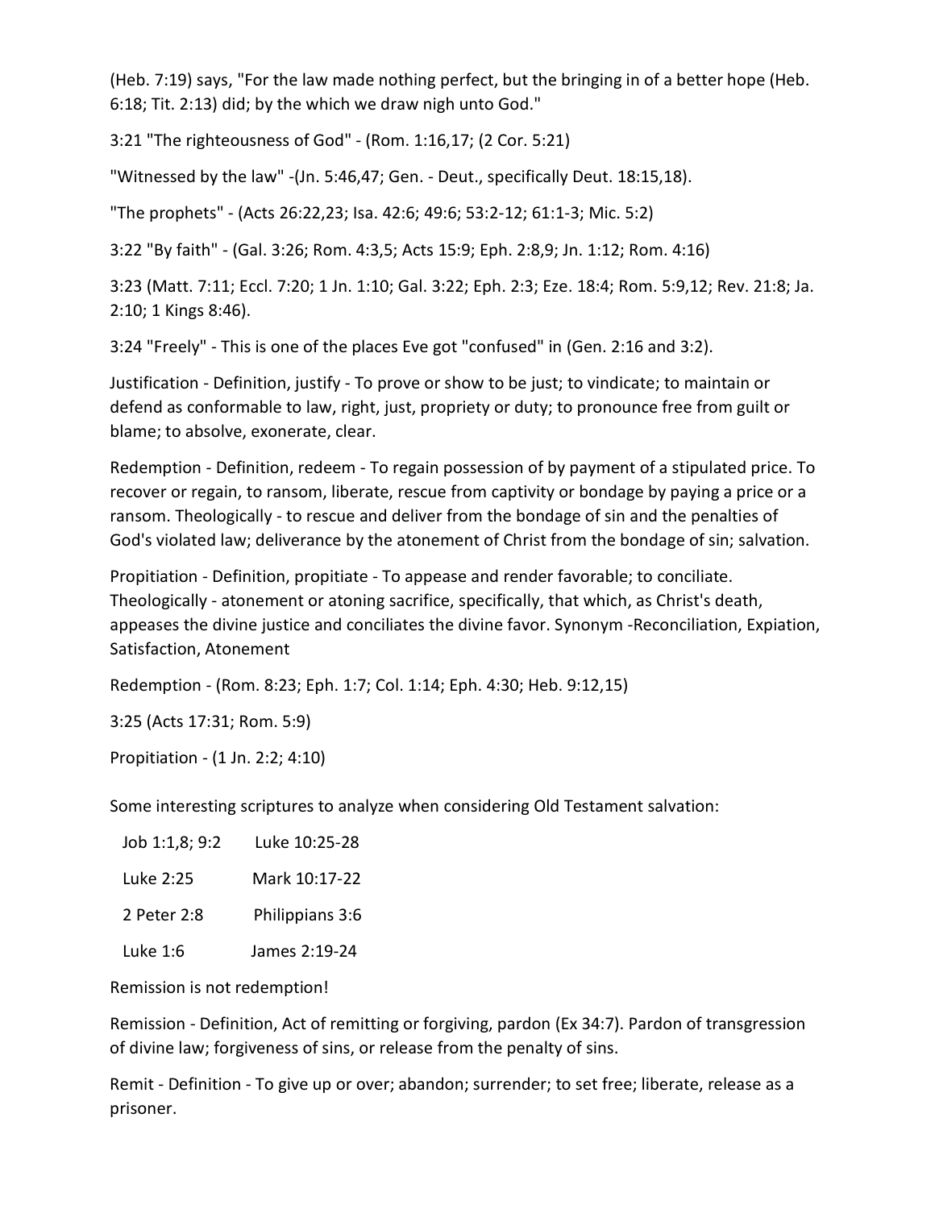(Heb. 7:19) says, "For the law made nothing perfect, but the bringing in of a better hope (Heb. 6:18; Tit. 2:13) did; by the which we draw nigh unto God."

3:21 "The righteousness of God" - (Rom. 1:16,17; (2 Cor. 5:21)

"Witnessed by the law" -(Jn. 5:46,47; Gen. - Deut., specifically Deut. 18:15,18).

"The prophets" - (Acts 26:22,23; Isa. 42:6; 49:6; 53:2-12; 61:1-3; Mic. 5:2)

3:22 "By faith" - (Gal. 3:26; Rom. 4:3,5; Acts 15:9; Eph. 2:8,9; Jn. 1:12; Rom. 4:16)

3:23 (Matt. 7:11; Eccl. 7:20; 1 Jn. 1:10; Gal. 3:22; Eph. 2:3; Eze. 18:4; Rom. 5:9,12; Rev. 21:8; Ja. 2:10; 1 Kings 8:46).

3:24 "Freely" - This is one of the places Eve got "confused" in (Gen. 2:16 and 3:2).

Justification - Definition, justify - To prove or show to be just; to vindicate; to maintain or defend as conformable to law, right, just, propriety or duty; to pronounce free from guilt or blame; to absolve, exonerate, clear.

Redemption - Definition, redeem - To regain possession of by payment of a stipulated price. To recover or regain, to ransom, liberate, rescue from captivity or bondage by paying a price or a ransom. Theologically - to rescue and deliver from the bondage of sin and the penalties of God's violated law; deliverance by the atonement of Christ from the bondage of sin; salvation.

Propitiation - Definition, propitiate - To appease and render favorable; to conciliate. Theologically - atonement or atoning sacrifice, specifically, that which, as Christ's death, appeases the divine justice and conciliates the divine favor. Synonym -Reconciliation, Expiation, Satisfaction, Atonement

Redemption - (Rom. 8:23; Eph. 1:7; Col. 1:14; Eph. 4:30; Heb. 9:12,15)

3:25 (Acts 17:31; Rom. 5:9)

Propitiation - (1 Jn. 2:2; 4:10)

Some interesting scriptures to analyze when considering Old Testament salvation:

| | |
|---|---|
| Job 1:1,8; 9:2 | Luke 10:25-28 |
| Luke 2:25 | Mark 10:17-22 |
| 2 Peter 2:8 | Philippians 3:6 |
| Luke 1:6 | James 2:19-24 |

Remission is not redemption!

Remission - Definition, Act of remitting or forgiving, pardon (Ex 34:7). Pardon of transgression of divine law; forgiveness of sins, or release from the penalty of sins.

Remit - Definition - To give up or over; abandon; surrender; to set free; liberate, release as a prisoner.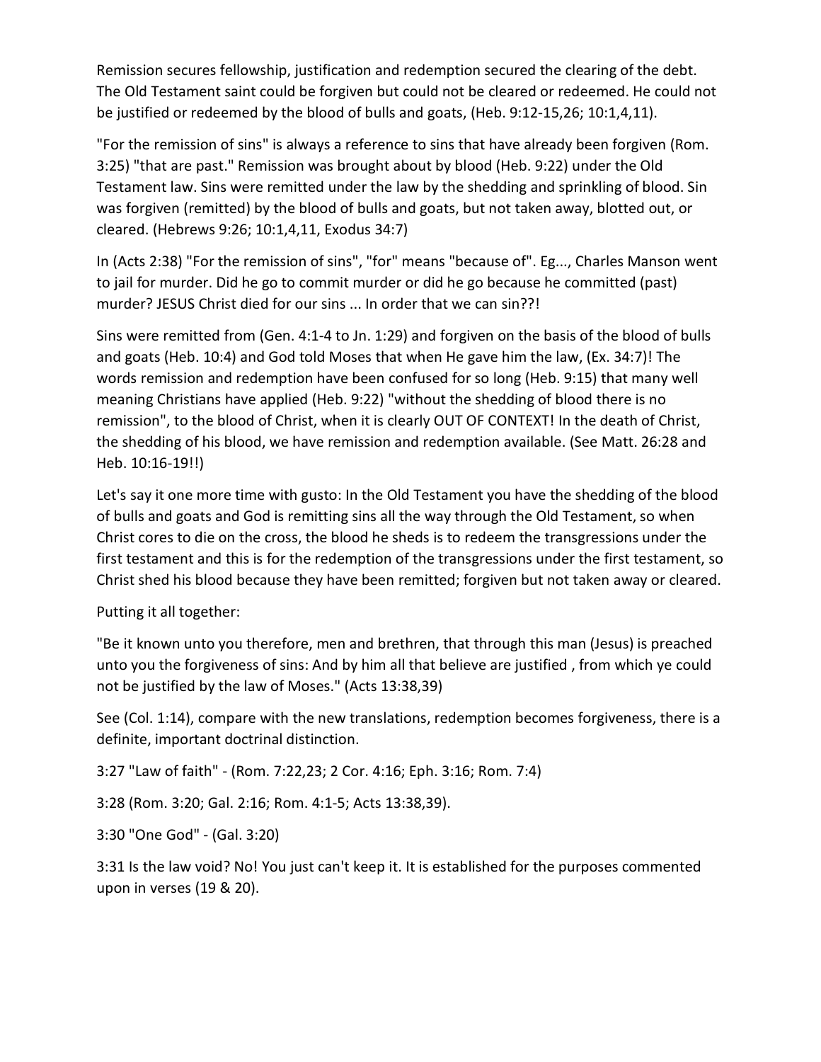Remission secures fellowship, justification and redemption secured the clearing of the debt. The Old Testament saint could be forgiven but could not be cleared or redeemed. He could not be justified or redeemed by the blood of bulls and goats, (Heb. 9:12-15,26; 10:1,4,11).

"For the remission of sins" is always a reference to sins that have already been forgiven (Rom. 3:25) "that are past." Remission was brought about by blood (Heb. 9:22) under the Old Testament law. Sins were remitted under the law by the shedding and sprinkling of blood. Sin was forgiven (remitted) by the blood of bulls and goats, but not taken away, blotted out, or cleared. (Hebrews 9:26; 10:1,4,11, Exodus 34:7)

In (Acts 2:38) "For the remission of sins", "for" means "because of". Eg..., Charles Manson went to jail for murder. Did he go to commit murder or did he go because he committed (past) murder? JESUS Christ died for our sins ... In order that we can sin??!

Sins were remitted from (Gen. 4:1-4 to Jn. 1:29) and forgiven on the basis of the blood of bulls and goats (Heb. 10:4) and God told Moses that when He gave him the law, (Ex. 34:7)! The words remission and redemption have been confused for so long (Heb. 9:15) that many well meaning Christians have applied (Heb. 9:22) "without the shedding of blood there is no remission", to the blood of Christ, when it is clearly OUT OF CONTEXT! In the death of Christ, the shedding of his blood, we have remission and redemption available. (See Matt. 26:28 and Heb. 10:16-19!!)

Let's say it one more time with gusto: In the Old Testament you have the shedding of the blood of bulls and goats and God is remitting sins all the way through the Old Testament, so when Christ cores to die on the cross, the blood he sheds is to redeem the transgressions under the first testament and this is for the redemption of the transgressions under the first testament, so Christ shed his blood because they have been remitted; forgiven but not taken away or cleared.

Putting it all together:

"Be it known unto you therefore, men and brethren, that through this man (Jesus) is preached unto you the forgiveness of sins: And by him all that believe are justified , from which ye could not be justified by the law of Moses." (Acts 13:38,39)

See (Col. 1:14), compare with the new translations, redemption becomes forgiveness, there is a definite, important doctrinal distinction.

3:27 "Law of faith" - (Rom. 7:22,23; 2 Cor. 4:16; Eph. 3:16; Rom. 7:4)

3:28 (Rom. 3:20; Gal. 2:16; Rom. 4:1-5; Acts 13:38,39).

3:30 "One God" - (Gal. 3:20)

3:31 Is the law void? No! You just can't keep it. It is established for the purposes commented upon in verses (19 & 20).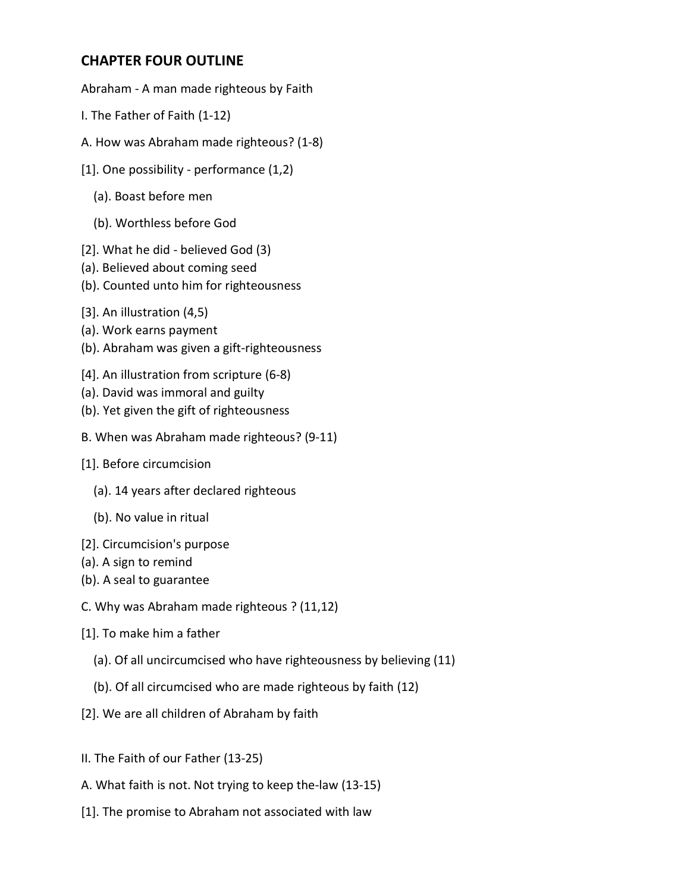## CHAPTER FOUR OUTLINE

Abraham - A man made righteous by Faith

I. The Father of Faith (1-12)

A. How was Abraham made righteous? (1-8)

[1]. One possibility - performance (1,2)

(a). Boast before men

(b). Worthless before God

[2]. What he did - believed God (3)
(a). Believed about coming seed
(b). Counted unto him for righteousness

[3]. An illustration (4,5)
(a). Work earns payment
(b). Abraham was given a gift-righteousness

[4]. An illustration from scripture (6-8)
(a). David was immoral and guilty
(b). Yet given the gift of righteousness

B. When was Abraham made righteous? (9-11)

[1]. Before circumcision

(a). 14 years after declared righteous

(b). No value in ritual

[2]. Circumcision's purpose
(a). A sign to remind
(b). A seal to guarantee

C. Why was Abraham made righteous ? (11,12)

[1]. To make him a father

(a). Of all uncircumcised who have righteousness by believing (11)

(b). Of all circumcised who are made righteous by faith (12)

[2]. We are all children of Abraham by faith

II. The Faith of our Father (13-25)

A. What faith is not. Not trying to keep the-law (13-15)

[1]. The promise to Abraham not associated with law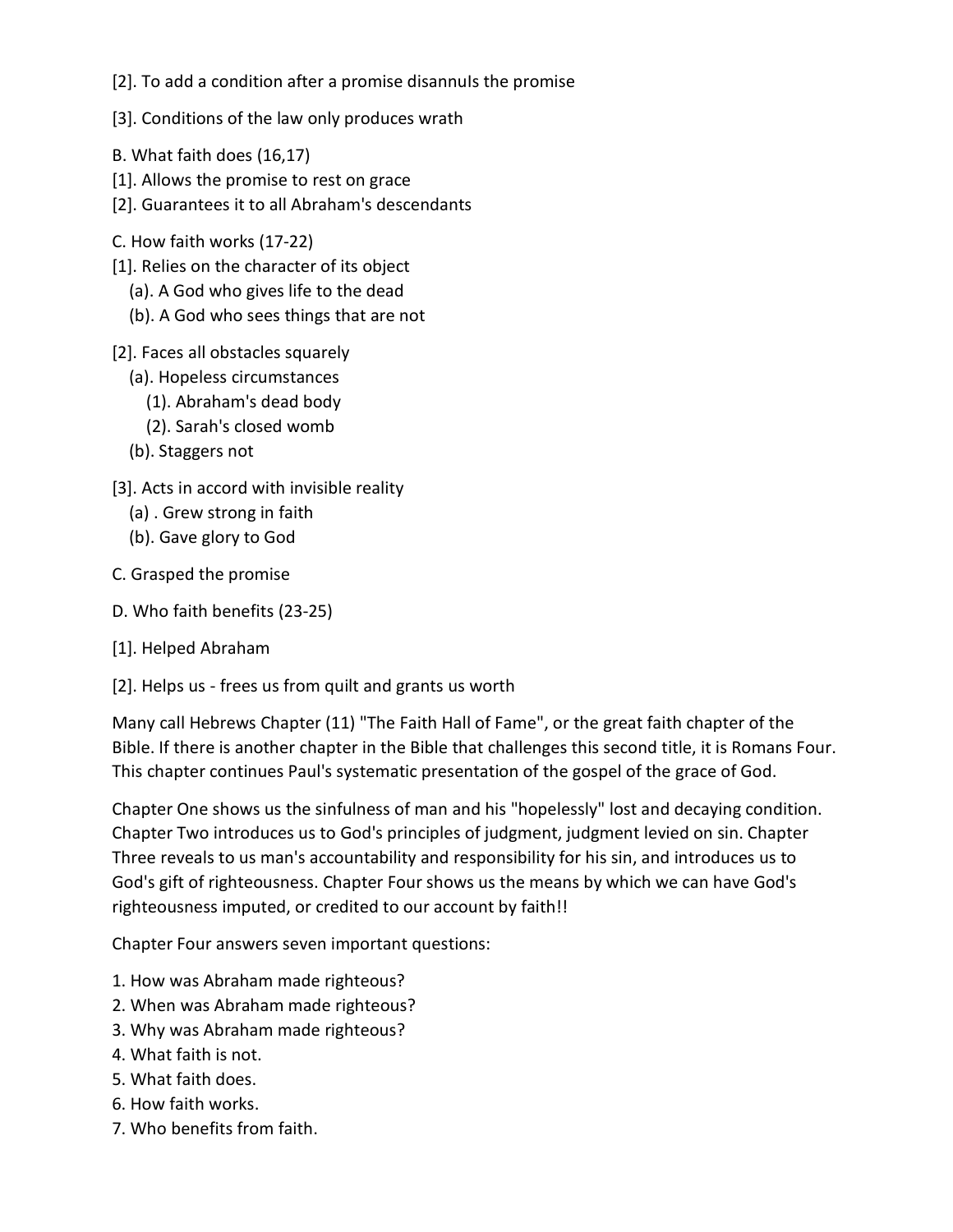[2]. To add a condition after a promise disannuls the promise

[3]. Conditions of the law only produces wrath

B. What faith does (16,17)
[1]. Allows the promise to rest on grace
[2]. Guarantees it to all Abraham's descendants

C. How faith works (17-22)
[1]. Relies on the character of its object
  (a). A God who gives life to the dead
  (b). A God who sees things that are not

[2]. Faces all obstacles squarely
  (a). Hopeless circumstances
    (1). Abraham's dead body
    (2). Sarah's closed womb
  (b). Staggers not

[3]. Acts in accord with invisible reality
  (a) . Grew strong in faith
  (b). Gave glory to God

C. Grasped the promise

D. Who faith benefits (23-25)

[1]. Helped Abraham

[2]. Helps us - frees us from quilt and grants us worth

Many call Hebrews Chapter (11) "The Faith Hall of Fame", or the great faith chapter of the Bible. If there is another chapter in the Bible that challenges this second title, it is Romans Four. This chapter continues Paul's systematic presentation of the gospel of the grace of God.

Chapter One shows us the sinfulness of man and his "hopelessly" lost and decaying condition. Chapter Two introduces us to God's principles of judgment, judgment levied on sin. Chapter Three reveals to us man's accountability and responsibility for his sin, and introduces us to God's gift of righteousness. Chapter Four shows us the means by which we can have God's righteousness imputed, or credited to our account by faith!!

Chapter Four answers seven important questions:

1. How was Abraham made righteous?
2. When was Abraham made righteous?
3. Why was Abraham made righteous?
4. What faith is not.
5. What faith does.
6. How faith works.
7. Who benefits from faith.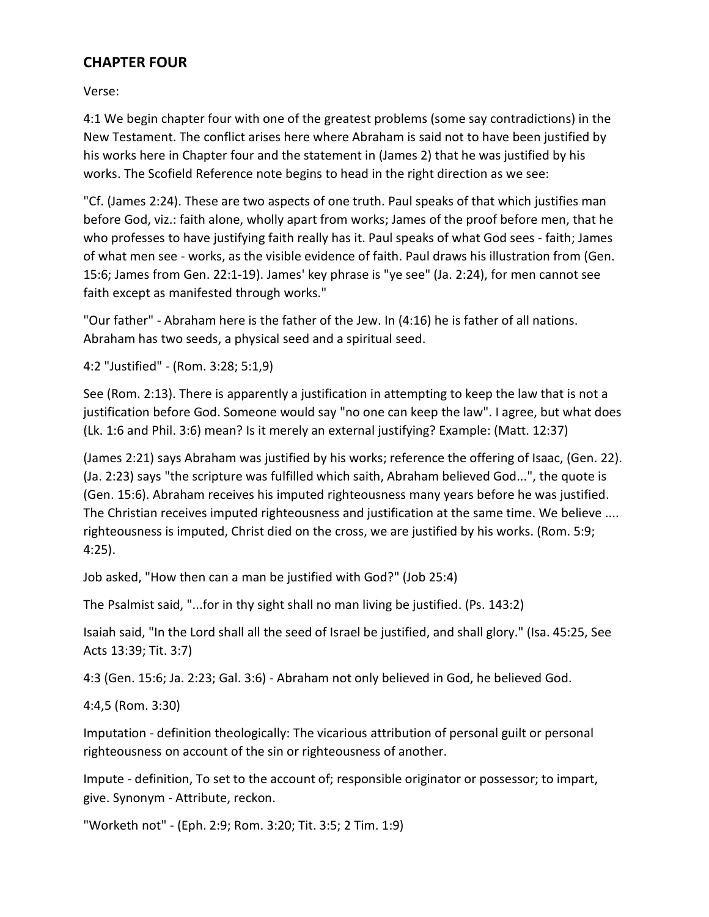## CHAPTER FOUR

Verse:

4:1 We begin chapter four with one of the greatest problems (some say contradictions) in the New Testament. The conflict arises here where Abraham is said not to have been justified by his works here in Chapter four and the statement in (James 2) that he was justified by his works. The Scofield Reference note begins to head in the right direction as we see:

"Cf. (James 2:24). These are two aspects of one truth. Paul speaks of that which justifies man before God, viz.: faith alone, wholly apart from works; James of the proof before men, that he who professes to have justifying faith really has it. Paul speaks of what God sees - faith; James of what men see - works, as the visible evidence of faith. Paul draws his illustration from (Gen. 15:6; James from Gen. 22:1-19). James' key phrase is "ye see" (Ja. 2:24), for men cannot see faith except as manifested through works."

"Our father" - Abraham here is the father of the Jew. In (4:16) he is father of all nations. Abraham has two seeds, a physical seed and a spiritual seed.

4:2 "Justified" - (Rom. 3:28; 5:1,9)

See (Rom. 2:13). There is apparently a justification in attempting to keep the law that is not a justification before God. Someone would say "no one can keep the law". I agree, but what does (Lk. 1:6 and Phil. 3:6) mean? Is it merely an external justifying? Example: (Matt. 12:37)

(James 2:21) says Abraham was justified by his works; reference the offering of Isaac, (Gen. 22). (Ja. 2:23) says "the scripture was fulfilled which saith, Abraham believed God...", the quote is (Gen. 15:6). Abraham receives his imputed righteousness many years before he was justified. The Christian receives imputed righteousness and justification at the same time. We believe .... righteousness is imputed, Christ died on the cross, we are justified by his works. (Rom. 5:9; 4:25).

Job asked, "How then can a man be justified with God?" (Job 25:4)

The Psalmist said, "...for in thy sight shall no man living be justified. (Ps. 143:2)

Isaiah said, "In the Lord shall all the seed of Israel be justified, and shall glory." (Isa. 45:25, See Acts 13:39; Tit. 3:7)

4:3 (Gen. 15:6; Ja. 2:23; Gal. 3:6) - Abraham not only believed in God, he believed God.

4:4,5 (Rom. 3:30)

Imputation - definition theologically: The vicarious attribution of personal guilt or personal righteousness on account of the sin or righteousness of another.

Impute - definition, To set to the account of; responsible originator or possessor; to impart, give. Synonym - Attribute, reckon.

"Worketh not" - (Eph. 2:9; Rom. 3:20; Tit. 3:5; 2 Tim. 1:9)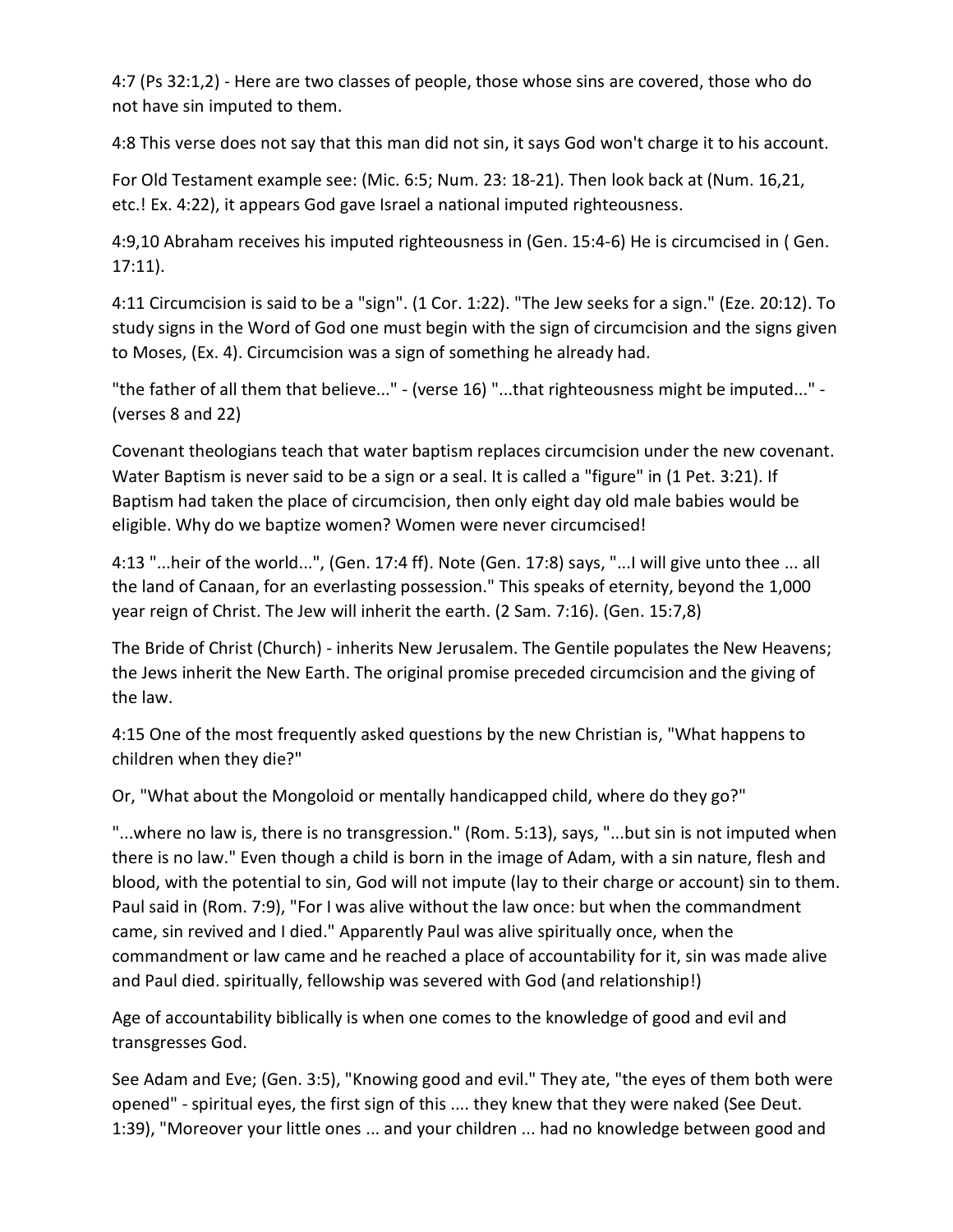4:7 (Ps 32:1,2) - Here are two classes of people, those whose sins are covered, those who do not have sin imputed to them.

4:8 This verse does not say that this man did not sin, it says God won't charge it to his account.

For Old Testament example see: (Mic. 6:5; Num. 23: 18-21). Then look back at (Num. 16,21, etc.! Ex. 4:22), it appears God gave Israel a national imputed righteousness.

4:9,10 Abraham receives his imputed righteousness in (Gen. 15:4-6) He is circumcised in ( Gen. 17:11).

4:11 Circumcision is said to be a "sign". (1 Cor. 1:22). "The Jew seeks for a sign." (Eze. 20:12). To study signs in the Word of God one must begin with the sign of circumcision and the signs given to Moses, (Ex. 4). Circumcision was a sign of something he already had.

"the father of all them that believe..." - (verse 16) "...that righteousness might be imputed..." - (verses 8 and 22)

Covenant theologians teach that water baptism replaces circumcision under the new covenant. Water Baptism is never said to be a sign or a seal. It is called a "figure" in (1 Pet. 3:21). If Baptism had taken the place of circumcision, then only eight day old male babies would be eligible. Why do we baptize women? Women were never circumcised!

4:13 "...heir of the world...", (Gen. 17:4 ff). Note (Gen. 17:8) says, "...I will give unto thee ... all the land of Canaan, for an everlasting possession." This speaks of eternity, beyond the 1,000 year reign of Christ. The Jew will inherit the earth. (2 Sam. 7:16). (Gen. 15:7,8)

The Bride of Christ (Church) - inherits New Jerusalem. The Gentile populates the New Heavens; the Jews inherit the New Earth. The original promise preceded circumcision and the giving of the law.

4:15 One of the most frequently asked questions by the new Christian is, "What happens to children when they die?"

Or, "What about the Mongoloid or mentally handicapped child, where do they go?"

"...where no law is, there is no transgression." (Rom. 5:13), says, "...but sin is not imputed when there is no law." Even though a child is born in the image of Adam, with a sin nature, flesh and blood, with the potential to sin, God will not impute (lay to their charge or account) sin to them. Paul said in (Rom. 7:9), "For I was alive without the law once: but when the commandment came, sin revived and I died." Apparently Paul was alive spiritually once, when the commandment or law came and he reached a place of accountability for it, sin was made alive and Paul died. spiritually, fellowship was severed with God (and relationship!)

Age of accountability biblically is when one comes to the knowledge of good and evil and transgresses God.

See Adam and Eve; (Gen. 3:5), "Knowing good and evil." They ate, "the eyes of them both were opened" - spiritual eyes, the first sign of this .... they knew that they were naked (See Deut. 1:39), "Moreover your little ones ... and your children ... had no knowledge between good and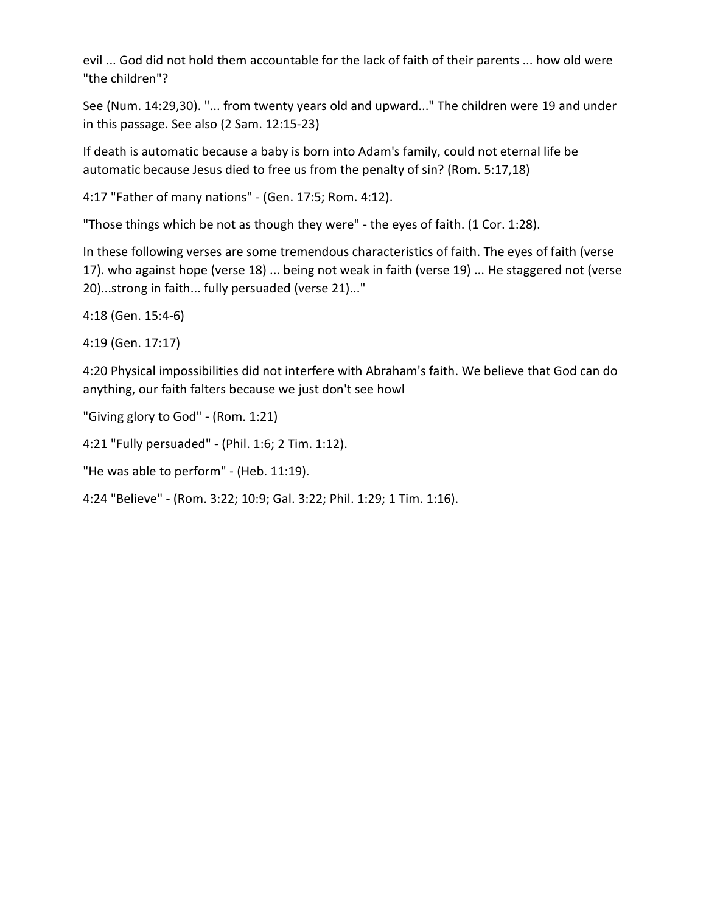evil ... God did not hold them accountable for the lack of faith of their parents ... how old were "the children"?

See (Num. 14:29,30). "... from twenty years old and upward..." The children were 19 and under in this passage. See also (2 Sam. 12:15-23)

If death is automatic because a baby is born into Adam's family, could not eternal life be automatic because Jesus died to free us from the penalty of sin? (Rom. 5:17,18)

4:17 "Father of many nations" - (Gen. 17:5; Rom. 4:12).

"Those things which be not as though they were" - the eyes of faith. (1 Cor. 1:28).

In these following verses are some tremendous characteristics of faith. The eyes of faith (verse 17). who against hope (verse 18) ... being not weak in faith (verse 19) ... He staggered not (verse 20)...strong in faith... fully persuaded (verse 21)..."

4:18 (Gen. 15:4-6)

4:19 (Gen. 17:17)

4:20 Physical impossibilities did not interfere with Abraham's faith. We believe that God can do anything, our faith falters because we just don't see howl

"Giving glory to God" - (Rom. 1:21)

4:21 "Fully persuaded" - (Phil. 1:6; 2 Tim. 1:12).

"He was able to perform" - (Heb. 11:19).

4:24 "Believe" - (Rom. 3:22; 10:9; Gal. 3:22; Phil. 1:29; 1 Tim. 1:16).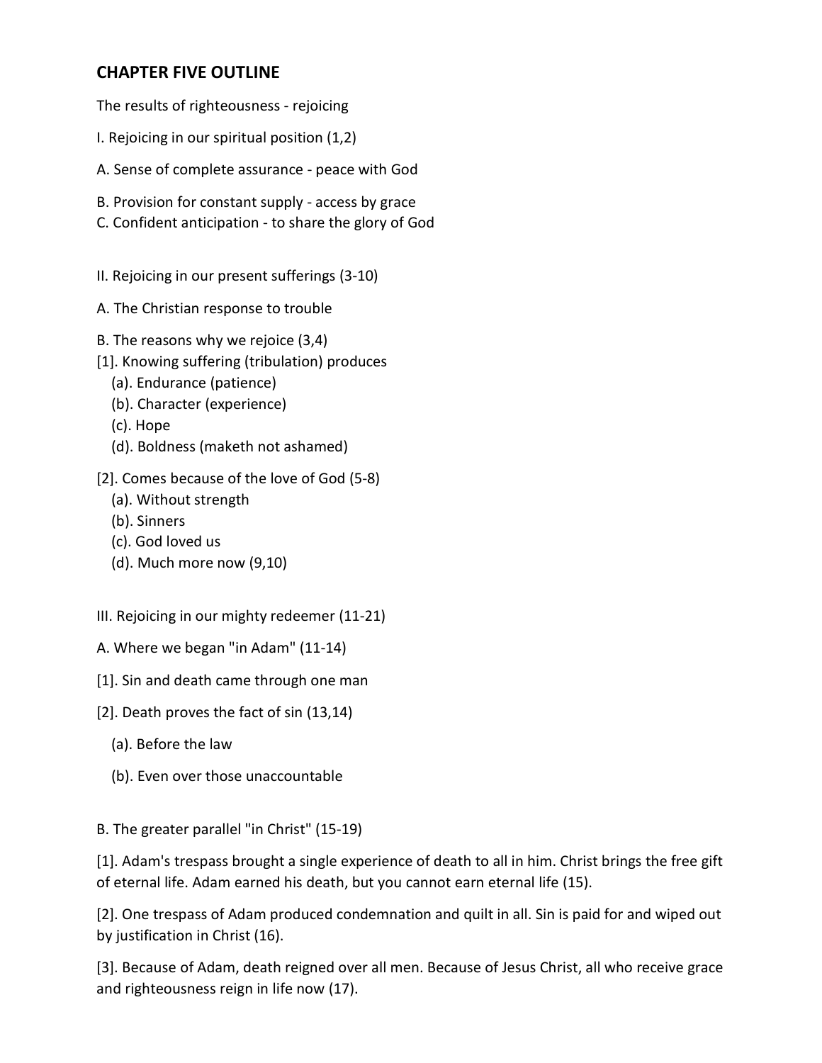## CHAPTER FIVE OUTLINE

The results of righteousness - rejoicing

I. Rejoicing in our spiritual position (1,2)

A. Sense of complete assurance - peace with God

B. Provision for constant supply - access by grace
C. Confident anticipation - to share the glory of God

II. Rejoicing in our present sufferings (3-10)

A. The Christian response to trouble

B. The reasons why we rejoice (3,4)
[1]. Knowing suffering (tribulation) produces
   (a). Endurance (patience)
   (b). Character (experience)
   (c). Hope
   (d). Boldness (maketh not ashamed)

[2]. Comes because of the love of God (5-8)
   (a). Without strength
   (b). Sinners
   (c). God loved us
   (d). Much more now (9,10)

III. Rejoicing in our mighty redeemer (11-21)

A. Where we began "in Adam" (11-14)

[1]. Sin and death came through one man

[2]. Death proves the fact of sin (13,14)

   (a). Before the law

   (b). Even over those unaccountable

B. The greater parallel "in Christ" (15-19)

[1]. Adam's trespass brought a single experience of death to all in him. Christ brings the free gift of eternal life. Adam earned his death, but you cannot earn eternal life (15).

[2]. One trespass of Adam produced condemnation and quilt in all. Sin is paid for and wiped out by justification in Christ (16).

[3]. Because of Adam, death reigned over all men. Because of Jesus Christ, all who receive grace and righteousness reign in life now (17).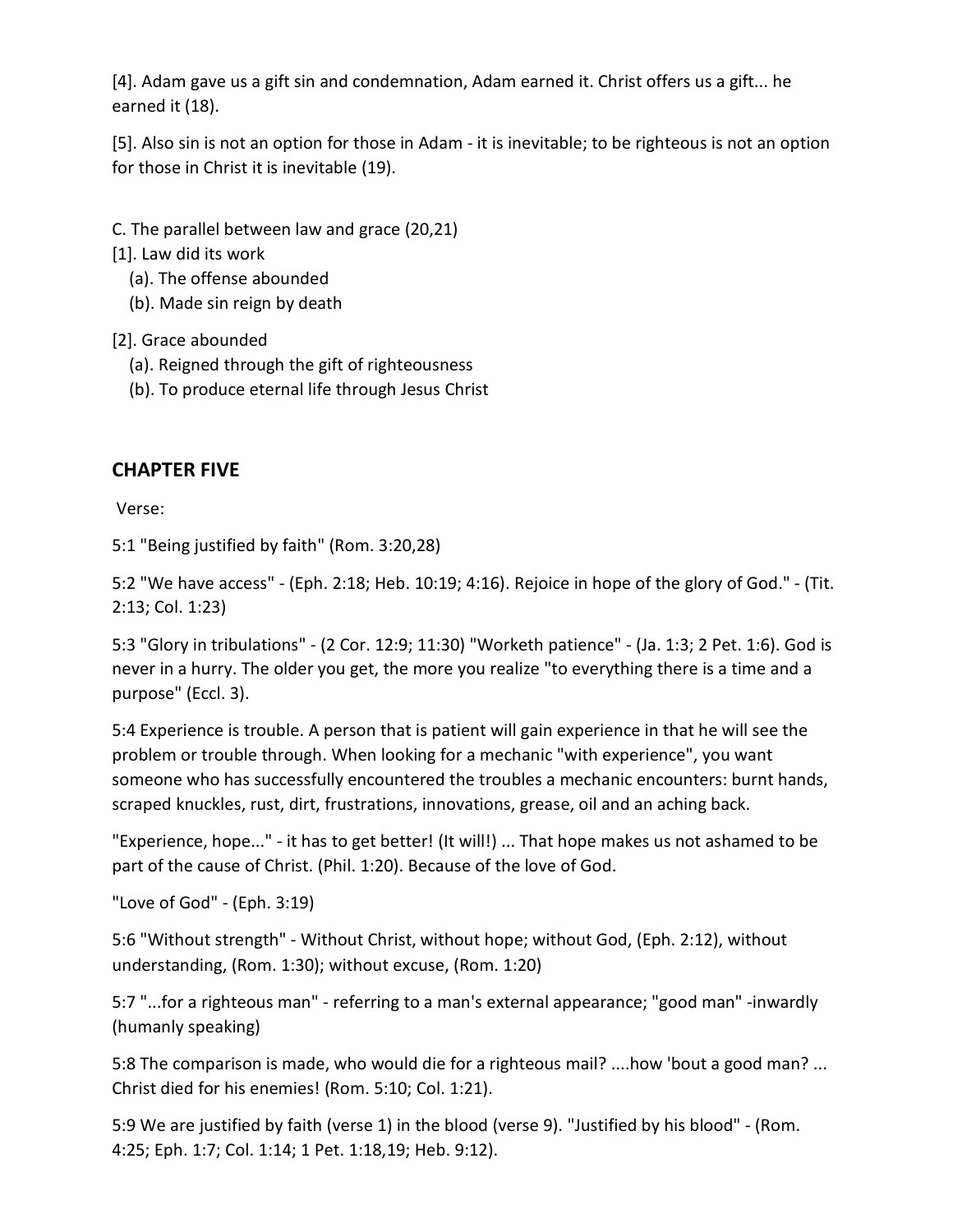[4]. Adam gave us a gift sin and condemnation, Adam earned it. Christ offers us a gift... he earned it (18).

[5]. Also sin is not an option for those in Adam - it is inevitable; to be righteous is not an option for those in Christ it is inevitable (19).

C. The parallel between law and grace (20,21)

[1]. Law did its work
   (a). The offense abounded
   (b). Made sin reign by death

[2]. Grace abounded
   (a). Reigned through the gift of righteousness
   (b). To produce eternal life through Jesus Christ

## CHAPTER FIVE

Verse:

5:1 "Being justified by faith" (Rom. 3:20,28)

5:2 "We have access" - (Eph. 2:18; Heb. 10:19; 4:16). Rejoice in hope of the glory of God." - (Tit. 2:13; Col. 1:23)

5:3 "Glory in tribulations" - (2 Cor. 12:9; 11:30) "Worketh patience" - (Ja. 1:3; 2 Pet. 1:6). God is never in a hurry. The older you get, the more you realize "to everything there is a time and a purpose" (Eccl. 3).

5:4 Experience is trouble. A person that is patient will gain experience in that he will see the problem or trouble through. When looking for a mechanic "with experience", you want someone who has successfully encountered the troubles a mechanic encounters: burnt hands, scraped knuckles, rust, dirt, frustrations, innovations, grease, oil and an aching back.

"Experience, hope..." - it has to get better! (It will!) ... That hope makes us not ashamed to be part of the cause of Christ. (Phil. 1:20). Because of the love of God.

"Love of God" - (Eph. 3:19)

5:6 "Without strength" - Without Christ, without hope; without God, (Eph. 2:12), without understanding, (Rom. 1:30); without excuse, (Rom. 1:20)

5:7 "...for a righteous man" - referring to a man's external appearance; "good man" -inwardly (humanly speaking)

5:8 The comparison is made, who would die for a righteous mail? ....how 'bout a good man? ... Christ died for his enemies! (Rom. 5:10; Col. 1:21).

5:9 We are justified by faith (verse 1) in the blood (verse 9). "Justified by his blood" - (Rom. 4:25; Eph. 1:7; Col. 1:14; 1 Pet. 1:18,19; Heb. 9:12).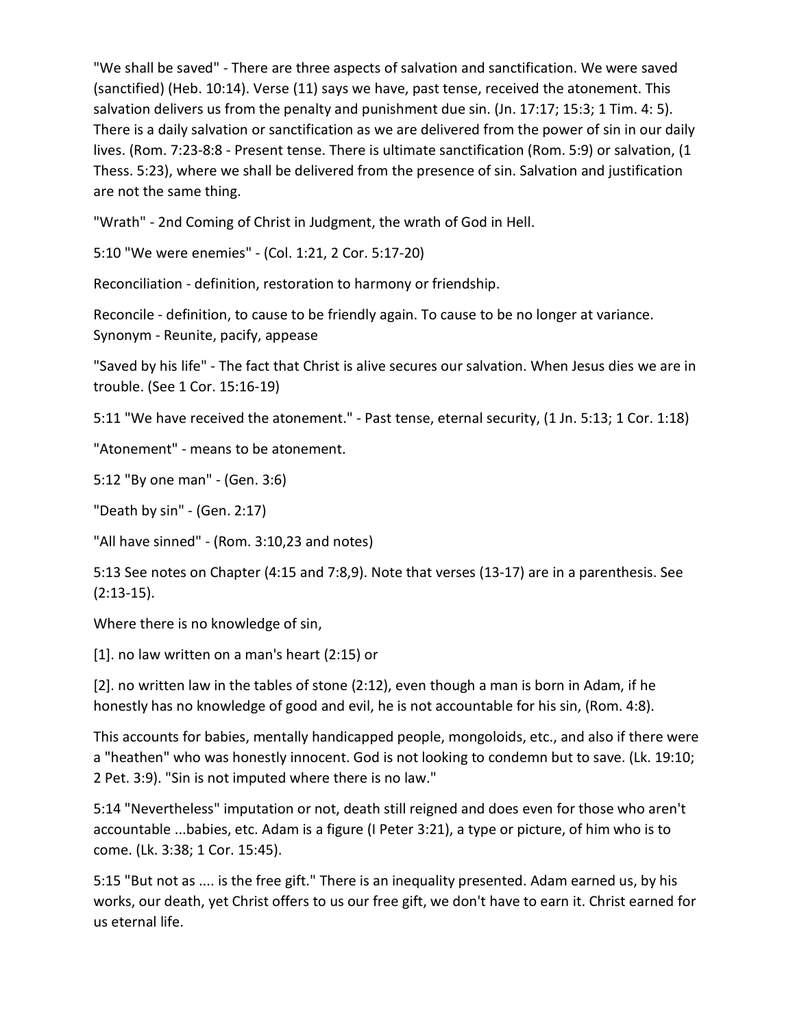"We shall be saved" - There are three aspects of salvation and sanctification. We were saved (sanctified) (Heb. 10:14). Verse (11) says we have, past tense, received the atonement. This salvation delivers us from the penalty and punishment due sin. (Jn. 17:17; 15:3; 1 Tim. 4: 5). There is a daily salvation or sanctification as we are delivered from the power of sin in our daily lives. (Rom. 7:23-8:8 - Present tense. There is ultimate sanctification (Rom. 5:9) or salvation, (1 Thess. 5:23), where we shall be delivered from the presence of sin. Salvation and justification are not the same thing.

"Wrath" - 2nd Coming of Christ in Judgment, the wrath of God in Hell.

5:10 "We were enemies" - (Col. 1:21, 2 Cor. 5:17-20)

Reconciliation - definition, restoration to harmony or friendship.

Reconcile - definition, to cause to be friendly again. To cause to be no longer at variance. Synonym - Reunite, pacify, appease

"Saved by his life" - The fact that Christ is alive secures our salvation. When Jesus dies we are in trouble. (See 1 Cor. 15:16-19)

5:11 "We have received the atonement." - Past tense, eternal security, (1 Jn. 5:13; 1 Cor. 1:18)

"Atonement" - means to be atonement.

5:12 "By one man" - (Gen. 3:6)

"Death by sin" - (Gen. 2:17)

"All have sinned" - (Rom. 3:10,23 and notes)

5:13 See notes on Chapter (4:15 and 7:8,9). Note that verses (13-17) are in a parenthesis. See (2:13-15).

Where there is no knowledge of sin,

[1]. no law written on a man's heart (2:15) or

[2]. no written law in the tables of stone (2:12), even though a man is born in Adam, if he honestly has no knowledge of good and evil, he is not accountable for his sin, (Rom. 4:8).

This accounts for babies, mentally handicapped people, mongoloids, etc., and also if there were a "heathen" who was honestly innocent. God is not looking to condemn but to save. (Lk. 19:10; 2 Pet. 3:9). "Sin is not imputed where there is no law."

5:14 "Nevertheless" imputation or not, death still reigned and does even for those who aren't accountable ...babies, etc. Adam is a figure (I Peter 3:21), a type or picture, of him who is to come. (Lk. 3:38; 1 Cor. 15:45).

5:15 "But not as .... is the free gift." There is an inequality presented. Adam earned us, by his works, our death, yet Christ offers to us our free gift, we don't have to earn it. Christ earned for us eternal life.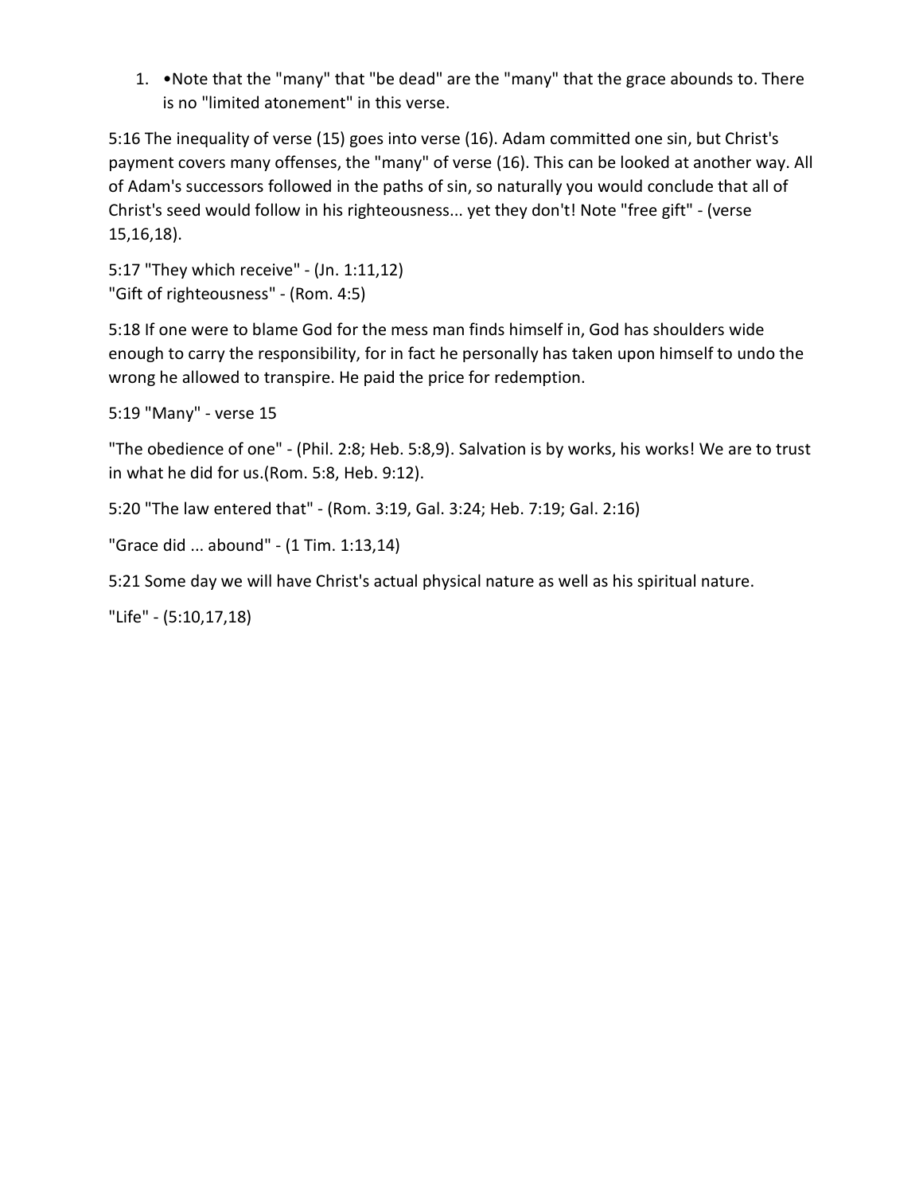1. •Note that the "many" that "be dead" are the "many" that the grace abounds to. There is no "limited atonement" in this verse.

5:16 The inequality of verse (15) goes into verse (16). Adam committed one sin, but Christ's payment covers many offenses, the "many" of verse (16). This can be looked at another way. All of Adam's successors followed in the paths of sin, so naturally you would conclude that all of Christ's seed would follow in his righteousness... yet they don't! Note "free gift" - (verse 15,16,18).

5:17 "They which receive" - (Jn. 1:11,12)
"Gift of righteousness" - (Rom. 4:5)

5:18 If one were to blame God for the mess man finds himself in, God has shoulders wide enough to carry the responsibility, for in fact he personally has taken upon himself to undo the wrong he allowed to transpire. He paid the price for redemption.

5:19 "Many" - verse 15

"The obedience of one" - (Phil. 2:8; Heb. 5:8,9). Salvation is by works, his works! We are to trust in what he did for us.(Rom. 5:8, Heb. 9:12).

5:20 "The law entered that" - (Rom. 3:19, Gal. 3:24; Heb. 7:19; Gal. 2:16)

"Grace did ... abound" - (1 Tim. 1:13,14)

5:21 Some day we will have Christ's actual physical nature as well as his spiritual nature.

"Life" - (5:10,17,18)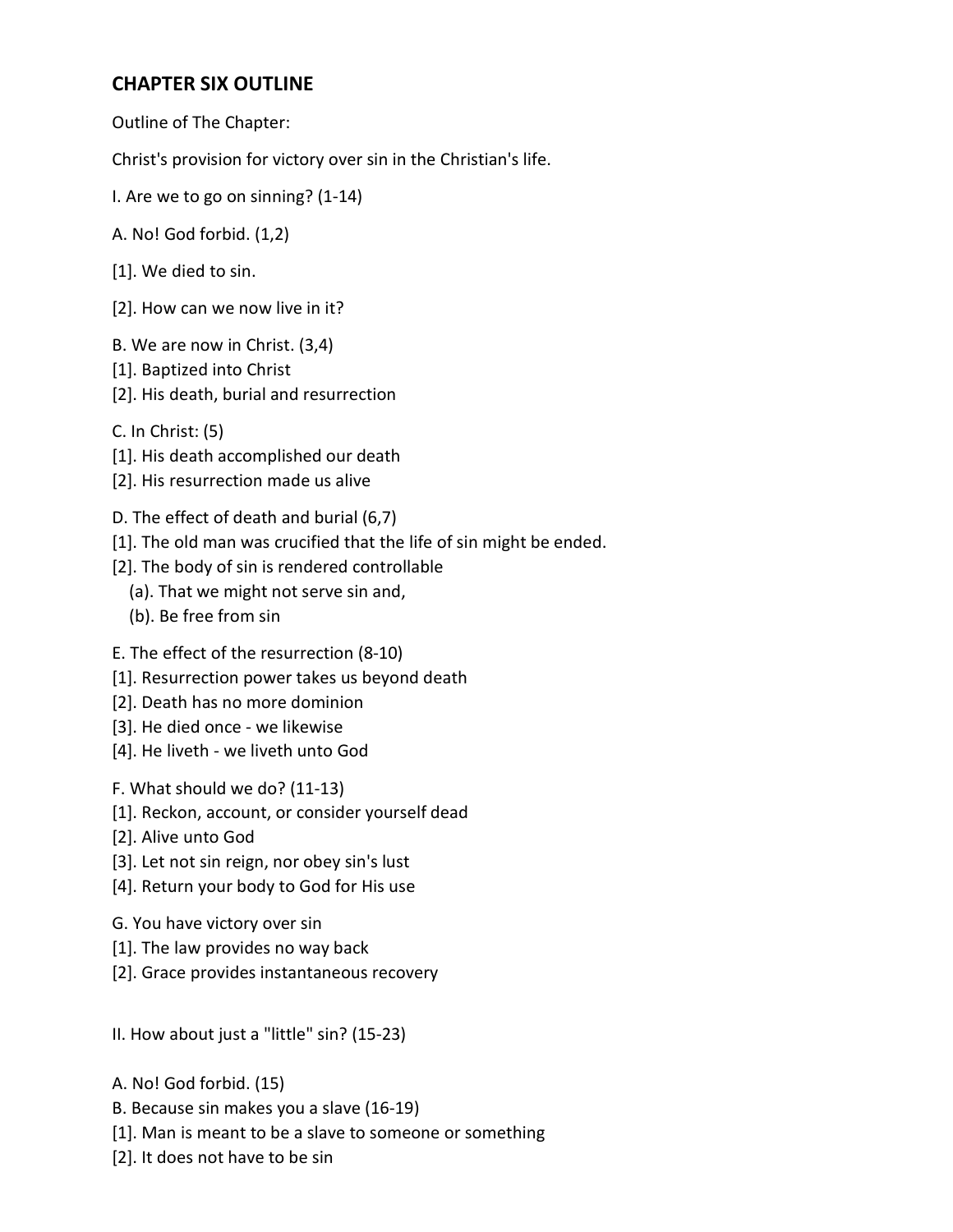## CHAPTER SIX OUTLINE

Outline of The Chapter:

Christ's provision for victory over sin in the Christian's life.

I. Are we to go on sinning? (1-14)

A. No! God forbid. (1,2)

[1]. We died to sin.

[2]. How can we now live in it?

B. We are now in Christ. (3,4)
[1]. Baptized into Christ
[2]. His death, burial and resurrection

C. In Christ: (5)
[1]. His death accomplished our death
[2]. His resurrection made us alive

D. The effect of death and burial (6,7)
[1]. The old man was crucified that the life of sin might be ended.
[2]. The body of sin is rendered controllable
   (a). That we might not serve sin and,
   (b). Be free from sin

E. The effect of the resurrection (8-10)
[1]. Resurrection power takes us beyond death
[2]. Death has no more dominion
[3]. He died once - we likewise
[4]. He liveth - we liveth unto God

F. What should we do? (11-13)
[1]. Reckon, account, or consider yourself dead
[2]. Alive unto God
[3]. Let not sin reign, nor obey sin's lust
[4]. Return your body to God for His use

G. You have victory over sin
[1]. The law provides no way back
[2]. Grace provides instantaneous recovery

II. How about just a "little" sin? (15-23)

A. No! God forbid. (15)
B. Because sin makes you a slave (16-19)
[1]. Man is meant to be a slave to someone or something
[2]. It does not have to be sin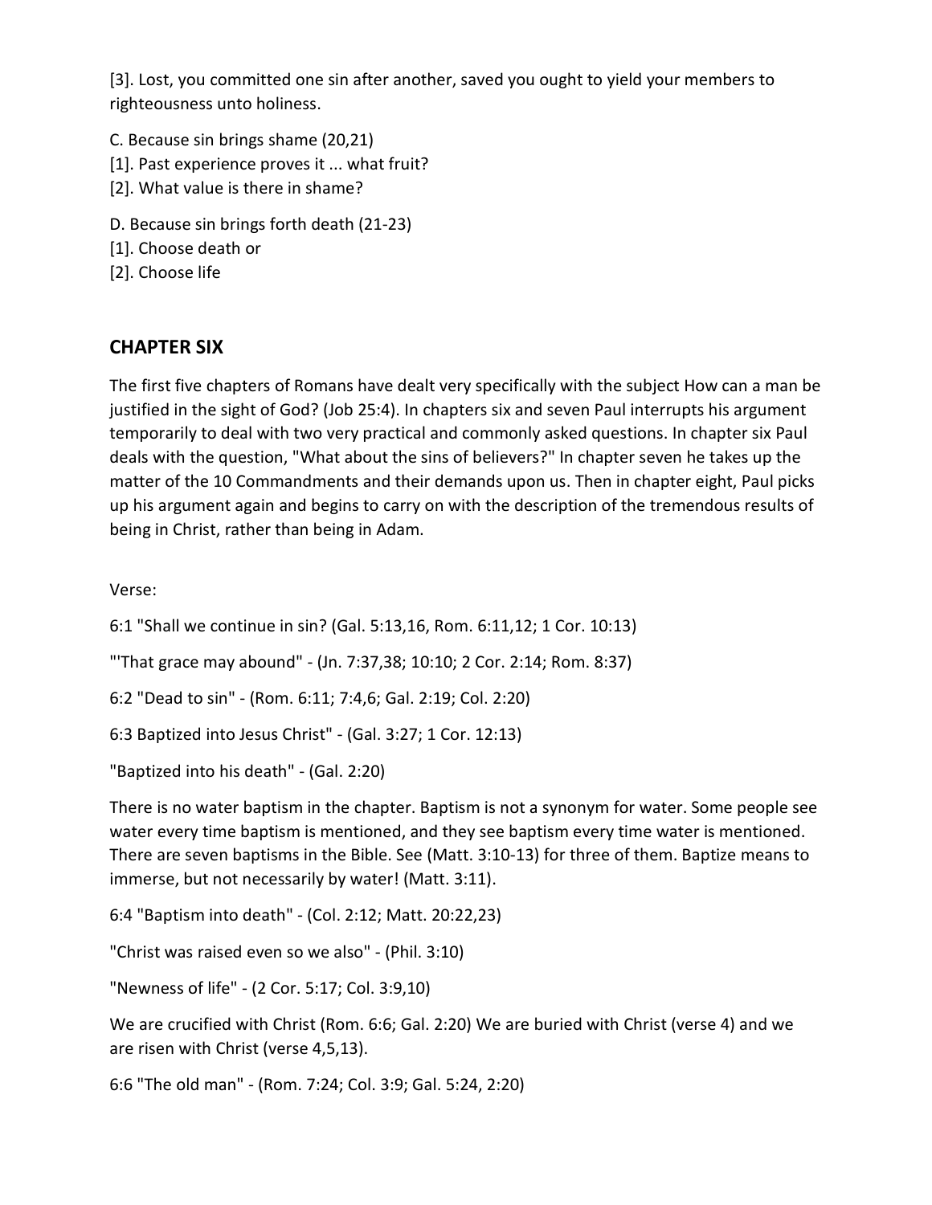[3]. Lost, you committed one sin after another, saved you ought to yield your members to righteousness unto holiness.

C. Because sin brings shame (20,21)
[1]. Past experience proves it ... what fruit?
[2]. What value is there in shame?

D. Because sin brings forth death (21-23)
[1]. Choose death or
[2]. Choose life

## CHAPTER SIX

The first five chapters of Romans have dealt very specifically with the subject How can a man be justified in the sight of God? (Job 25:4). In chapters six and seven Paul interrupts his argument temporarily to deal with two very practical and commonly asked questions. In chapter six Paul deals with the question, "What about the sins of believers?" In chapter seven he takes up the matter of the 10 Commandments and their demands upon us. Then in chapter eight, Paul picks up his argument again and begins to carry on with the description of the tremendous results of being in Christ, rather than being in Adam.

Verse:

6:1 "Shall we continue in sin? (Gal. 5:13,16, Rom. 6:11,12; 1 Cor. 10:13)

"'That grace may abound" - (Jn. 7:37,38; 10:10; 2 Cor. 2:14; Rom. 8:37)

6:2 "Dead to sin" - (Rom. 6:11; 7:4,6; Gal. 2:19; Col. 2:20)

6:3 Baptized into Jesus Christ" - (Gal. 3:27; 1 Cor. 12:13)

"Baptized into his death" - (Gal. 2:20)

There is no water baptism in the chapter. Baptism is not a synonym for water. Some people see water every time baptism is mentioned, and they see baptism every time water is mentioned. There are seven baptisms in the Bible. See (Matt. 3:10-13) for three of them. Baptize means to immerse, but not necessarily by water! (Matt. 3:11).

6:4 "Baptism into death" - (Col. 2:12; Matt. 20:22,23)

"Christ was raised even so we also" - (Phil. 3:10)

"Newness of life" - (2 Cor. 5:17; Col. 3:9,10)

We are crucified with Christ (Rom. 6:6; Gal. 2:20) We are buried with Christ (verse 4) and we are risen with Christ (verse 4,5,13).

6:6 "The old man" - (Rom. 7:24; Col. 3:9; Gal. 5:24, 2:20)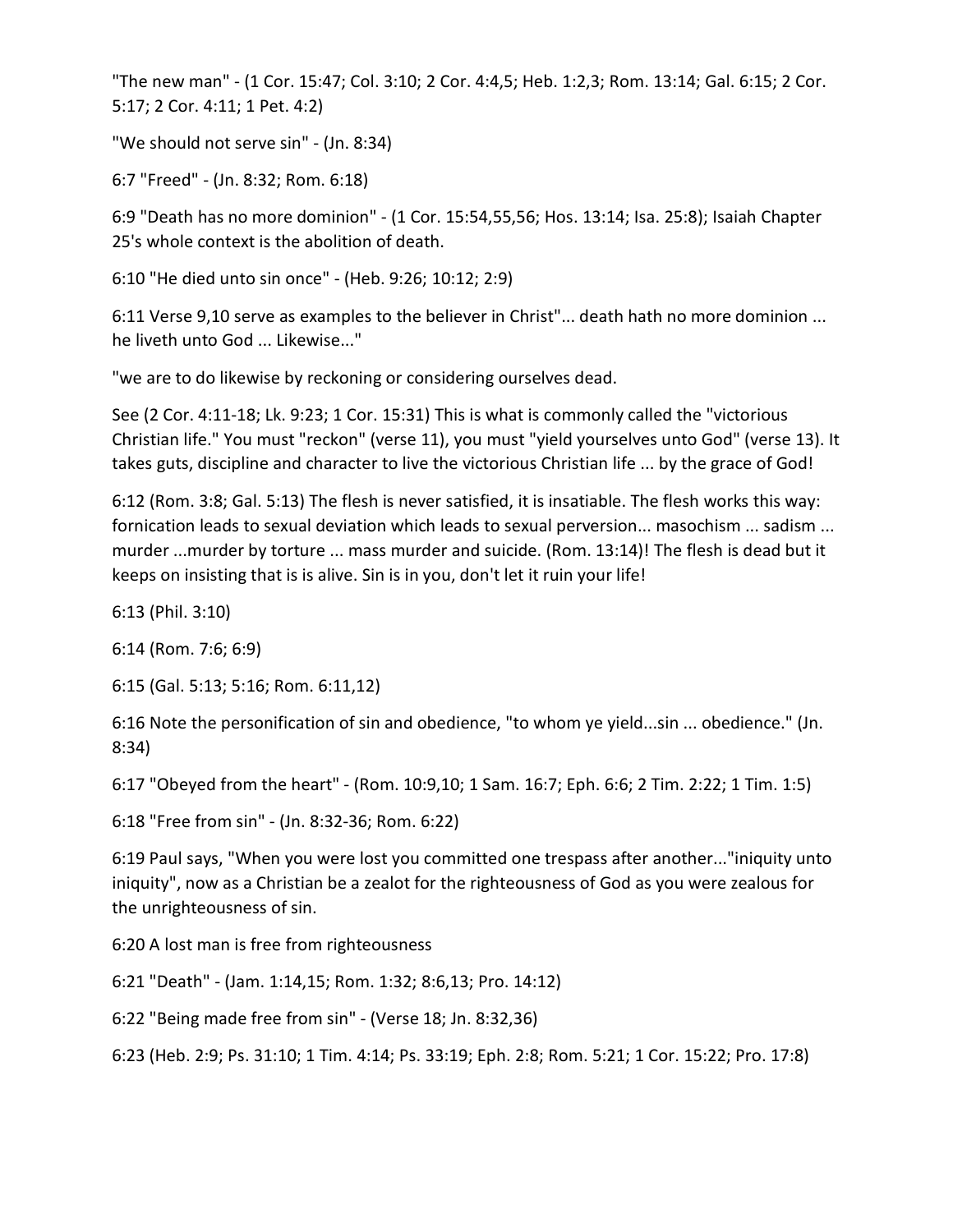"The new man" - (1 Cor. 15:47; Col. 3:10; 2 Cor. 4:4,5; Heb. 1:2,3; Rom. 13:14; Gal. 6:15; 2 Cor. 5:17; 2 Cor. 4:11; 1 Pet. 4:2)

"We should not serve sin" - (Jn. 8:34)

6:7 "Freed" - (Jn. 8:32; Rom. 6:18)

6:9 "Death has no more dominion" - (1 Cor. 15:54,55,56; Hos. 13:14; Isa. 25:8); Isaiah Chapter 25's whole context is the abolition of death.

6:10 "He died unto sin once" - (Heb. 9:26; 10:12; 2:9)

6:11 Verse 9,10 serve as examples to the believer in Christ"... death hath no more dominion ... he liveth unto God ... Likewise..."

"we are to do likewise by reckoning or considering ourselves dead.

See (2 Cor. 4:11-18; Lk. 9:23; 1 Cor. 15:31) This is what is commonly called the "victorious Christian life." You must "reckon" (verse 11), you must "yield yourselves unto God" (verse 13). It takes guts, discipline and character to live the victorious Christian life ... by the grace of God!

6:12 (Rom. 3:8; Gal. 5:13) The flesh is never satisfied, it is insatiable. The flesh works this way: fornication leads to sexual deviation which leads to sexual perversion... masochism ... sadism ... murder ...murder by torture ... mass murder and suicide. (Rom. 13:14)! The flesh is dead but it keeps on insisting that is is alive. Sin is in you, don't let it ruin your life!

6:13 (Phil. 3:10)

6:14 (Rom. 7:6; 6:9)

6:15 (Gal. 5:13; 5:16; Rom. 6:11,12)

6:16 Note the personification of sin and obedience, "to whom ye yield...sin ... obedience." (Jn. 8:34)

6:17 "Obeyed from the heart" - (Rom. 10:9,10; 1 Sam. 16:7; Eph. 6:6; 2 Tim. 2:22; 1 Tim. 1:5)

6:18 "Free from sin" - (Jn. 8:32-36; Rom. 6:22)

6:19 Paul says, "When you were lost you committed one trespass after another..."iniquity unto iniquity", now as a Christian be a zealot for the righteousness of God as you were zealous for the unrighteousness of sin.

6:20 A lost man is free from righteousness

6:21 "Death" - (Jam. 1:14,15; Rom. 1:32; 8:6,13; Pro. 14:12)

6:22 "Being made free from sin" - (Verse 18; Jn. 8:32,36)

6:23 (Heb. 2:9; Ps. 31:10; 1 Tim. 4:14; Ps. 33:19; Eph. 2:8; Rom. 5:21; 1 Cor. 15:22; Pro. 17:8)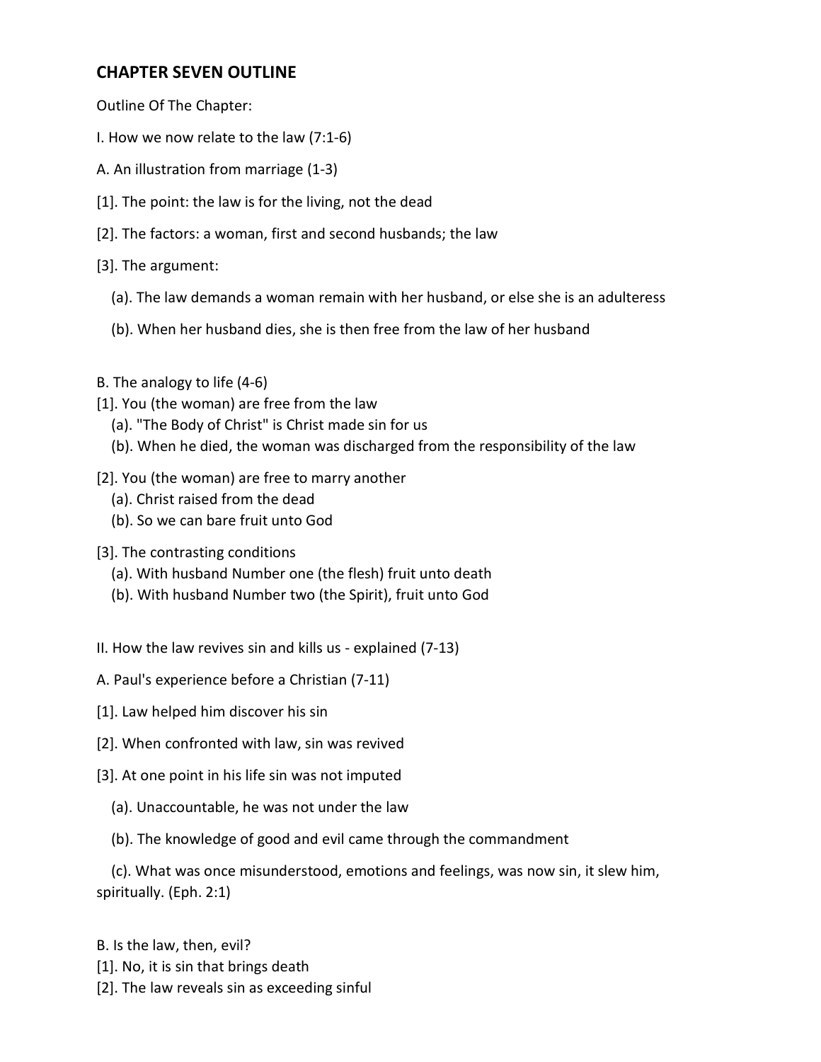## CHAPTER SEVEN OUTLINE

Outline Of The Chapter:

I. How we now relate to the law (7:1-6)

A. An illustration from marriage (1-3)

[1]. The point: the law is for the living, not the dead

[2]. The factors: a woman, first and second husbands; the law

[3]. The argument:

(a). The law demands a woman remain with her husband, or else she is an adulteress

(b). When her husband dies, she is then free from the law of her husband

B. The analogy to life (4-6)

[1]. You (the woman) are free from the law

(a). "The Body of Christ" is Christ made sin for us

(b). When he died, the woman was discharged from the responsibility of the law

[2]. You (the woman) are free to marry another

(a). Christ raised from the dead

(b). So we can bare fruit unto God

[3]. The contrasting conditions

(a). With husband Number one (the flesh) fruit unto death

(b). With husband Number two (the Spirit), fruit unto God

II. How the law revives sin and kills us - explained (7-13)

A. Paul's experience before a Christian (7-11)

[1]. Law helped him discover his sin

[2]. When confronted with law, sin was revived

[3]. At one point in his life sin was not imputed

(a). Unaccountable, he was not under the law

(b). The knowledge of good and evil came through the commandment

(c). What was once misunderstood, emotions and feelings, was now sin, it slew him, spiritually. (Eph. 2:1)

B. Is the law, then, evil?

[1]. No, it is sin that brings death

[2]. The law reveals sin as exceeding sinful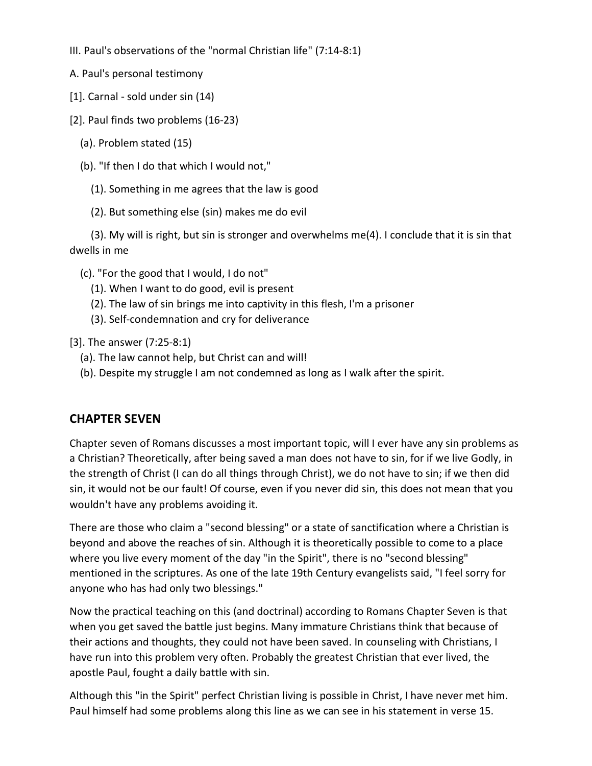III. Paul's observations of the "normal Christian life" (7:14-8:1)

A. Paul's personal testimony

[1]. Carnal - sold under sin (14)

[2]. Paul finds two problems (16-23)

(a). Problem stated (15)

(b). "If then I do that which I would not,"

(1). Something in me agrees that the law is good

(2). But something else (sin) makes me do evil

(3). My will is right, but sin is stronger and overwhelms me(4). I conclude that it is sin that dwells in me

(c). "For the good that I would, I do not"
(1). When I want to do good, evil is present
(2). The law of sin brings me into captivity in this flesh, I'm a prisoner
(3). Self-condemnation and cry for deliverance

[3]. The answer (7:25-8:1)
(a). The law cannot help, but Christ can and will!
(b). Despite my struggle I am not condemned as long as I walk after the spirit.

## CHAPTER SEVEN

Chapter seven of Romans discusses a most important topic, will I ever have any sin problems as a Christian? Theoretically, after being saved a man does not have to sin, for if we live Godly, in the strength of Christ (I can do all things through Christ), we do not have to sin; if we then did sin, it would not be our fault! Of course, even if you never did sin, this does not mean that you wouldn't have any problems avoiding it.

There are those who claim a "second blessing" or a state of sanctification where a Christian is beyond and above the reaches of sin. Although it is theoretically possible to come to a place where you live every moment of the day "in the Spirit", there is no "second blessing" mentioned in the scriptures. As one of the late 19th Century evangelists said, "I feel sorry for anyone who has had only two blessings."

Now the practical teaching on this (and doctrinal) according to Romans Chapter Seven is that when you get saved the battle just begins. Many immature Christians think that because of their actions and thoughts, they could not have been saved. In counseling with Christians, I have run into this problem very often. Probably the greatest Christian that ever lived, the apostle Paul, fought a daily battle with sin.

Although this "in the Spirit" perfect Christian living is possible in Christ, I have never met him. Paul himself had some problems along this line as we can see in his statement in verse 15.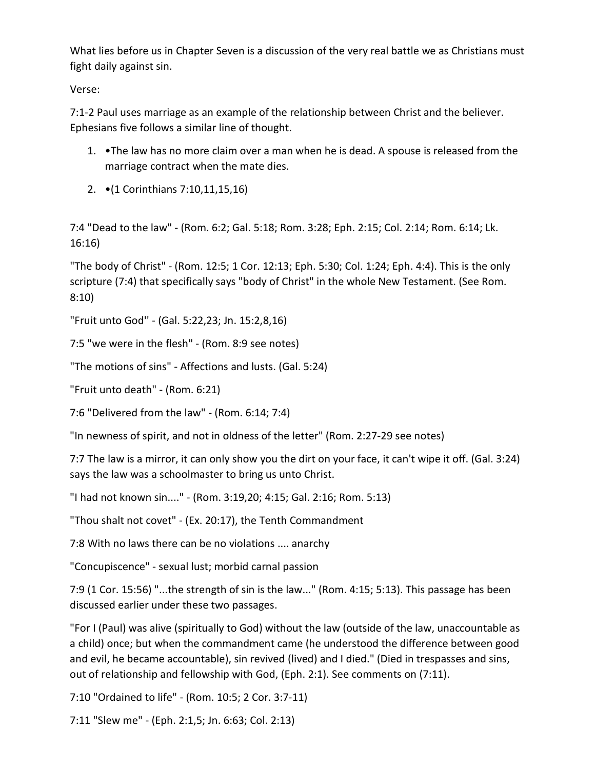What lies before us in Chapter Seven is a discussion of the very real battle we as Christians must fight daily against sin.

Verse:

7:1-2 Paul uses marriage as an example of the relationship between Christ and the believer. Ephesians five follows a similar line of thought.

1. •The law has no more claim over a man when he is dead. A spouse is released from the marriage contract when the mate dies.
2. •(1 Corinthians 7:10,11,15,16)

7:4 "Dead to the law" - (Rom. 6:2; Gal. 5:18; Rom. 3:28; Eph. 2:15; Col. 2:14; Rom. 6:14; Lk. 16:16)

"The body of Christ" - (Rom. 12:5; 1 Cor. 12:13; Eph. 5:30; Col. 1:24; Eph. 4:4). This is the only scripture (7:4) that specifically says "body of Christ" in the whole New Testament. (See Rom. 8:10)

"Fruit unto God'' - (Gal. 5:22,23; Jn. 15:2,8,16)

7:5 "we were in the flesh" - (Rom. 8:9 see notes)

"The motions of sins" - Affections and lusts. (Gal. 5:24)

"Fruit unto death" - (Rom. 6:21)

7:6 "Delivered from the law" - (Rom. 6:14; 7:4)

"In newness of spirit, and not in oldness of the letter" (Rom. 2:27-29 see notes)

7:7 The law is a mirror, it can only show you the dirt on your face, it can't wipe it off. (Gal. 3:24) says the law was a schoolmaster to bring us unto Christ.

"I had not known sin...." - (Rom. 3:19,20; 4:15; Gal. 2:16; Rom. 5:13)

"Thou shalt not covet" - (Ex. 20:17), the Tenth Commandment

7:8 With no laws there can be no violations .... anarchy

"Concupiscence" - sexual lust; morbid carnal passion

7:9 (1 Cor. 15:56) "...the strength of sin is the law..." (Rom. 4:15; 5:13). This passage has been discussed earlier under these two passages.

"For I (Paul) was alive (spiritually to God) without the law (outside of the law, unaccountable as a child) once; but when the commandment came (he understood the difference between good and evil, he became accountable), sin revived (lived) and I died." (Died in trespasses and sins, out of relationship and fellowship with God, (Eph. 2:1). See comments on (7:11).

7:10 "Ordained to life" - (Rom. 10:5; 2 Cor. 3:7-11)

7:11 "Slew me" - (Eph. 2:1,5; Jn. 6:63; Col. 2:13)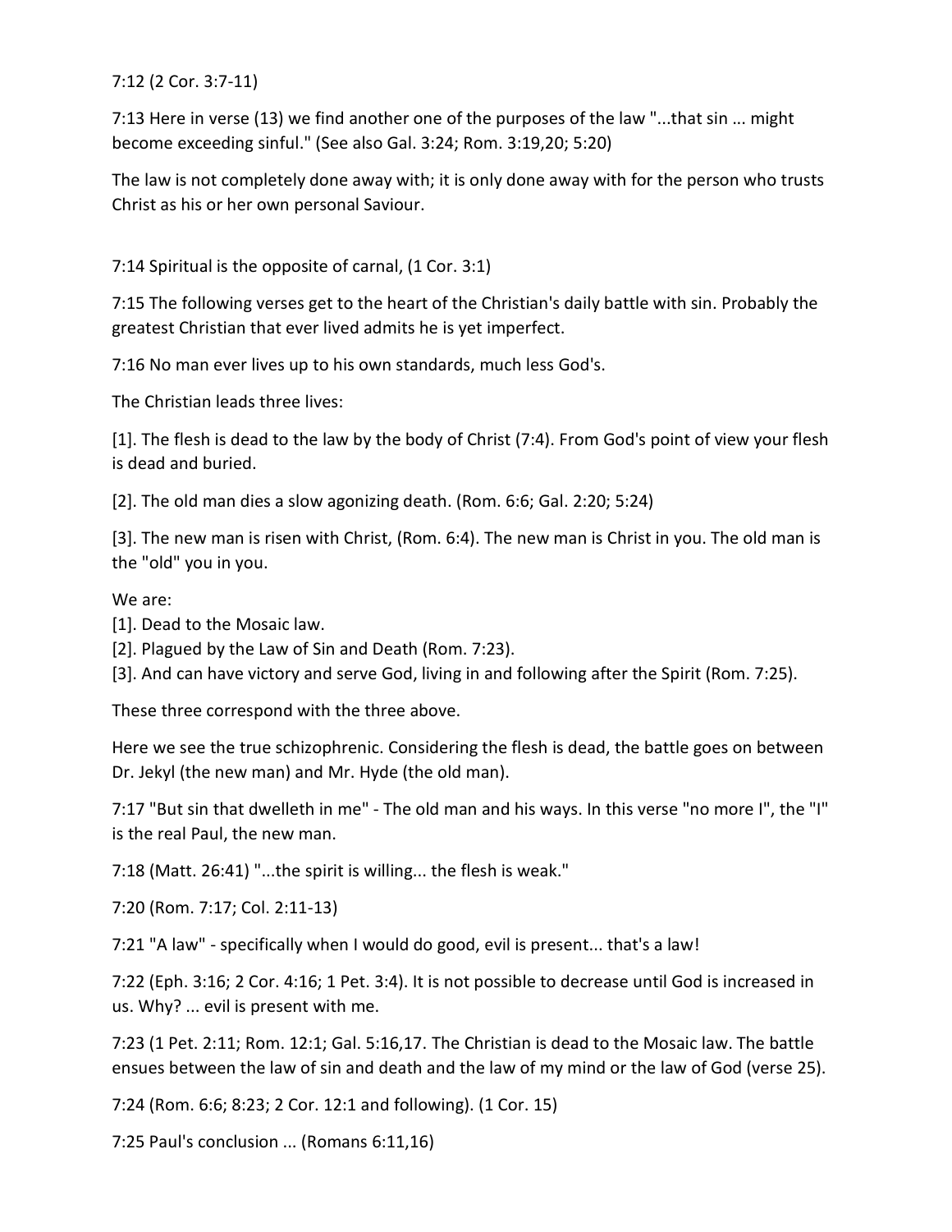7:12 (2 Cor. 3:7-11)

7:13 Here in verse (13) we find another one of the purposes of the law "...that sin ... might become exceeding sinful." (See also Gal. 3:24; Rom. 3:19,20; 5:20)

The law is not completely done away with; it is only done away with for the person who trusts Christ as his or her own personal Saviour.

7:14 Spiritual is the opposite of carnal, (1 Cor. 3:1)

7:15 The following verses get to the heart of the Christian's daily battle with sin. Probably the greatest Christian that ever lived admits he is yet imperfect.

7:16 No man ever lives up to his own standards, much less God's.

The Christian leads three lives:

[1]. The flesh is dead to the law by the body of Christ (7:4). From God's point of view your flesh is dead and buried.

[2]. The old man dies a slow agonizing death. (Rom. 6:6; Gal. 2:20; 5:24)

[3]. The new man is risen with Christ, (Rom. 6:4). The new man is Christ in you. The old man is the "old" you in you.

We are:
[1]. Dead to the Mosaic law.
[2]. Plagued by the Law of Sin and Death (Rom. 7:23).
[3]. And can have victory and serve God, living in and following after the Spirit (Rom. 7:25).

These three correspond with the three above.

Here we see the true schizophrenic. Considering the flesh is dead, the battle goes on between Dr. Jekyl (the new man) and Mr. Hyde (the old man).

7:17 "But sin that dwelleth in me" - The old man and his ways. In this verse "no more I", the "I" is the real Paul, the new man.

7:18 (Matt. 26:41) "...the spirit is willing... the flesh is weak."

7:20 (Rom. 7:17; Col. 2:11-13)

7:21 "A law" - specifically when I would do good, evil is present... that's a law!

7:22 (Eph. 3:16; 2 Cor. 4:16; 1 Pet. 3:4). It is not possible to decrease until God is increased in us. Why? ... evil is present with me.

7:23 (1 Pet. 2:11; Rom. 12:1; Gal. 5:16,17. The Christian is dead to the Mosaic law. The battle ensues between the law of sin and death and the law of my mind or the law of God (verse 25).

7:24 (Rom. 6:6; 8:23; 2 Cor. 12:1 and following). (1 Cor. 15)

7:25 Paul's conclusion ... (Romans 6:11,16)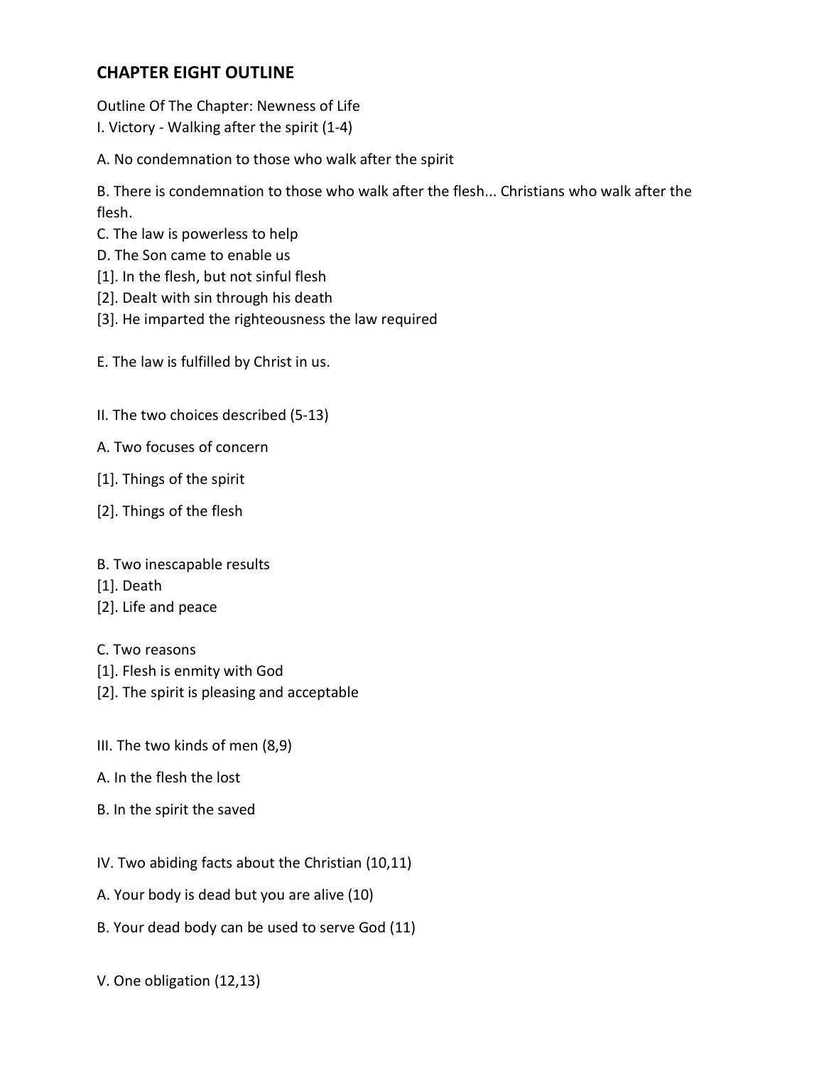## CHAPTER EIGHT OUTLINE

Outline Of The Chapter: Newness of Life

I. Victory - Walking after the spirit (1-4)

A. No condemnation to those who walk after the spirit

B. There is condemnation to those who walk after the flesh... Christians who walk after the flesh.

C. The law is powerless to help

D. The Son came to enable us

[1]. In the flesh, but not sinful flesh

[2]. Dealt with sin through his death

[3]. He imparted the righteousness the law required

E. The law is fulfilled by Christ in us.

II. The two choices described (5-13)

A. Two focuses of concern

[1]. Things of the spirit

[2]. Things of the flesh

B. Two inescapable results

[1]. Death

[2]. Life and peace

C. Two reasons

[1]. Flesh is enmity with God

[2]. The spirit is pleasing and acceptable

III. The two kinds of men (8,9)

A. In the flesh the lost

B. In the spirit the saved

IV. Two abiding facts about the Christian (10,11)

A. Your body is dead but you are alive (10)

B. Your dead body can be used to serve God (11)

V. One obligation (12,13)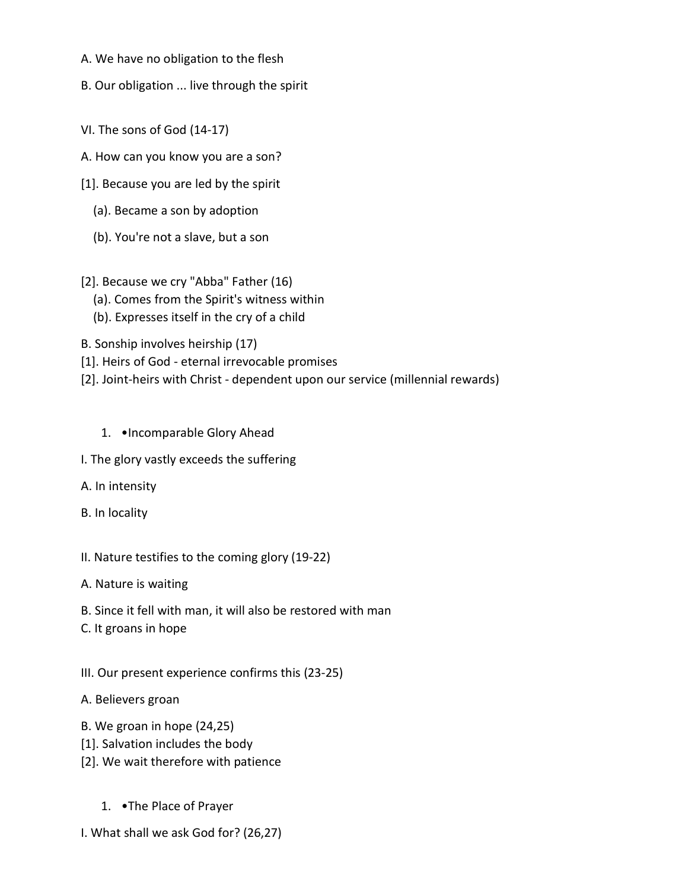A. We have no obligation to the flesh

B. Our obligation ... live through the spirit

VI. The sons of God (14-17)

A. How can you know you are a son?

[1]. Because you are led by the spirit

   (a). Became a son by adoption

   (b). You're not a slave, but a son

[2]. Because we cry "Abba" Father (16)

   (a). Comes from the Spirit's witness within

   (b). Expresses itself in the cry of a child

B. Sonship involves heirship (17)

[1]. Heirs of God - eternal irrevocable promises

[2]. Joint-heirs with Christ - dependent upon our service (millennial rewards)

1. •Incomparable Glory Ahead

I. The glory vastly exceeds the suffering

A. In intensity

B. In locality

II. Nature testifies to the coming glory (19-22)

A. Nature is waiting

B. Since it fell with man, it will also be restored with man

C. It groans in hope

III. Our present experience confirms this (23-25)

A. Believers groan

B. We groan in hope (24,25)

[1]. Salvation includes the body

[2]. We wait therefore with patience

1. •The Place of Prayer

I. What shall we ask God for? (26,27)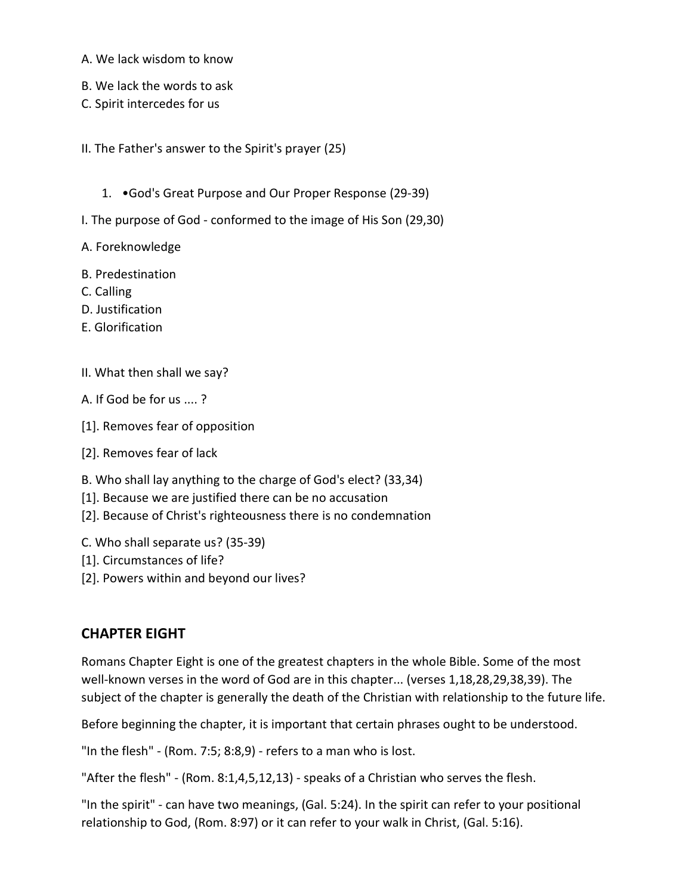A. We lack wisdom to know

B. We lack the words to ask
C. Spirit intercedes for us

II. The Father's answer to the Spirit's prayer (25)

1. •God's Great Purpose and Our Proper Response (29-39)

I. The purpose of God - conformed to the image of His Son (29,30)

A. Foreknowledge

B. Predestination
C. Calling
D. Justification
E. Glorification

II. What then shall we say?

A. If God be for us .... ?

[1]. Removes fear of opposition

[2]. Removes fear of lack

B. Who shall lay anything to the charge of God's elect? (33,34)
[1]. Because we are justified there can be no accusation
[2]. Because of Christ's righteousness there is no condemnation

C. Who shall separate us? (35-39)
[1]. Circumstances of life?
[2]. Powers within and beyond our lives?

## CHAPTER EIGHT

Romans Chapter Eight is one of the greatest chapters in the whole Bible. Some of the most well-known verses in the word of God are in this chapter... (verses 1,18,28,29,38,39). The subject of the chapter is generally the death of the Christian with relationship to the future life.

Before beginning the chapter, it is important that certain phrases ought to be understood.

"In the flesh" - (Rom. 7:5; 8:8,9) - refers to a man who is lost.

"After the flesh" - (Rom. 8:1,4,5,12,13) - speaks of a Christian who serves the flesh.

"In the spirit" - can have two meanings, (Gal. 5:24). In the spirit can refer to your positional relationship to God, (Rom. 8:97) or it can refer to your walk in Christ, (Gal. 5:16).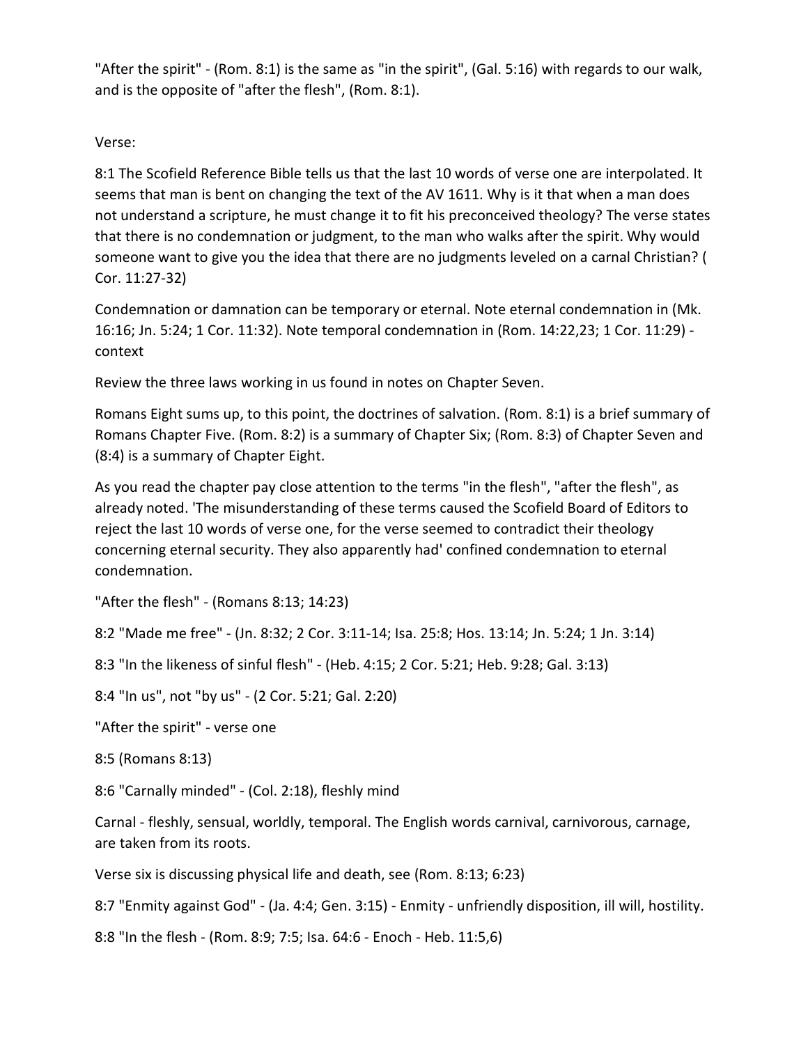"After the spirit" - (Rom. 8:1) is the same as "in the spirit", (Gal. 5:16) with regards to our walk, and is the opposite of "after the flesh", (Rom. 8:1).

Verse:

8:1 The Scofield Reference Bible tells us that the last 10 words of verse one are interpolated. It seems that man is bent on changing the text of the AV 1611. Why is it that when a man does not understand a scripture, he must change it to fit his preconceived theology? The verse states that there is no condemnation or judgment, to the man who walks after the spirit. Why would someone want to give you the idea that there are no judgments leveled on a carnal Christian? ( Cor. 11:27-32)

Condemnation or damnation can be temporary or eternal. Note eternal condemnation in (Mk. 16:16; Jn. 5:24; 1 Cor. 11:32). Note temporal condemnation in (Rom. 14:22,23; 1 Cor. 11:29) - context

Review the three laws working in us found in notes on Chapter Seven.

Romans Eight sums up, to this point, the doctrines of salvation. (Rom. 8:1) is a brief summary of Romans Chapter Five. (Rom. 8:2) is a summary of Chapter Six; (Rom. 8:3) of Chapter Seven and (8:4) is a summary of Chapter Eight.

As you read the chapter pay close attention to the terms "in the flesh", "after the flesh", as already noted. 'The misunderstanding of these terms caused the Scofield Board of Editors to reject the last 10 words of verse one, for the verse seemed to contradict their theology concerning eternal security. They also apparently had' confined condemnation to eternal condemnation.

"After the flesh" - (Romans 8:13; 14:23)

8:2 "Made me free" - (Jn. 8:32; 2 Cor. 3:11-14; Isa. 25:8; Hos. 13:14; Jn. 5:24; 1 Jn. 3:14)

8:3 "In the likeness of sinful flesh" - (Heb. 4:15; 2 Cor. 5:21; Heb. 9:28; Gal. 3:13)

8:4 "In us", not "by us" - (2 Cor. 5:21; Gal. 2:20)

"After the spirit" - verse one

8:5 (Romans 8:13)

8:6 "Carnally minded" - (Col. 2:18), fleshly mind

Carnal - fleshly, sensual, worldly, temporal. The English words carnival, carnivorous, carnage, are taken from its roots.

Verse six is discussing physical life and death, see (Rom. 8:13; 6:23)

8:7 "Enmity against God" - (Ja. 4:4; Gen. 3:15) - Enmity - unfriendly disposition, ill will, hostility.

8:8 "In the flesh - (Rom. 8:9; 7:5; Isa. 64:6 - Enoch - Heb. 11:5,6)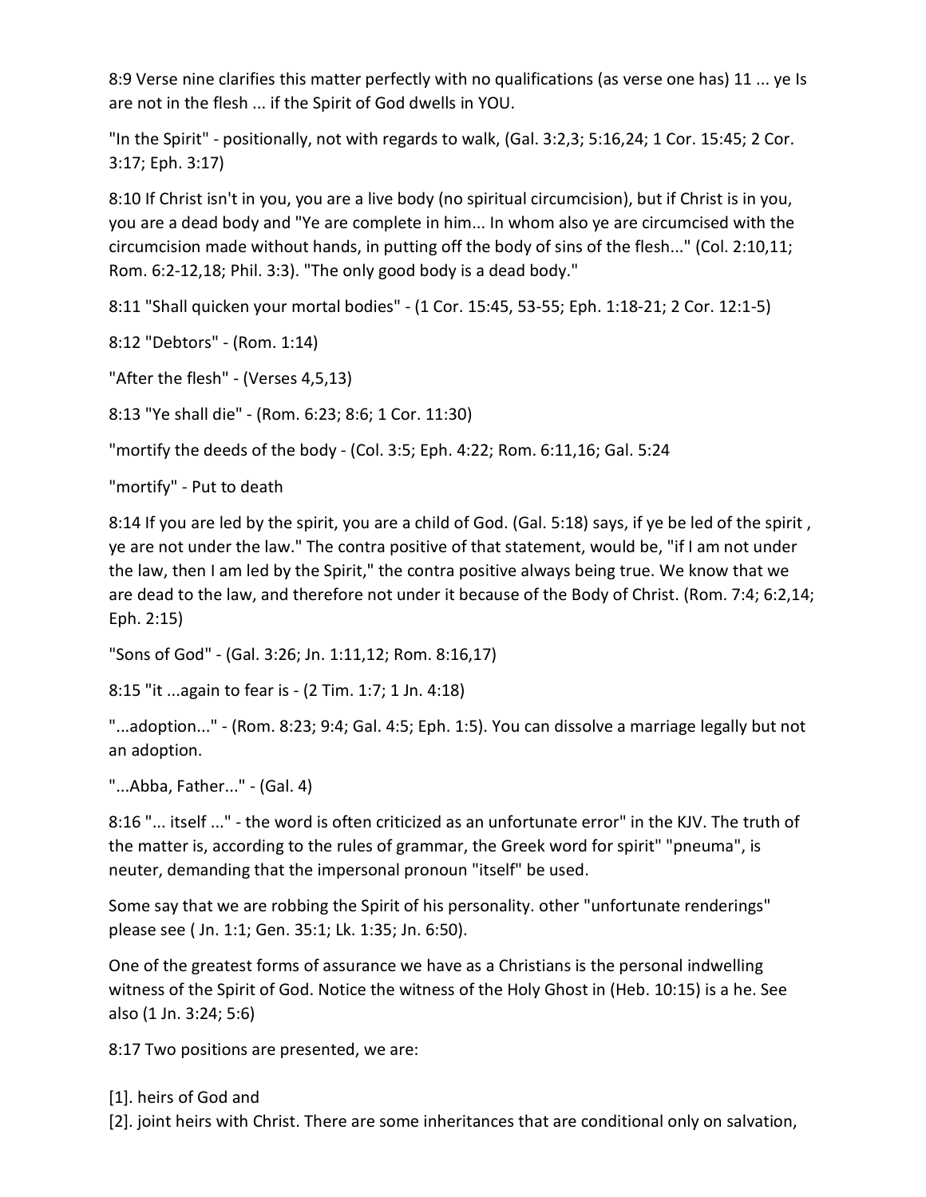8:9 Verse nine clarifies this matter perfectly with no qualifications (as verse one has) 11 ... ye Is are not in the flesh ... if the Spirit of God dwells in YOU.

"In the Spirit" - positionally, not with regards to walk, (Gal. 3:2,3; 5:16,24; 1 Cor. 15:45; 2 Cor. 3:17; Eph. 3:17)

8:10 If Christ isn't in you, you are a live body (no spiritual circumcision), but if Christ is in you, you are a dead body and "Ye are complete in him... In whom also ye are circumcised with the circumcision made without hands, in putting off the body of sins of the flesh..." (Col. 2:10,11; Rom. 6:2-12,18; Phil. 3:3). "The only good body is a dead body."

8:11 "Shall quicken your mortal bodies" - (1 Cor. 15:45, 53-55; Eph. 1:18-21; 2 Cor. 12:1-5)

8:12 "Debtors" - (Rom. 1:14)

"After the flesh" - (Verses 4,5,13)

8:13 "Ye shall die" - (Rom. 6:23; 8:6; 1 Cor. 11:30)

"mortify the deeds of the body - (Col. 3:5; Eph. 4:22; Rom. 6:11,16; Gal. 5:24

"mortify" - Put to death

8:14 If you are led by the spirit, you are a child of God. (Gal. 5:18) says, if ye be led of the spirit , ye are not under the law." The contra positive of that statement, would be, "if I am not under the law, then I am led by the Spirit," the contra positive always being true. We know that we are dead to the law, and therefore not under it because of the Body of Christ. (Rom. 7:4; 6:2,14; Eph. 2:15)

"Sons of God" - (Gal. 3:26; Jn. 1:11,12; Rom. 8:16,17)

8:15 "it ...again to fear is - (2 Tim. 1:7; 1 Jn. 4:18)

"...adoption..." - (Rom. 8:23; 9:4; Gal. 4:5; Eph. 1:5). You can dissolve a marriage legally but not an adoption.

"...Abba, Father..." - (Gal. 4)

8:16 "... itself ..." - the word is often criticized as an unfortunate error" in the KJV. The truth of the matter is, according to the rules of grammar, the Greek word for spirit" "pneuma", is neuter, demanding that the impersonal pronoun "itself" be used.

Some say that we are robbing the Spirit of his personality. other "unfortunate renderings" please see ( Jn. 1:1; Gen. 35:1; Lk. 1:35; Jn. 6:50).

One of the greatest forms of assurance we have as a Christians is the personal indwelling witness of the Spirit of God. Notice the witness of the Holy Ghost in (Heb. 10:15) is a he. See also (1 Jn. 3:24; 5:6)

8:17 Two positions are presented, we are:

[1]. heirs of God and
[2]. joint heirs with Christ. There are some inheritances that are conditional only on salvation,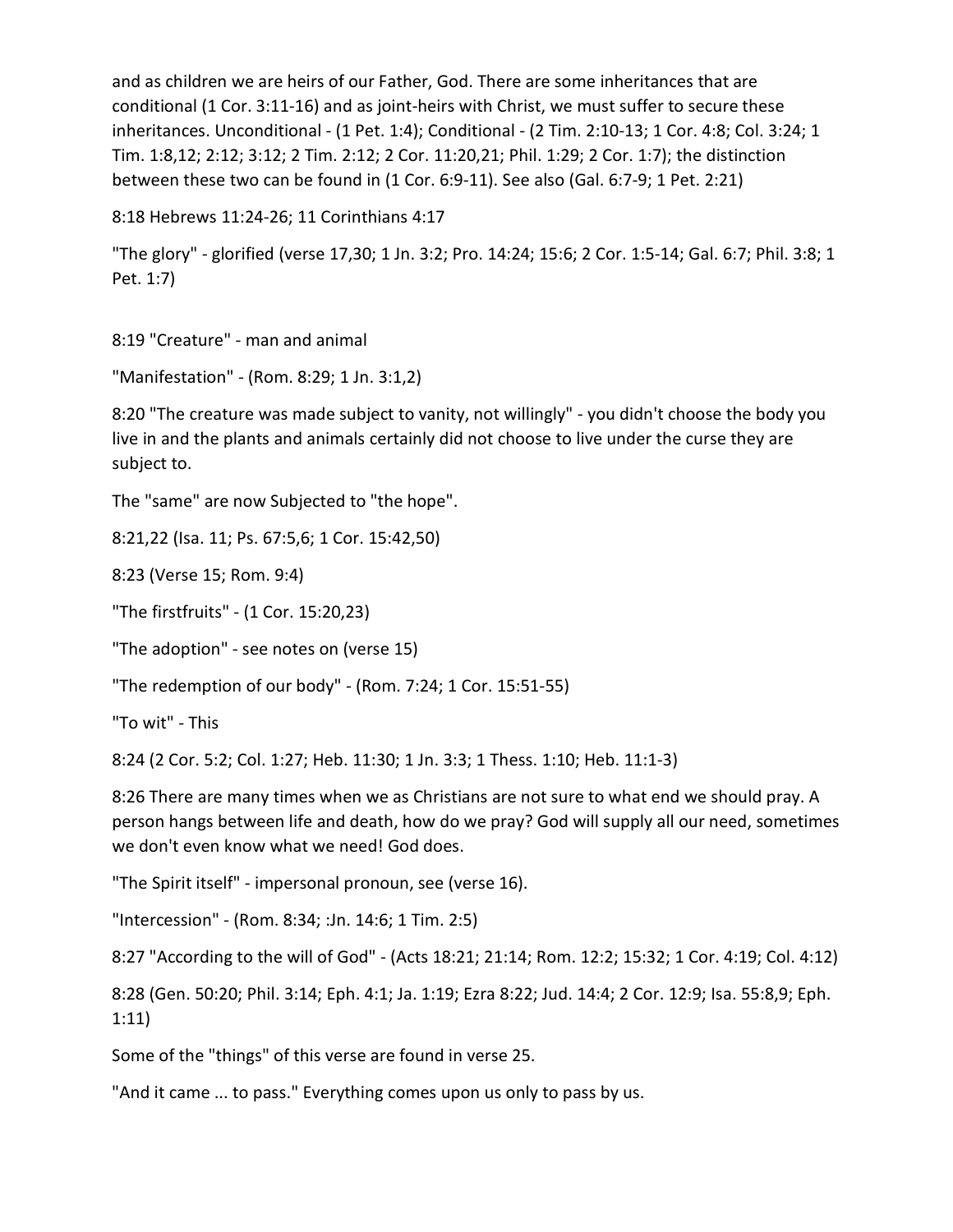and as children we are heirs of our Father, God. There are some inheritances that are conditional (1 Cor. 3:11-16) and as joint-heirs with Christ, we must suffer to secure these inheritances. Unconditional - (1 Pet. 1:4); Conditional - (2 Tim. 2:10-13; 1 Cor. 4:8; Col. 3:24; 1 Tim. 1:8,12; 2:12; 3:12; 2 Tim. 2:12; 2 Cor. 11:20,21; Phil. 1:29; 2 Cor. 1:7); the distinction between these two can be found in (1 Cor. 6:9-11). See also (Gal. 6:7-9; 1 Pet. 2:21)

8:18 Hebrews 11:24-26; 11 Corinthians 4:17

"The glory" - glorified (verse 17,30; 1 Jn. 3:2; Pro. 14:24; 15:6; 2 Cor. 1:5-14; Gal. 6:7; Phil. 3:8; 1 Pet. 1:7)

8:19 "Creature" - man and animal

"Manifestation" - (Rom. 8:29; 1 Jn. 3:1,2)

8:20 "The creature was made subject to vanity, not willingly" - you didn't choose the body you live in and the plants and animals certainly did not choose to live under the curse they are subject to.

The "same" are now Subjected to "the hope".

8:21,22 (Isa. 11; Ps. 67:5,6; 1 Cor. 15:42,50)

8:23 (Verse 15; Rom. 9:4)

"The firstfruits" - (1 Cor. 15:20,23)

"The adoption" - see notes on (verse 15)

"The redemption of our body" - (Rom. 7:24; 1 Cor. 15:51-55)

"To wit" - This

8:24 (2 Cor. 5:2; Col. 1:27; Heb. 11:30; 1 Jn. 3:3; 1 Thess. 1:10; Heb. 11:1-3)

8:26 There are many times when we as Christians are not sure to what end we should pray. A person hangs between life and death, how do we pray? God will supply all our need, sometimes we don't even know what we need! God does.

"The Spirit itself" - impersonal pronoun, see (verse 16).

"Intercession" - (Rom. 8:34; :Jn. 14:6; 1 Tim. 2:5)

8:27 "According to the will of God" - (Acts 18:21; 21:14; Rom. 12:2; 15:32; 1 Cor. 4:19; Col. 4:12)

8:28 (Gen. 50:20; Phil. 3:14; Eph. 4:1; Ja. 1:19; Ezra 8:22; Jud. 14:4; 2 Cor. 12:9; Isa. 55:8,9; Eph. 1:11)

Some of the "things" of this verse are found in verse 25.

"And it came ... to pass." Everything comes upon us only to pass by us.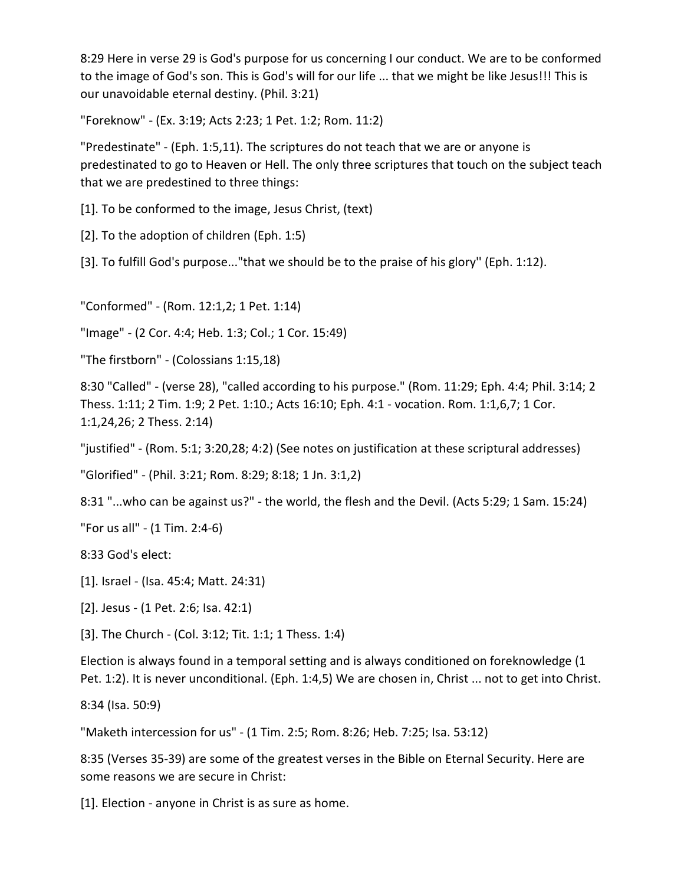8:29 Here in verse 29 is God's purpose for us concerning I our conduct. We are to be conformed to the image of God's son. This is God's will for our life ... that we might be like Jesus!!! This is our unavoidable eternal destiny. (Phil. 3:21)

"Foreknow" - (Ex. 3:19; Acts 2:23; 1 Pet. 1:2; Rom. 11:2)

"Predestinate" - (Eph. 1:5,11). The scriptures do not teach that we are or anyone is predestinated to go to Heaven or Hell. The only three scriptures that touch on the subject teach that we are predestined to three things:

[1]. To be conformed to the image, Jesus Christ, (text)

[2]. To the adoption of children (Eph. 1:5)

[3]. To fulfill God's purpose..."that we should be to the praise of his glory" (Eph. 1:12).

"Conformed" - (Rom. 12:1,2; 1 Pet. 1:14)

"Image" - (2 Cor. 4:4; Heb. 1:3; Col.; 1 Cor. 15:49)

"The firstborn" - (Colossians 1:15,18)

8:30 "Called" - (verse 28), "called according to his purpose." (Rom. 11:29; Eph. 4:4; Phil. 3:14; 2 Thess. 1:11; 2 Tim. 1:9; 2 Pet. 1:10.; Acts 16:10; Eph. 4:1 - vocation. Rom. 1:1,6,7; 1 Cor. 1:1,24,26; 2 Thess. 2:14)

"justified" - (Rom. 5:1; 3:20,28; 4:2) (See notes on justification at these scriptural addresses)

"Glorified" - (Phil. 3:21; Rom. 8:29; 8:18; 1 Jn. 3:1,2)

8:31 "...who can be against us?" - the world, the flesh and the Devil. (Acts 5:29; 1 Sam. 15:24)

"For us all" - (1 Tim. 2:4-6)

8:33 God's elect:

[1]. Israel - (Isa. 45:4; Matt. 24:31)

[2]. Jesus - (1 Pet. 2:6; Isa. 42:1)

[3]. The Church - (Col. 3:12; Tit. 1:1; 1 Thess. 1:4)

Election is always found in a temporal setting and is always conditioned on foreknowledge (1 Pet. 1:2). It is never unconditional. (Eph. 1:4,5) We are chosen in, Christ ... not to get into Christ.

8:34 (Isa. 50:9)

"Maketh intercession for us" - (1 Tim. 2:5; Rom. 8:26; Heb. 7:25; Isa. 53:12)

8:35 (Verses 35-39) are some of the greatest verses in the Bible on Eternal Security. Here are some reasons we are secure in Christ:

[1]. Election - anyone in Christ is as sure as home.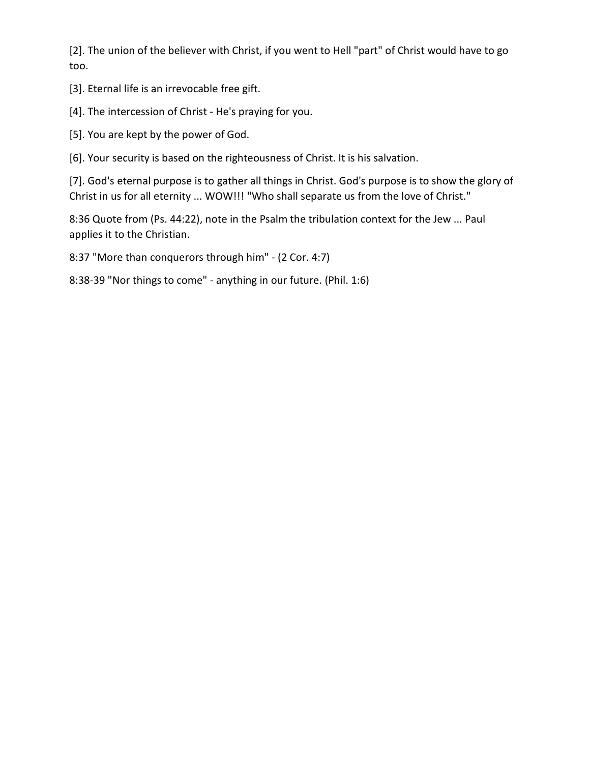[2]. The union of the believer with Christ, if you went to Hell "part" of Christ would have to go too.

[3]. Eternal life is an irrevocable free gift.

[4]. The intercession of Christ - He's praying for you.

[5]. You are kept by the power of God.

[6]. Your security is based on the righteousness of Christ. It is his salvation.

[7]. God's eternal purpose is to gather all things in Christ. God's purpose is to show the glory of Christ in us for all eternity ... WOW!!! "Who shall separate us from the love of Christ."

8:36 Quote from (Ps. 44:22), note in the Psalm the tribulation context for the Jew ... Paul applies it to the Christian.

8:37 "More than conquerors through him" - (2 Cor. 4:7)

8:38-39 "Nor things to come" - anything in our future. (Phil. 1:6)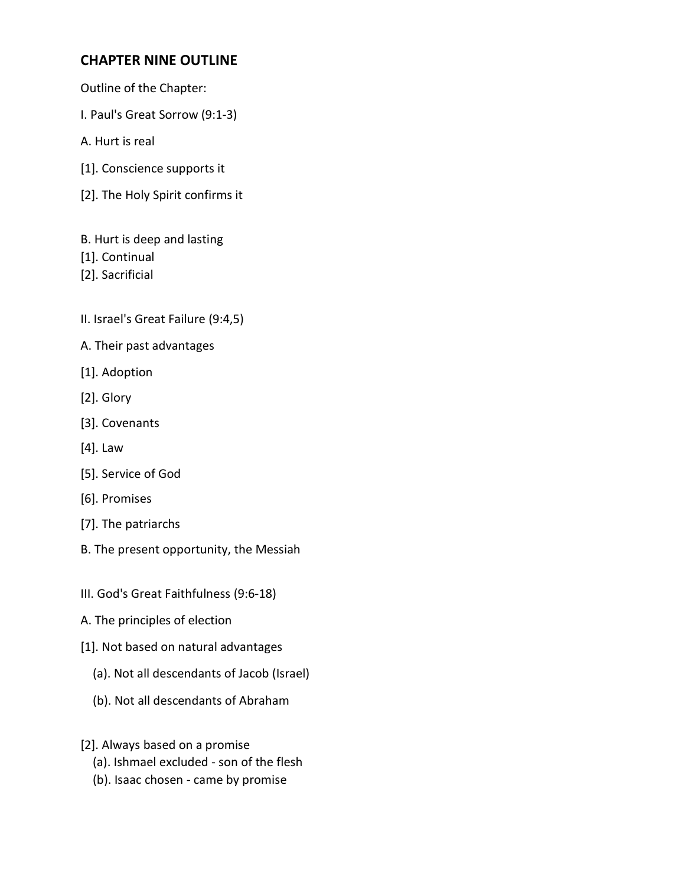## CHAPTER NINE OUTLINE

Outline of the Chapter:

I. Paul's Great Sorrow (9:1-3)

A. Hurt is real

[1]. Conscience supports it

[2]. The Holy Spirit confirms it

B. Hurt is deep and lasting

[1]. Continual

[2]. Sacrificial

II. Israel's Great Failure (9:4,5)

A. Their past advantages

[1]. Adoption

[2]. Glory

[3]. Covenants

[4]. Law

[5]. Service of God

[6]. Promises

[7]. The patriarchs

B. The present opportunity, the Messiah

III. God's Great Faithfulness (9:6-18)

A. The principles of election

[1]. Not based on natural advantages

   (a). Not all descendants of Jacob (Israel)

   (b). Not all descendants of Abraham

[2]. Always based on a promise

   (a). Ishmael excluded - son of the flesh

   (b). Isaac chosen - came by promise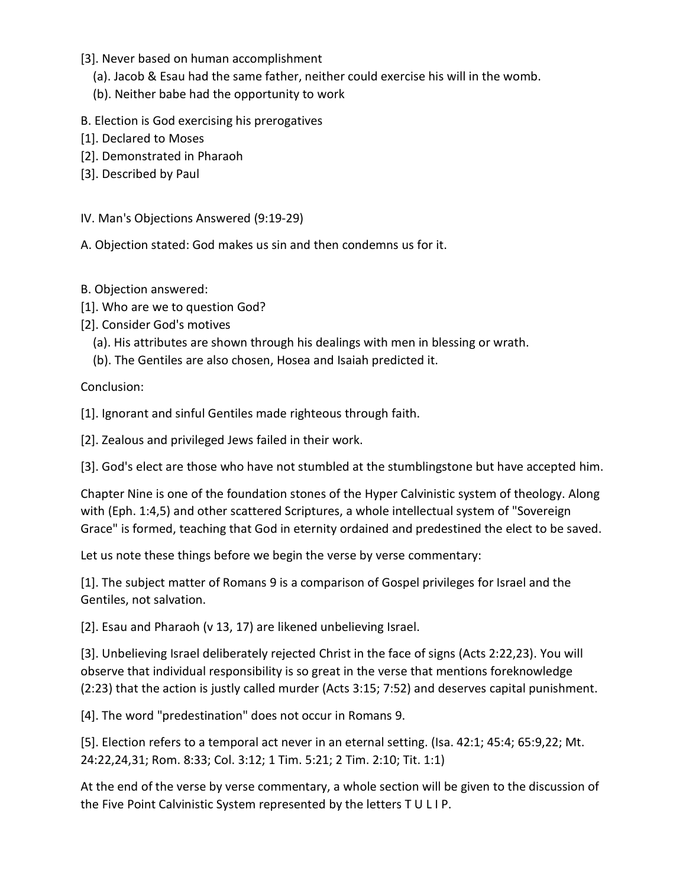[3]. Never based on human accomplishment

(a). Jacob & Esau had the same father, neither could exercise his will in the womb.

(b). Neither babe had the opportunity to work

B. Election is God exercising his prerogatives

[1]. Declared to Moses

[2]. Demonstrated in Pharaoh

[3]. Described by Paul

IV. Man's Objections Answered (9:19-29)

A. Objection stated: God makes us sin and then condemns us for it.

B. Objection answered:

[1]. Who are we to question God?

[2]. Consider God's motives

(a). His attributes are shown through his dealings with men in blessing or wrath.

(b). The Gentiles are also chosen, Hosea and Isaiah predicted it.

Conclusion:

[1]. Ignorant and sinful Gentiles made righteous through faith.

[2]. Zealous and privileged Jews failed in their work.

[3]. God's elect are those who have not stumbled at the stumblingstone but have accepted him.

Chapter Nine is one of the foundation stones of the Hyper Calvinistic system of theology. Along with (Eph. 1:4,5) and other scattered Scriptures, a whole intellectual system of "Sovereign Grace" is formed, teaching that God in eternity ordained and predestined the elect to be saved.

Let us note these things before we begin the verse by verse commentary:

[1]. The subject matter of Romans 9 is a comparison of Gospel privileges for Israel and the Gentiles, not salvation.

[2]. Esau and Pharaoh (v 13, 17) are likened unbelieving Israel.

[3]. Unbelieving Israel deliberately rejected Christ in the face of signs (Acts 2:22,23). You will observe that individual responsibility is so great in the verse that mentions foreknowledge (2:23) that the action is justly called murder (Acts 3:15; 7:52) and deserves capital punishment.

[4]. The word "predestination" does not occur in Romans 9.

[5]. Election refers to a temporal act never in an eternal setting. (Isa. 42:1; 45:4; 65:9,22; Mt. 24:22,24,31; Rom. 8:33; Col. 3:12; 1 Tim. 5:21; 2 Tim. 2:10; Tit. 1:1)

At the end of the verse by verse commentary, a whole section will be given to the discussion of the Five Point Calvinistic System represented by the letters T U L I P.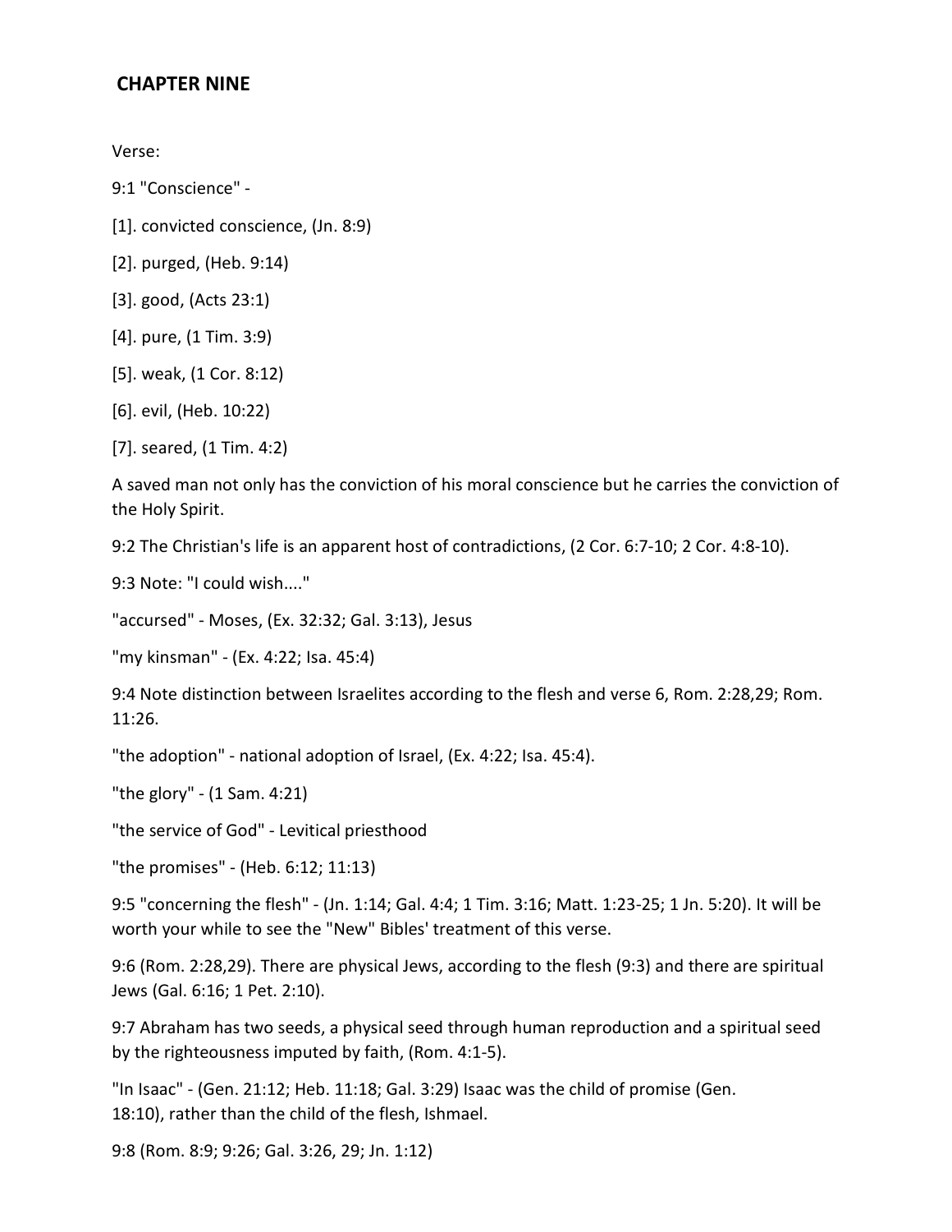## CHAPTER NINE

Verse:

9:1 "Conscience" -

[1]. convicted conscience, (Jn. 8:9)

[2]. purged, (Heb. 9:14)

[3]. good, (Acts 23:1)

[4]. pure, (1 Tim. 3:9)

[5]. weak, (1 Cor. 8:12)

[6]. evil, (Heb. 10:22)

[7]. seared, (1 Tim. 4:2)

A saved man not only has the conviction of his moral conscience but he carries the conviction of the Holy Spirit.

9:2 The Christian's life is an apparent host of contradictions, (2 Cor. 6:7-10; 2 Cor. 4:8-10).

9:3 Note: "I could wish...."

"accursed" - Moses, (Ex. 32:32; Gal. 3:13), Jesus

"my kinsman" - (Ex. 4:22; Isa. 45:4)

9:4 Note distinction between Israelites according to the flesh and verse 6, Rom. 2:28,29; Rom. 11:26.

"the adoption" - national adoption of Israel, (Ex. 4:22; Isa. 45:4).

"the glory" - (1 Sam. 4:21)

"the service of God" - Levitical priesthood

"the promises" - (Heb. 6:12; 11:13)

9:5 "concerning the flesh" - (Jn. 1:14; Gal. 4:4; 1 Tim. 3:16; Matt. 1:23-25; 1 Jn. 5:20). It will be worth your while to see the "New" Bibles' treatment of this verse.

9:6 (Rom. 2:28,29). There are physical Jews, according to the flesh (9:3) and there are spiritual Jews (Gal. 6:16; 1 Pet. 2:10).

9:7 Abraham has two seeds, a physical seed through human reproduction and a spiritual seed by the righteousness imputed by faith, (Rom. 4:1-5).

"In Isaac" - (Gen. 21:12; Heb. 11:18; Gal. 3:29) Isaac was the child of promise (Gen. 18:10), rather than the child of the flesh, Ishmael.

9:8 (Rom. 8:9; 9:26; Gal. 3:26, 29; Jn. 1:12)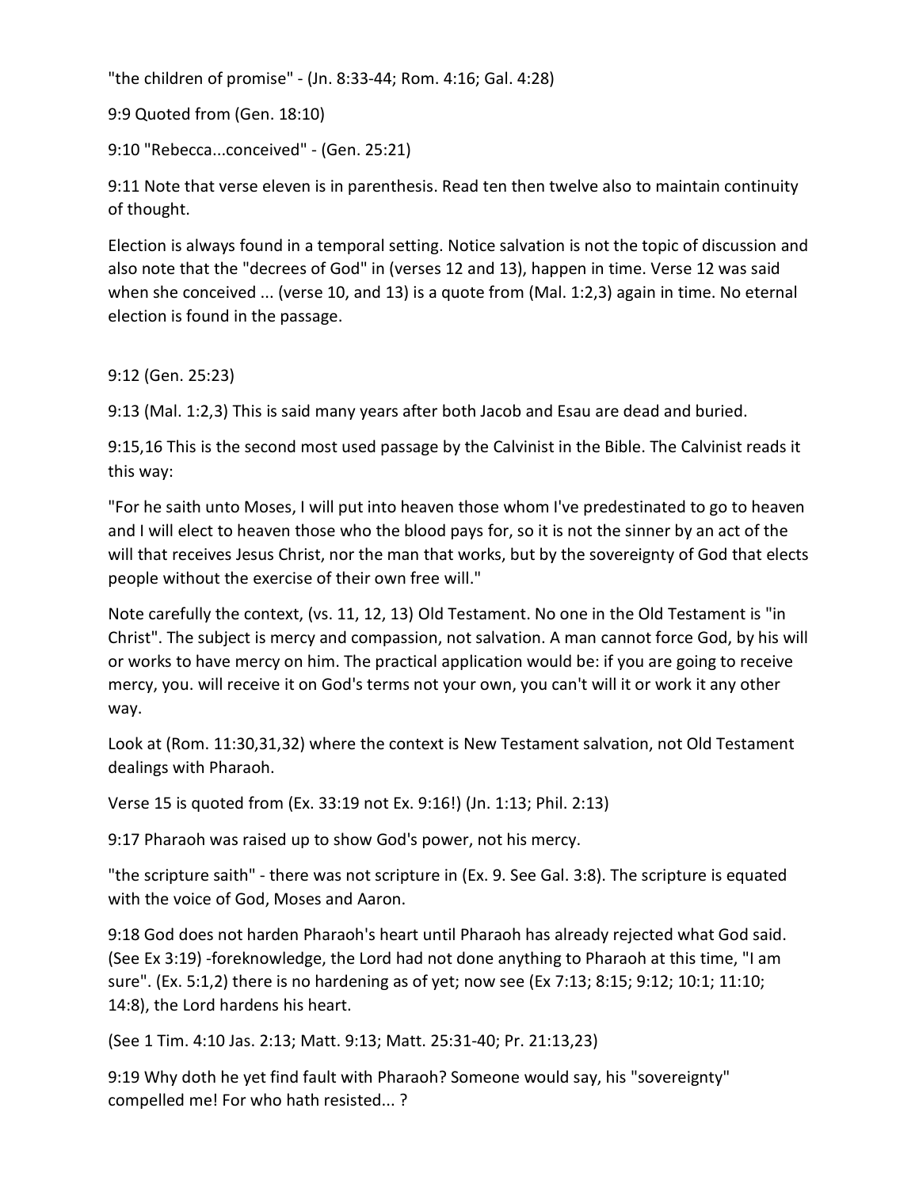"the children of promise" - (Jn. 8:33-44; Rom. 4:16; Gal. 4:28)

9:9 Quoted from (Gen. 18:10)

9:10 "Rebecca...conceived" - (Gen. 25:21)

9:11 Note that verse eleven is in parenthesis. Read ten then twelve also to maintain continuity of thought.

Election is always found in a temporal setting. Notice salvation is not the topic of discussion and also note that the "decrees of God" in (verses 12 and 13), happen in time. Verse 12 was said when she conceived ... (verse 10, and 13) is a quote from (Mal. 1:2,3) again in time. No eternal election is found in the passage.

9:12 (Gen. 25:23)

9:13 (Mal. 1:2,3) This is said many years after both Jacob and Esau are dead and buried.

9:15,16 This is the second most used passage by the Calvinist in the Bible. The Calvinist reads it this way:

"For he saith unto Moses, I will put into heaven those whom I've predestinated to go to heaven and I will elect to heaven those who the blood pays for, so it is not the sinner by an act of the will that receives Jesus Christ, nor the man that works, but by the sovereignty of God that elects people without the exercise of their own free will."

Note carefully the context, (vs. 11, 12, 13) Old Testament. No one in the Old Testament is "in Christ". The subject is mercy and compassion, not salvation. A man cannot force God, by his will or works to have mercy on him. The practical application would be: if you are going to receive mercy, you. will receive it on God's terms not your own, you can't will it or work it any other way.

Look at (Rom. 11:30,31,32) where the context is New Testament salvation, not Old Testament dealings with Pharaoh.

Verse 15 is quoted from (Ex. 33:19 not Ex. 9:16!) (Jn. 1:13; Phil. 2:13)

9:17 Pharaoh was raised up to show God's power, not his mercy.

"the scripture saith" - there was not scripture in (Ex. 9. See Gal. 3:8). The scripture is equated with the voice of God, Moses and Aaron.

9:18 God does not harden Pharaoh's heart until Pharaoh has already rejected what God said. (See Ex 3:19) -foreknowledge, the Lord had not done anything to Pharaoh at this time, "I am sure". (Ex. 5:1,2) there is no hardening as of yet; now see (Ex 7:13; 8:15; 9:12; 10:1; 11:10; 14:8), the Lord hardens his heart.

(See 1 Tim. 4:10 Jas. 2:13; Matt. 9:13; Matt. 25:31-40; Pr. 21:13,23)

9:19 Why doth he yet find fault with Pharaoh? Someone would say, his "sovereignty" compelled me! For who hath resisted... ?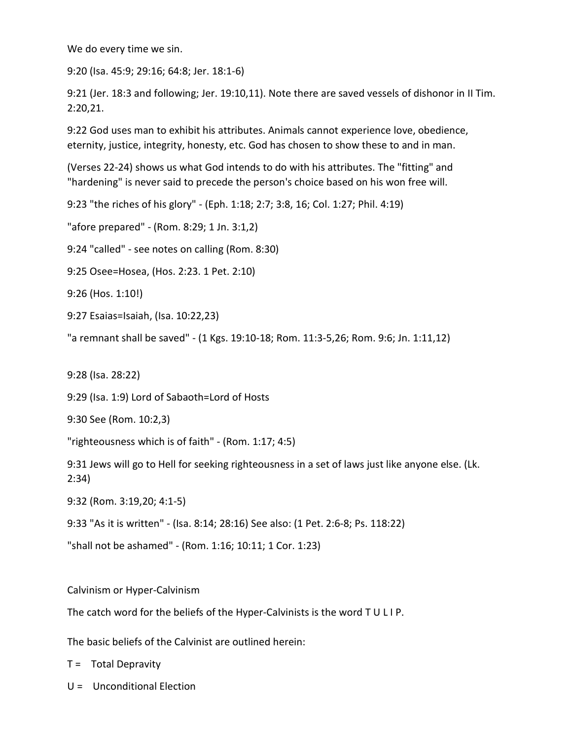We do every time we sin.

9:20 (Isa. 45:9; 29:16; 64:8; Jer. 18:1-6)

9:21 (Jer. 18:3 and following; Jer. 19:10,11). Note there are saved vessels of dishonor in II Tim. 2:20,21.

9:22 God uses man to exhibit his attributes. Animals cannot experience love, obedience, eternity, justice, integrity, honesty, etc. God has chosen to show these to and in man.

(Verses 22-24) shows us what God intends to do with his attributes. The "fitting" and "hardening" is never said to precede the person's choice based on his won free will.

9:23 "the riches of his glory" - (Eph. 1:18; 2:7; 3:8, 16; Col. 1:27; Phil. 4:19)

"afore prepared" - (Rom. 8:29; 1 Jn. 3:1,2)

9:24 "called" - see notes on calling (Rom. 8:30)

9:25 Osee=Hosea, (Hos. 2:23. 1 Pet. 2:10)

9:26 (Hos. 1:10!)

9:27 Esaias=Isaiah, (Isa. 10:22,23)

"a remnant shall be saved" - (1 Kgs. 19:10-18; Rom. 11:3-5,26; Rom. 9:6; Jn. 1:11,12)

9:28 (Isa. 28:22)

9:29 (Isa. 1:9) Lord of Sabaoth=Lord of Hosts

9:30 See (Rom. 10:2,3)

"righteousness which is of faith" - (Rom. 1:17; 4:5)

9:31 Jews will go to Hell for seeking righteousness in a set of laws just like anyone else. (Lk. 2:34)

9:32 (Rom. 3:19,20; 4:1-5)

9:33 "As it is written" - (Isa. 8:14; 28:16) See also: (1 Pet. 2:6-8; Ps. 118:22)

"shall not be ashamed" - (Rom. 1:16; 10:11; 1 Cor. 1:23)

Calvinism or Hyper-Calvinism

The catch word for the beliefs of the Hyper-Calvinists is the word T U L I P.

The basic beliefs of the Calvinist are outlined herein:

T = Total Depravity

U = Unconditional Election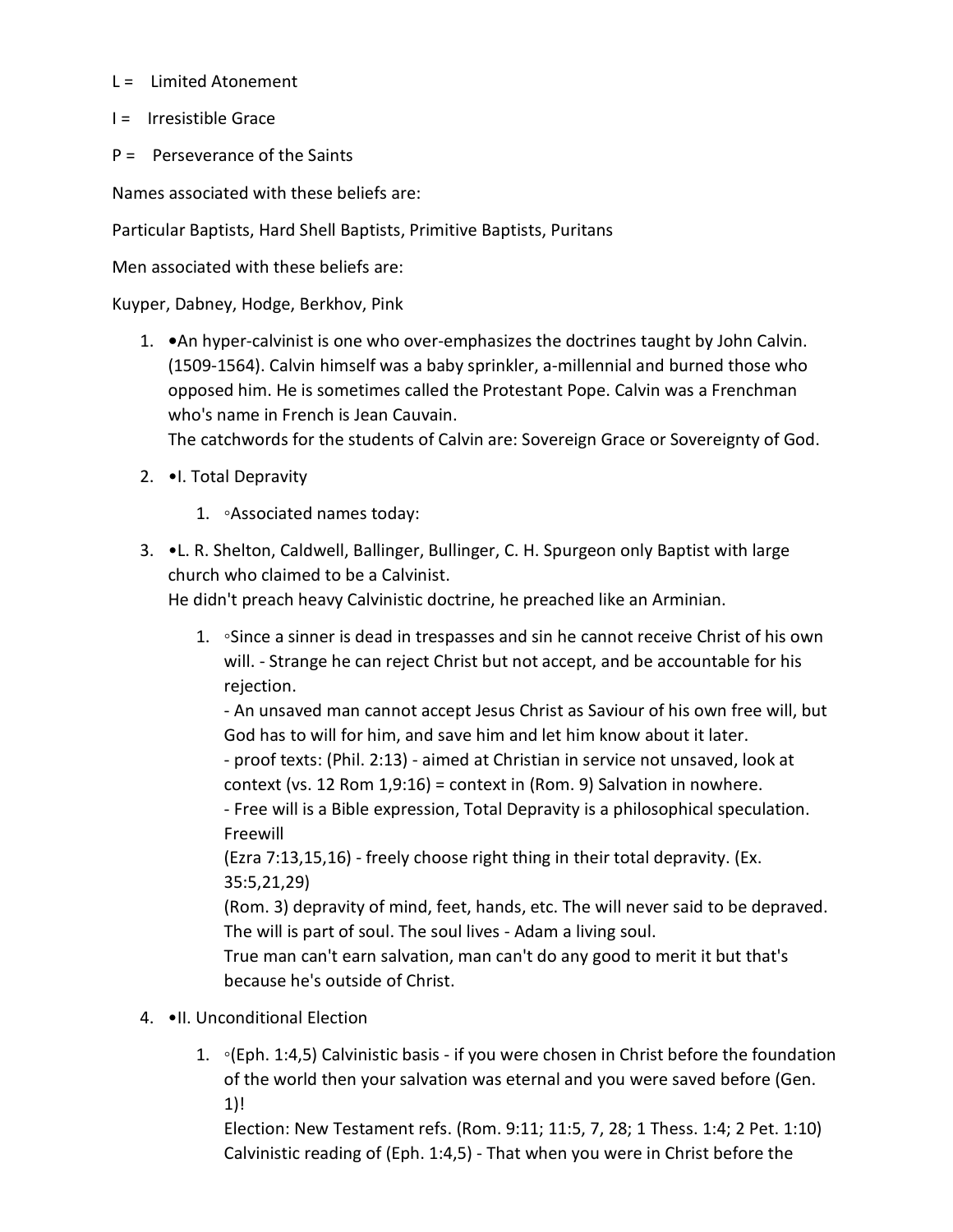L = Limited Atonement

I = Irresistible Grace

P = Perseverance of the Saints

Names associated with these beliefs are:

Particular Baptists, Hard Shell Baptists, Primitive Baptists, Puritans

Men associated with these beliefs are:

Kuyper, Dabney, Hodge, Berkhov, Pink

1. •An hyper-calvinist is one who over-emphasizes the doctrines taught by John Calvin. (1509-1564). Calvin himself was a baby sprinkler, a-millennial and burned those who opposed him. He is sometimes called the Protestant Pope. Calvin was a Frenchman who's name in French is Jean Cauvain.
   The catchwords for the students of Calvin are: Sovereign Grace or Sovereignty of God.
2. •I. Total Depravity
   1. ◦Associated names today:
3. •L. R. Shelton, Caldwell, Ballinger, Bullinger, C. H. Spurgeon only Baptist with large church who claimed to be a Calvinist.
   He didn't preach heavy Calvinistic doctrine, he preached like an Arminian.
   1. ◦Since a sinner is dead in trespasses and sin he cannot receive Christ of his own will. - Strange he can reject Christ but not accept, and be accountable for his rejection.
      - An unsaved man cannot accept Jesus Christ as Saviour of his own free will, but God has to will for him, and save him and let him know about it later.
      - proof texts: (Phil. 2:13) - aimed at Christian in service not unsaved, look at context (vs. 12 Rom 1,9:16) = context in (Rom. 9) Salvation in nowhere.
      - Free will is a Bible expression, Total Depravity is a philosophical speculation. Freewill
      (Ezra 7:13,15,16) - freely choose right thing in their total depravity. (Ex. 35:5,21,29)
      (Rom. 3) depravity of mind, feet, hands, etc. The will never said to be depraved. The will is part of soul. The soul lives - Adam a living soul.
      True man can't earn salvation, man can't do any good to merit it but that's because he's outside of Christ.
4. •II. Unconditional Election
   1. ◦(Eph. 1:4,5) Calvinistic basis - if you were chosen in Christ before the foundation of the world then your salvation was eternal and you were saved before (Gen. 1)!
      Election: New Testament refs. (Rom. 9:11; 11:5, 7, 28; 1 Thess. 1:4; 2 Pet. 1:10)
      Calvinistic reading of (Eph. 1:4,5) - That when you were in Christ before the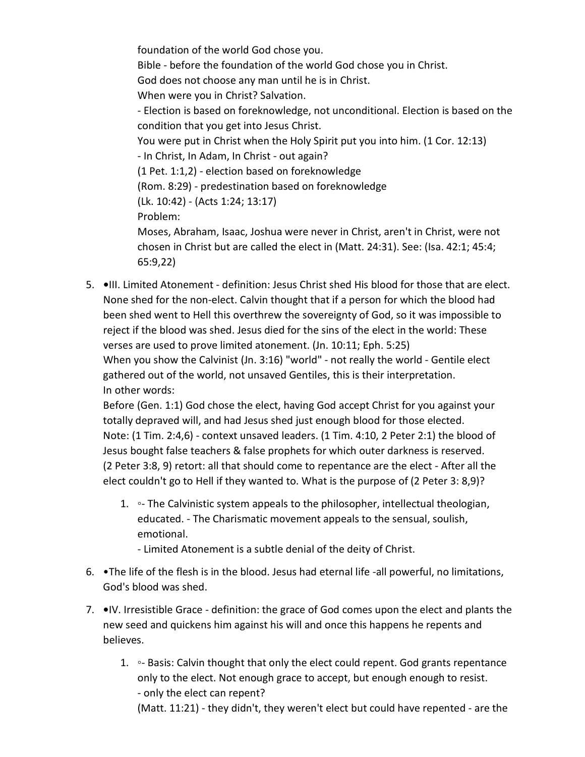foundation of the world God chose you.
Bible - before the foundation of the world God chose you in Christ.
God does not choose any man until he is in Christ.
When were you in Christ? Salvation.
- Election is based on foreknowledge, not unconditional. Election is based on the condition that you get into Jesus Christ.
You were put in Christ when the Holy Spirit put you into him. (1 Cor. 12:13)
- In Christ, In Adam, In Christ - out again?
(1 Pet. 1:1,2) - election based on foreknowledge
(Rom. 8:29) - predestination based on foreknowledge
(Lk. 10:42) - (Acts 1:24; 13:17)
Problem:
Moses, Abraham, Isaac, Joshua were never in Christ, aren't in Christ, were not chosen in Christ but are called the elect in (Matt. 24:31). See: (Isa. 42:1; 45:4; 65:9,22)

5. •III. Limited Atonement - definition: Jesus Christ shed His blood for those that are elect. None shed for the non-elect. Calvin thought that if a person for which the blood had been shed went to Hell this overthrew the sovereignty of God, so it was impossible to reject if the blood was shed. Jesus died for the sins of the elect in the world: These verses are used to prove limited atonement. (Jn. 10:11; Eph. 5:25)
When you show the Calvinist (Jn. 3:16) "world" - not really the world - Gentile elect gathered out of the world, not unsaved Gentiles, this is their interpretation.
In other words:
Before (Gen. 1:1) God chose the elect, having God accept Christ for you against your totally depraved will, and had Jesus shed just enough blood for those elected.
Note: (1 Tim. 2:4,6) - context unsaved leaders. (1 Tim. 4:10, 2 Peter 2:1) the blood of Jesus bought false teachers & false prophets for which outer darkness is reserved.
(2 Peter 3:8, 9) retort: all that should come to repentance are the elect - After all the elect couldn't go to Hell if they wanted to. What is the purpose of (2 Peter 3: 8,9)?
    1. ◦- The Calvinistic system appeals to the philosopher, intellectual theologian, educated. - The Charismatic movement appeals to the sensual, soulish, emotional.
    - Limited Atonement is a subtle denial of the deity of Christ.
6. •The life of the flesh is in the blood. Jesus had eternal life -all powerful, no limitations, God's blood was shed.
7. •IV. Irresistible Grace - definition: the grace of God comes upon the elect and plants the new seed and quickens him against his will and once this happens he repents and believes.
    1. ◦- Basis: Calvin thought that only the elect could repent. God grants repentance only to the elect. Not enough grace to accept, but enough enough to resist.
    - only the elect can repent?
    (Matt. 11:21) - they didn't, they weren't elect but could have repented - are the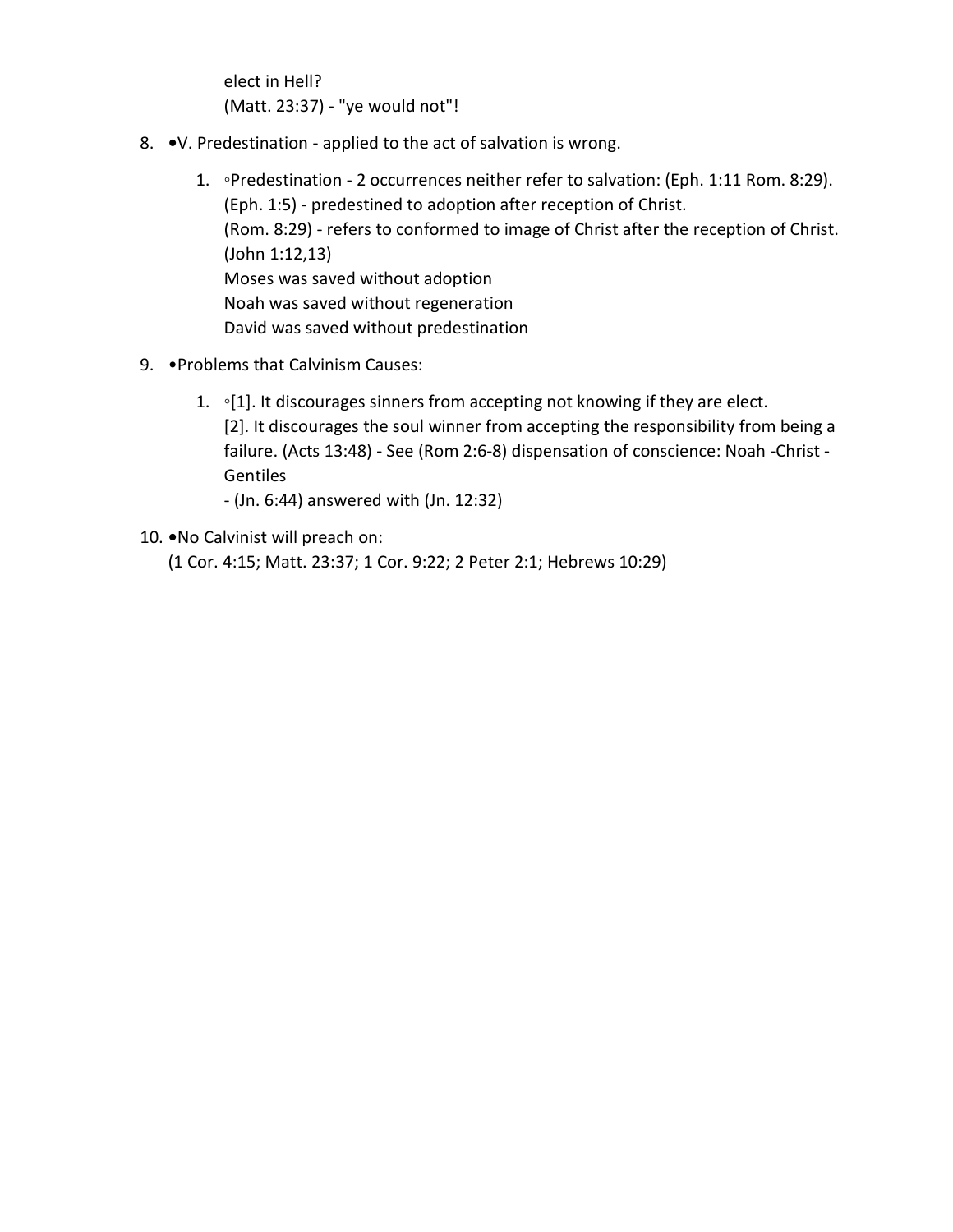elect in Hell?
(Matt. 23:37) - "ye would not"!

8. •V. Predestination - applied to the act of salvation is wrong.

    1. ◦Predestination - 2 occurrences neither refer to salvation: (Eph. 1:11 Rom. 8:29).
       (Eph. 1:5) - predestined to adoption after reception of Christ.
       (Rom. 8:29) - refers to conformed to image of Christ after the reception of Christ.
       (John 1:12,13)
       Moses was saved without adoption
       Noah was saved without regeneration
       David was saved without predestination

9. •Problems that Calvinism Causes:

    1. ◦[1]. It discourages sinners from accepting not knowing if they are elect.
       [2]. It discourages the soul winner from accepting the responsibility from being a failure. (Acts 13:48) - See (Rom 2:6-8) dispensation of conscience: Noah -Christ - Gentiles
       - (Jn. 6:44) answered with (Jn. 12:32)

10. •No Calvinist will preach on:
    (1 Cor. 4:15; Matt. 23:37; 1 Cor. 9:22; 2 Peter 2:1; Hebrews 10:29)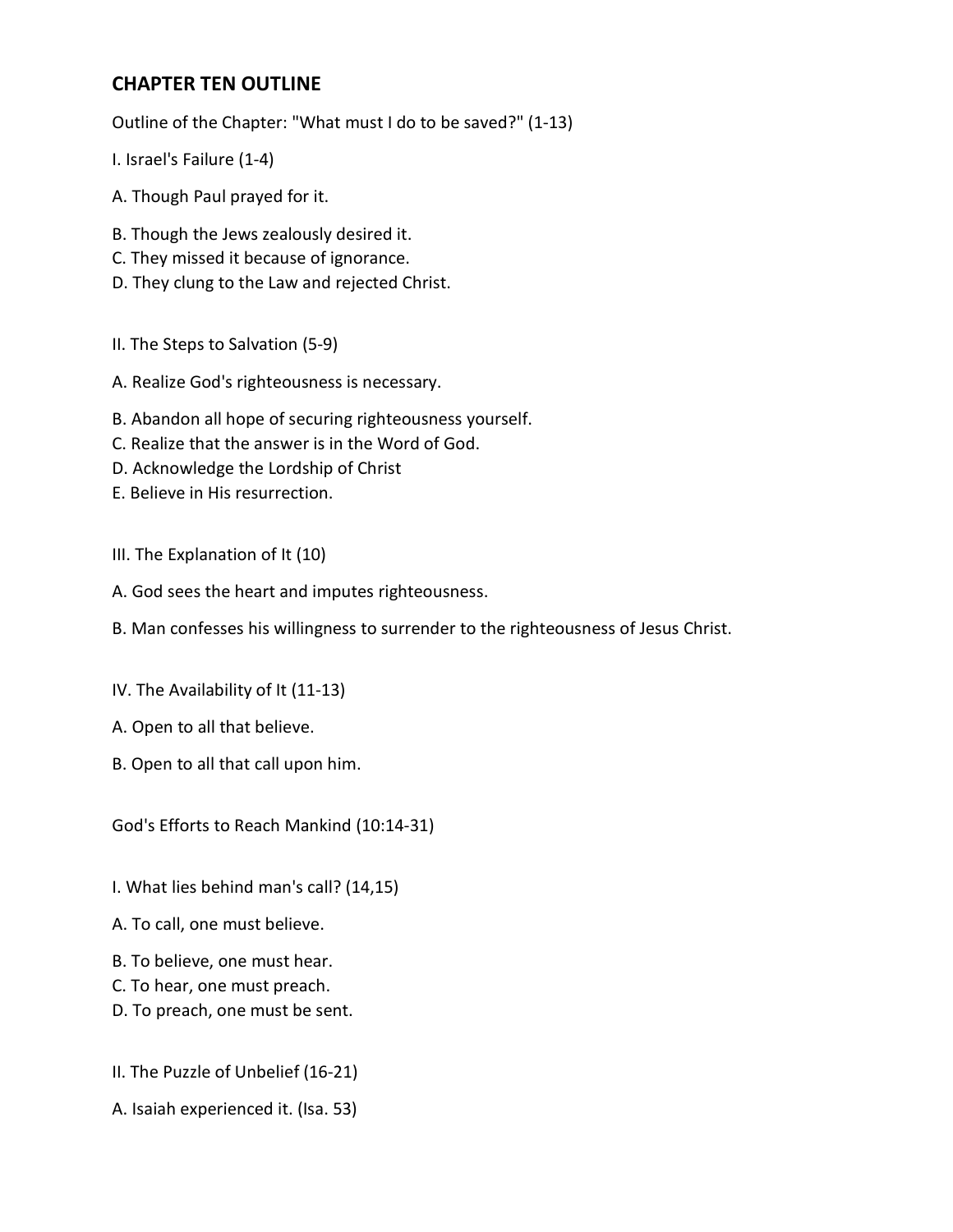## CHAPTER TEN OUTLINE

Outline of the Chapter: "What must I do to be saved?" (1-13)

I. Israel's Failure (1-4)

A. Though Paul prayed for it.

B. Though the Jews zealously desired it.
C. They missed it because of ignorance.
D. They clung to the Law and rejected Christ.

II. The Steps to Salvation (5-9)

A. Realize God's righteousness is necessary.

B. Abandon all hope of securing righteousness yourself.
C. Realize that the answer is in the Word of God.
D. Acknowledge the Lordship of Christ
E. Believe in His resurrection.

III. The Explanation of It (10)

A. God sees the heart and imputes righteousness.

B. Man confesses his willingness to surrender to the righteousness of Jesus Christ.

IV. The Availability of It (11-13)

A. Open to all that believe.

B. Open to all that call upon him.

God's Efforts to Reach Mankind (10:14-31)

I. What lies behind man's call? (14,15)

A. To call, one must believe.

B. To believe, one must hear.
C. To hear, one must preach.
D. To preach, one must be sent.

II. The Puzzle of Unbelief (16-21)

A. Isaiah experienced it. (Isa. 53)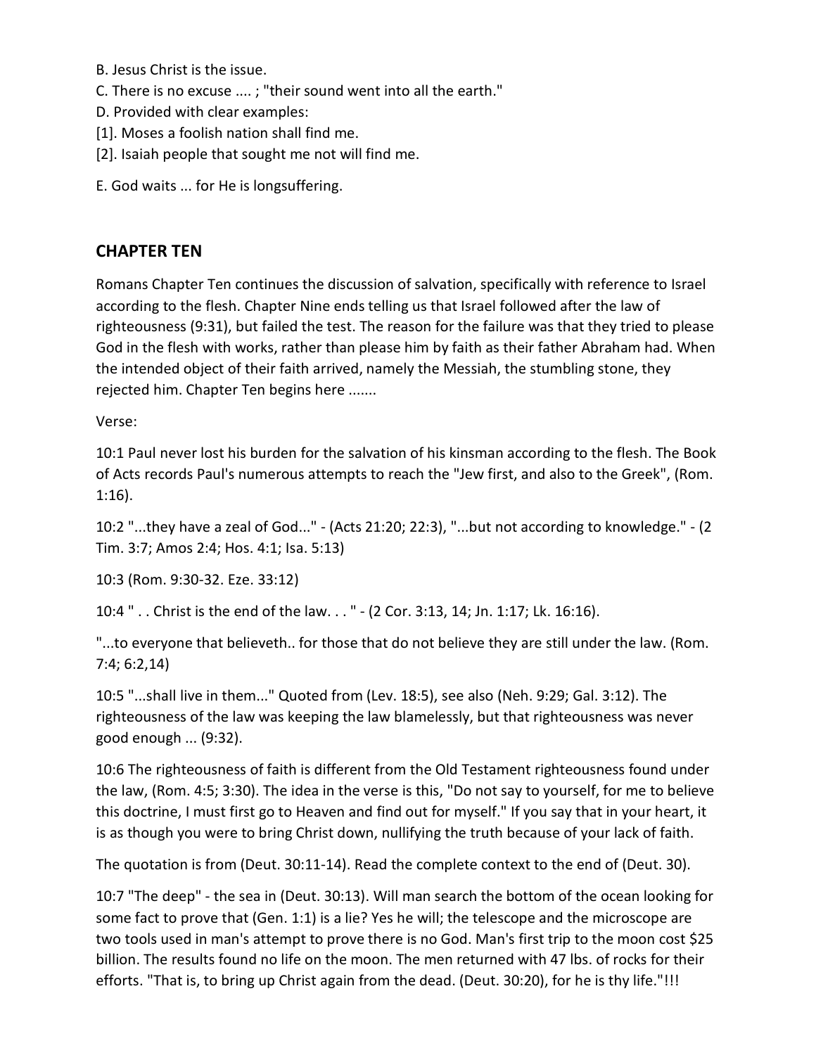B. Jesus Christ is the issue.

C. There is no excuse .... ; "their sound went into all the earth."

D. Provided with clear examples:

[1]. Moses a foolish nation shall find me.

[2]. Isaiah people that sought me not will find me.

E. God waits ... for He is longsuffering.

## CHAPTER TEN

Romans Chapter Ten continues the discussion of salvation, specifically with reference to Israel according to the flesh. Chapter Nine ends telling us that Israel followed after the law of righteousness (9:31), but failed the test. The reason for the failure was that they tried to please God in the flesh with works, rather than please him by faith as their father Abraham had. When the intended object of their faith arrived, namely the Messiah, the stumbling stone, they rejected him. Chapter Ten begins here .......

Verse:

10:1 Paul never lost his burden for the salvation of his kinsman according to the flesh. The Book of Acts records Paul's numerous attempts to reach the "Jew first, and also to the Greek", (Rom. 1:16).

10:2 "...they have a zeal of God..." - (Acts 21:20; 22:3), "...but not according to knowledge." - (2 Tim. 3:7; Amos 2:4; Hos. 4:1; Isa. 5:13)

10:3 (Rom. 9:30-32. Eze. 33:12)

10:4 " . . Christ is the end of the law. . . " - (2 Cor. 3:13, 14; Jn. 1:17; Lk. 16:16).

"...to everyone that believeth.. for those that do not believe they are still under the law. (Rom. 7:4; 6:2,14)

10:5 "...shall live in them..." Quoted from (Lev. 18:5), see also (Neh. 9:29; Gal. 3:12). The righteousness of the law was keeping the law blamelessly, but that righteousness was never good enough ... (9:32).

10:6 The righteousness of faith is different from the Old Testament righteousness found under the law, (Rom. 4:5; 3:30). The idea in the verse is this, "Do not say to yourself, for me to believe this doctrine, I must first go to Heaven and find out for myself." If you say that in your heart, it is as though you were to bring Christ down, nullifying the truth because of your lack of faith.

The quotation is from (Deut. 30:11-14). Read the complete context to the end of (Deut. 30).

10:7 "The deep" - the sea in (Deut. 30:13). Will man search the bottom of the ocean looking for some fact to prove that (Gen. 1:1) is a lie? Yes he will; the telescope and the microscope are two tools used in man's attempt to prove there is no God. Man's first trip to the moon cost $25 billion. The results found no life on the moon. The men returned with 47 lbs. of rocks for their efforts. "That is, to bring up Christ again from the dead. (Deut. 30:20), for he is thy life."!!!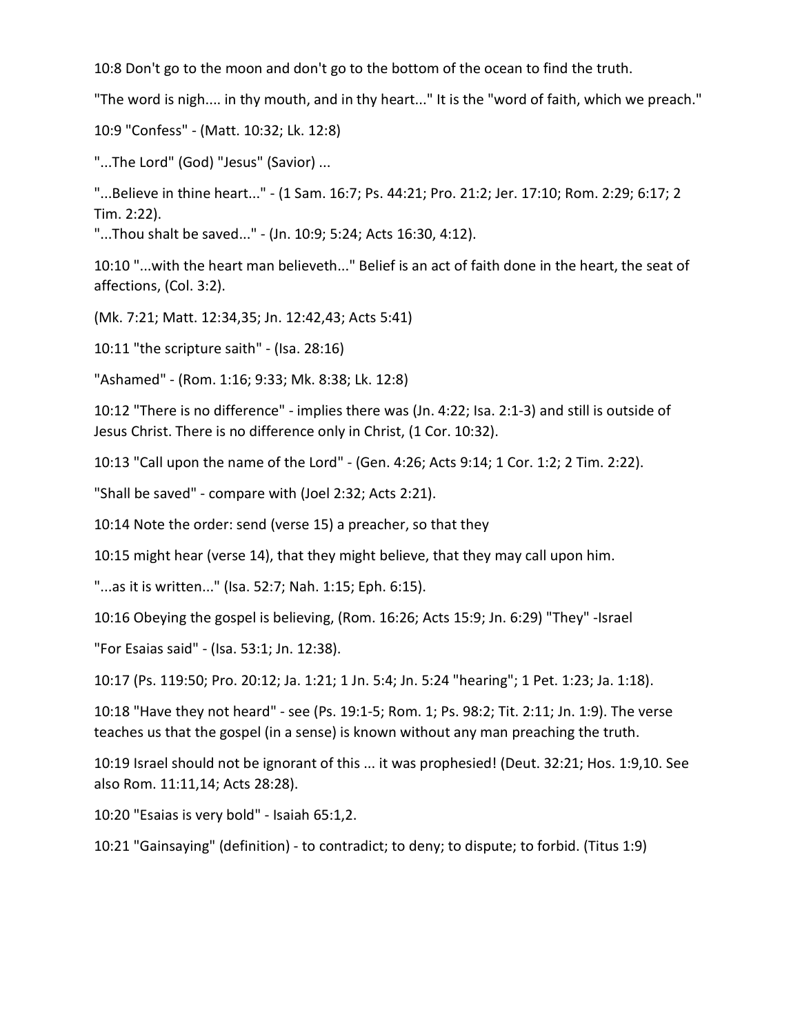10:8 Don't go to the moon and don't go to the bottom of the ocean to find the truth.

"The word is nigh.... in thy mouth, and in thy heart..." It is the "word of faith, which we preach."

10:9 "Confess" - (Matt. 10:32; Lk. 12:8)

"...The Lord" (God) "Jesus" (Savior) ...

"...Believe in thine heart..." - (1 Sam. 16:7; Ps. 44:21; Pro. 21:2; Jer. 17:10; Rom. 2:29; 6:17; 2 Tim. 2:22).
"...Thou shalt be saved..." - (Jn. 10:9; 5:24; Acts 16:30, 4:12).

10:10 "...with the heart man believeth..." Belief is an act of faith done in the heart, the seat of affections, (Col. 3:2).

(Mk. 7:21; Matt. 12:34,35; Jn. 12:42,43; Acts 5:41)

10:11 "the scripture saith" - (Isa. 28:16)

"Ashamed" - (Rom. 1:16; 9:33; Mk. 8:38; Lk. 12:8)

10:12 "There is no difference" - implies there was (Jn. 4:22; Isa. 2:1-3) and still is outside of Jesus Christ. There is no difference only in Christ, (1 Cor. 10:32).

10:13 "Call upon the name of the Lord" - (Gen. 4:26; Acts 9:14; 1 Cor. 1:2; 2 Tim. 2:22).

"Shall be saved" - compare with (Joel 2:32; Acts 2:21).

10:14 Note the order: send (verse 15) a preacher, so that they

10:15 might hear (verse 14), that they might believe, that they may call upon him.

"...as it is written..." (Isa. 52:7; Nah. 1:15; Eph. 6:15).

10:16 Obeying the gospel is believing, (Rom. 16:26; Acts 15:9; Jn. 6:29) "They" -Israel

"For Esaias said" - (Isa. 53:1; Jn. 12:38).

10:17 (Ps. 119:50; Pro. 20:12; Ja. 1:21; 1 Jn. 5:4; Jn. 5:24 "hearing"; 1 Pet. 1:23; Ja. 1:18).

10:18 "Have they not heard" - see (Ps. 19:1-5; Rom. 1; Ps. 98:2; Tit. 2:11; Jn. 1:9). The verse teaches us that the gospel (in a sense) is known without any man preaching the truth.

10:19 Israel should not be ignorant of this ... it was prophesied! (Deut. 32:21; Hos. 1:9,10. See also Rom. 11:11,14; Acts 28:28).

10:20 "Esaias is very bold" - Isaiah 65:1,2.

10:21 "Gainsaying" (definition) - to contradict; to deny; to dispute; to forbid. (Titus 1:9)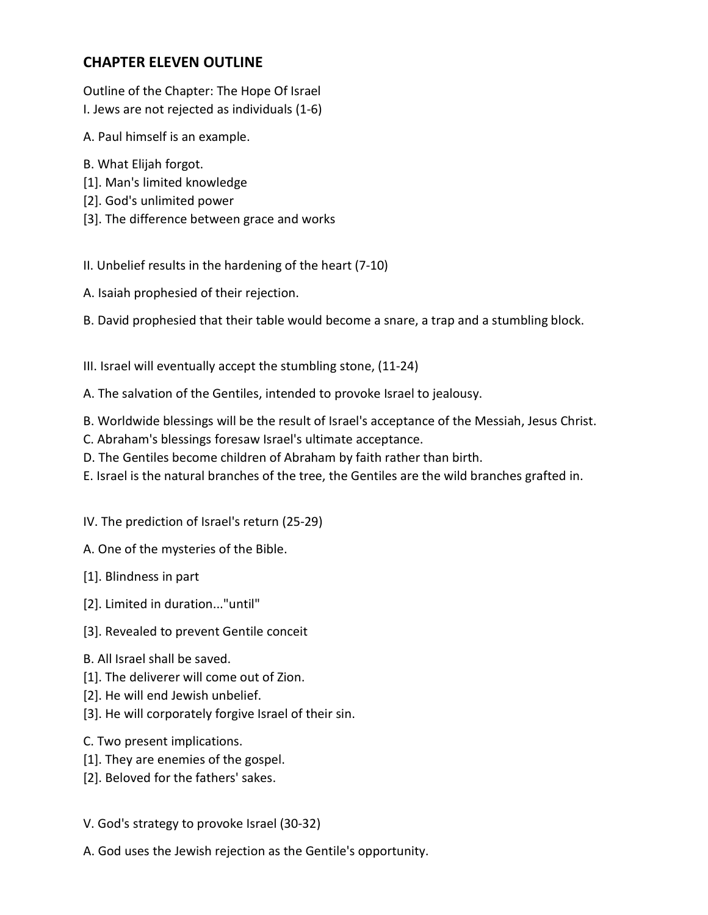## CHAPTER ELEVEN OUTLINE

Outline of the Chapter: The Hope Of Israel
I. Jews are not rejected as individuals (1-6)

A. Paul himself is an example.

B. What Elijah forgot.
[1]. Man's limited knowledge
[2]. God's unlimited power
[3]. The difference between grace and works

II. Unbelief results in the hardening of the heart (7-10)

A. Isaiah prophesied of their rejection.

B. David prophesied that their table would become a snare, a trap and a stumbling block.

III. Israel will eventually accept the stumbling stone, (11-24)

A. The salvation of the Gentiles, intended to provoke Israel to jealousy.

B. Worldwide blessings will be the result of Israel's acceptance of the Messiah, Jesus Christ.
C. Abraham's blessings foresaw Israel's ultimate acceptance.
D. The Gentiles become children of Abraham by faith rather than birth.
E. Israel is the natural branches of the tree, the Gentiles are the wild branches grafted in.

IV. The prediction of Israel's return (25-29)

A. One of the mysteries of the Bible.

[1]. Blindness in part

[2]. Limited in duration..."until"

[3]. Revealed to prevent Gentile conceit

B. All Israel shall be saved.
[1]. The deliverer will come out of Zion.
[2]. He will end Jewish unbelief.
[3]. He will corporately forgive Israel of their sin.

C. Two present implications.
[1]. They are enemies of the gospel.
[2]. Beloved for the fathers' sakes.

V. God's strategy to provoke Israel (30-32)

A. God uses the Jewish rejection as the Gentile's opportunity.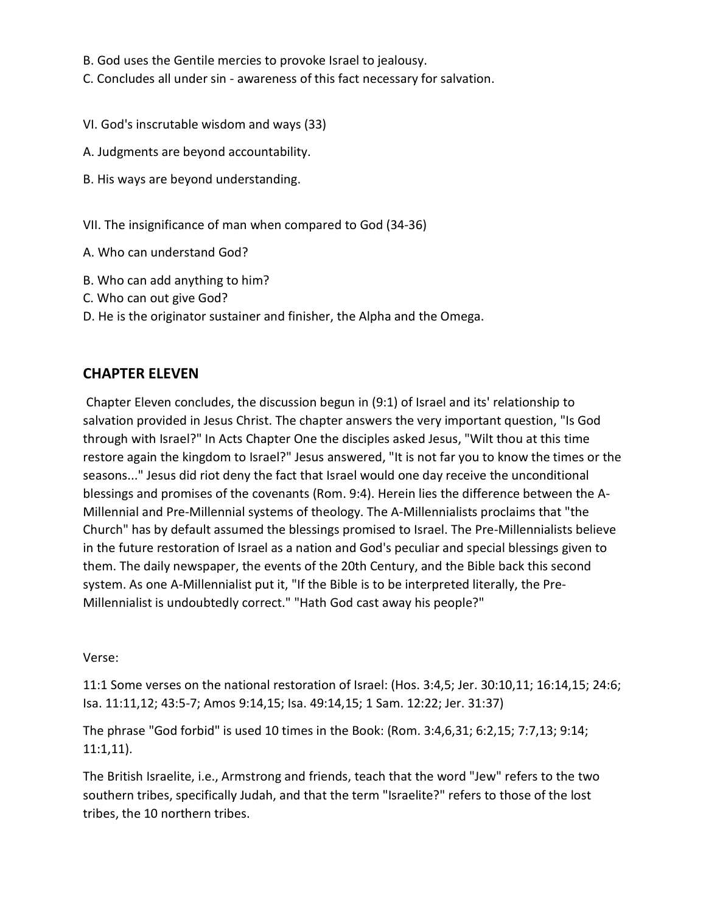B. God uses the Gentile mercies to provoke Israel to jealousy.
C. Concludes all under sin - awareness of this fact necessary for salvation.

VI. God's inscrutable wisdom and ways (33)

A. Judgments are beyond accountability.

B. His ways are beyond understanding.

VII. The insignificance of man when compared to God (34-36)

A. Who can understand God?

B. Who can add anything to him?
C. Who can out give God?
D. He is the originator sustainer and finisher, the Alpha and the Omega.

## CHAPTER ELEVEN

Chapter Eleven concludes, the discussion begun in (9:1) of Israel and its' relationship to salvation provided in Jesus Christ. The chapter answers the very important question, "Is God through with Israel?" In Acts Chapter One the disciples asked Jesus, "Wilt thou at this time restore again the kingdom to Israel?" Jesus answered, "It is not far you to know the times or the seasons..." Jesus did riot deny the fact that Israel would one day receive the unconditional blessings and promises of the covenants (Rom. 9:4). Herein lies the difference between the A-Millennial and Pre-Millennial systems of theology. The A-Millennialists proclaims that "the Church" has by default assumed the blessings promised to Israel. The Pre-Millennialists believe in the future restoration of Israel as a nation and God's peculiar and special blessings given to them. The daily newspaper, the events of the 20th Century, and the Bible back this second system. As one A-Millennialist put it, "If the Bible is to be interpreted literally, the Pre-Millennialist is undoubtedly correct." "Hath God cast away his people?"

Verse:

11:1 Some verses on the national restoration of Israel: (Hos. 3:4,5; Jer. 30:10,11; 16:14,15; 24:6; Isa. 11:11,12; 43:5-7; Amos 9:14,15; Isa. 49:14,15; 1 Sam. 12:22; Jer. 31:37)

The phrase "God forbid" is used 10 times in the Book: (Rom. 3:4,6,31; 6:2,15; 7:7,13; 9:14; 11:1,11).

The British Israelite, i.e., Armstrong and friends, teach that the word "Jew" refers to the two southern tribes, specifically Judah, and that the term "Israelite?" refers to those of the lost tribes, the 10 northern tribes.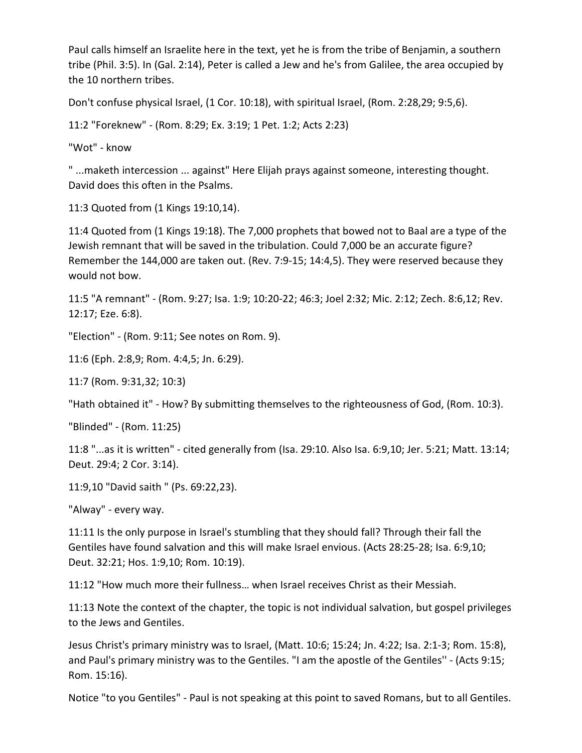Paul calls himself an Israelite here in the text, yet he is from the tribe of Benjamin, a southern tribe (Phil. 3:5). In (Gal. 2:14), Peter is called a Jew and he's from Galilee, the area occupied by the 10 northern tribes.

Don't confuse physical Israel, (1 Cor. 10:18), with spiritual Israel, (Rom. 2:28,29; 9:5,6).

11:2 "Foreknew" - (Rom. 8:29; Ex. 3:19; 1 Pet. 1:2; Acts 2:23)

"Wot" - know

" ...maketh intercession ... against" Here Elijah prays against someone, interesting thought. David does this often in the Psalms.

11:3 Quoted from (1 Kings 19:10,14).

11:4 Quoted from (1 Kings 19:18). The 7,000 prophets that bowed not to Baal are a type of the Jewish remnant that will be saved in the tribulation. Could 7,000 be an accurate figure? Remember the 144,000 are taken out. (Rev. 7:9-15; 14:4,5). They were reserved because they would not bow.

11:5 "A remnant" - (Rom. 9:27; Isa. 1:9; 10:20-22; 46:3; Joel 2:32; Mic. 2:12; Zech. 8:6,12; Rev. 12:17; Eze. 6:8).

"Election" - (Rom. 9:11; See notes on Rom. 9).

11:6 (Eph. 2:8,9; Rom. 4:4,5; Jn. 6:29).

11:7 (Rom. 9:31,32; 10:3)

"Hath obtained it" - How? By submitting themselves to the righteousness of God, (Rom. 10:3).

"Blinded" - (Rom. 11:25)

11:8 "...as it is written" - cited generally from (Isa. 29:10. Also Isa. 6:9,10; Jer. 5:21; Matt. 13:14; Deut. 29:4; 2 Cor. 3:14).

11:9,10 "David saith " (Ps. 69:22,23).

"Alway" - every way.

11:11 Is the only purpose in Israel's stumbling that they should fall? Through their fall the Gentiles have found salvation and this will make Israel envious. (Acts 28:25-28; Isa. 6:9,10; Deut. 32:21; Hos. 1:9,10; Rom. 10:19).

11:12 "How much more their fullness… when Israel receives Christ as their Messiah.

11:13 Note the context of the chapter, the topic is not individual salvation, but gospel privileges to the Jews and Gentiles.

Jesus Christ's primary ministry was to Israel, (Matt. 10:6; 15:24; Jn. 4:22; Isa. 2:1-3; Rom. 15:8), and Paul's primary ministry was to the Gentiles. "I am the apostle of the Gentiles'' - (Acts 9:15; Rom. 15:16).

Notice "to you Gentiles" - Paul is not speaking at this point to saved Romans, but to all Gentiles.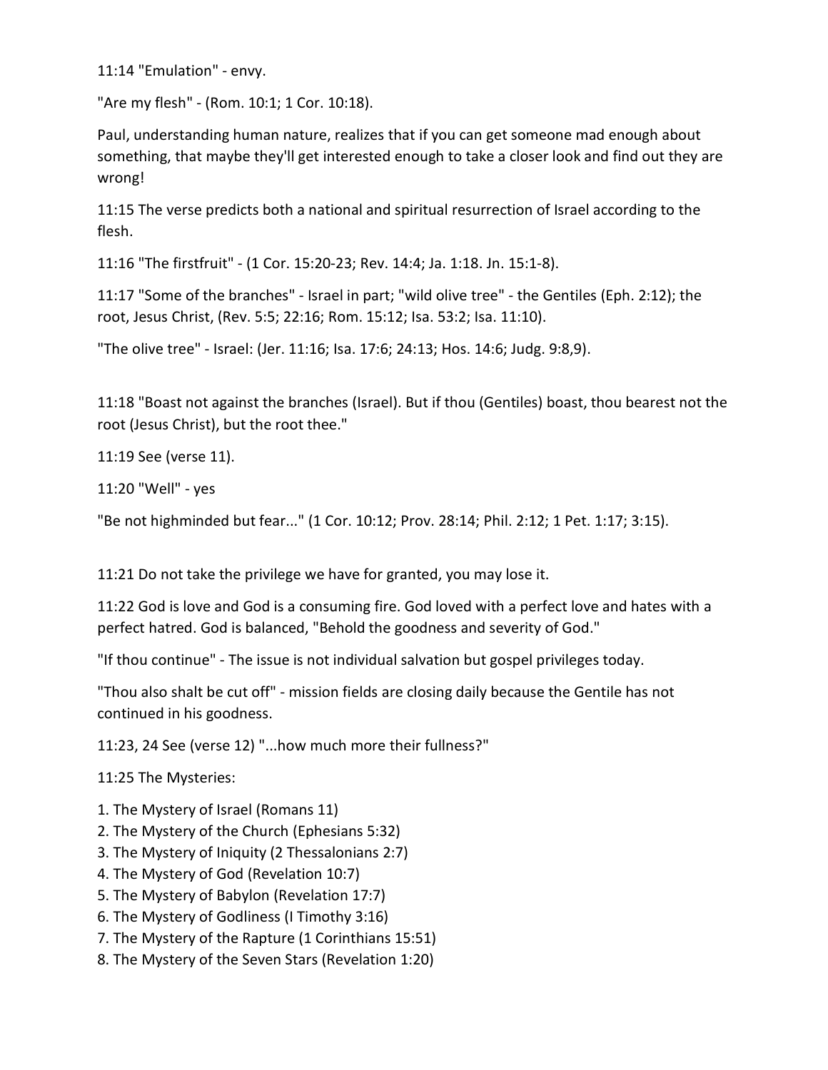11:14 "Emulation" - envy.

"Are my flesh" - (Rom. 10:1; 1 Cor. 10:18).

Paul, understanding human nature, realizes that if you can get someone mad enough about something, that maybe they'll get interested enough to take a closer look and find out they are wrong!

11:15 The verse predicts both a national and spiritual resurrection of Israel according to the flesh.

11:16 "The firstfruit" - (1 Cor. 15:20-23; Rev. 14:4; Ja. 1:18. Jn. 15:1-8).

11:17 "Some of the branches" - Israel in part; "wild olive tree" - the Gentiles (Eph. 2:12); the root, Jesus Christ, (Rev. 5:5; 22:16; Rom. 15:12; Isa. 53:2; Isa. 11:10).

"The olive tree" - Israel: (Jer. 11:16; Isa. 17:6; 24:13; Hos. 14:6; Judg. 9:8,9).

11:18 "Boast not against the branches (Israel). But if thou (Gentiles) boast, thou bearest not the root (Jesus Christ), but the root thee."

11:19 See (verse 11).

11:20 "Well" - yes

"Be not highminded but fear..." (1 Cor. 10:12; Prov. 28:14; Phil. 2:12; 1 Pet. 1:17; 3:15).

11:21 Do not take the privilege we have for granted, you may lose it.

11:22 God is love and God is a consuming fire. God loved with a perfect love and hates with a perfect hatred. God is balanced, "Behold the goodness and severity of God."

"If thou continue" - The issue is not individual salvation but gospel privileges today.

"Thou also shalt be cut off" - mission fields are closing daily because the Gentile has not continued in his goodness.

11:23, 24 See (verse 12) "...how much more their fullness?"

11:25 The Mysteries:

1. The Mystery of Israel (Romans 11)
2. The Mystery of the Church (Ephesians 5:32)
3. The Mystery of Iniquity (2 Thessalonians 2:7)
4. The Mystery of God (Revelation 10:7)
5. The Mystery of Babylon (Revelation 17:7)
6. The Mystery of Godliness (I Timothy 3:16)
7. The Mystery of the Rapture (1 Corinthians 15:51)
8. The Mystery of the Seven Stars (Revelation 1:20)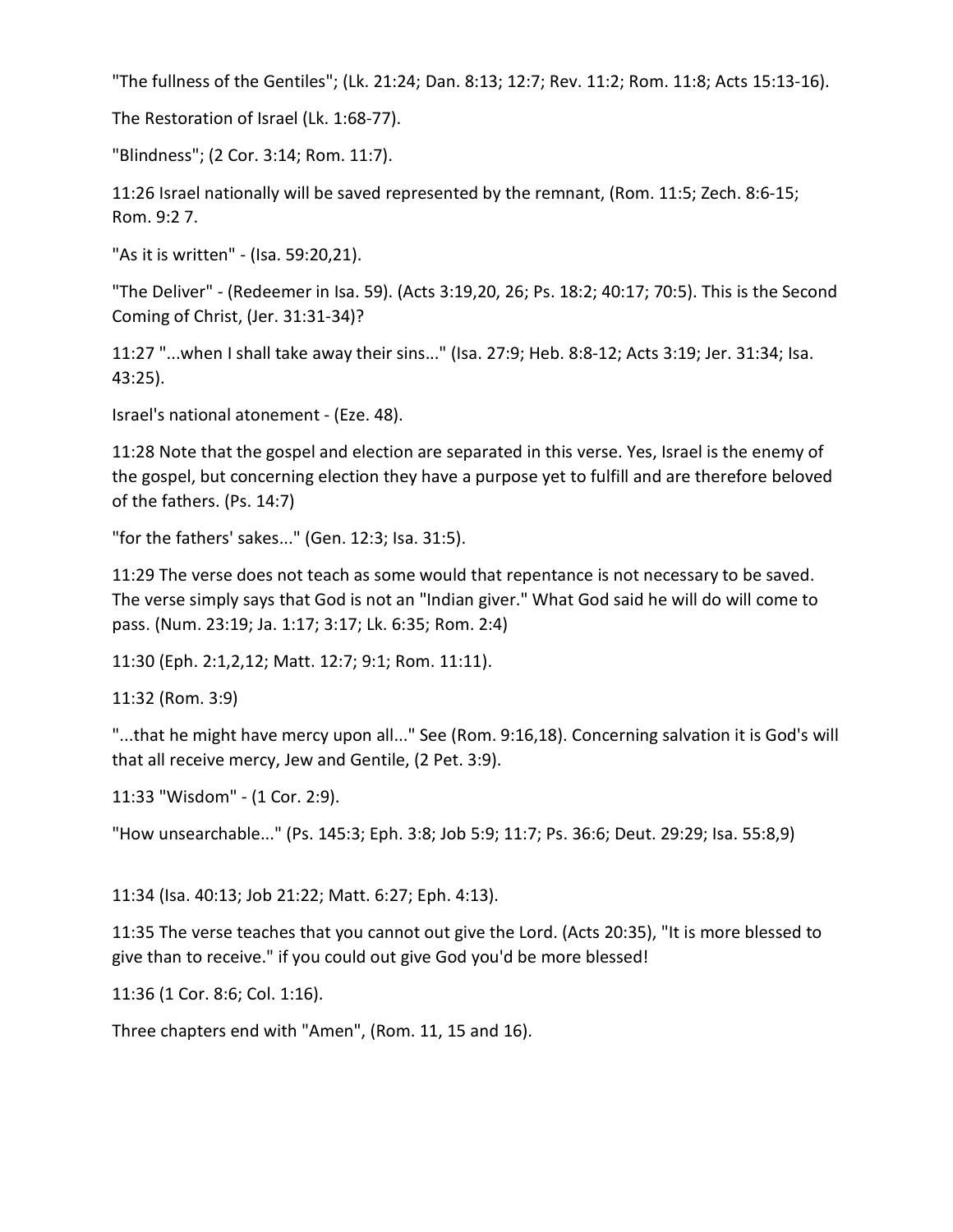"The fullness of the Gentiles"; (Lk. 21:24; Dan. 8:13; 12:7; Rev. 11:2; Rom. 11:8; Acts 15:13-16).

The Restoration of Israel (Lk. 1:68-77).

"Blindness"; (2 Cor. 3:14; Rom. 11:7).

11:26 Israel nationally will be saved represented by the remnant, (Rom. 11:5; Zech. 8:6-15; Rom. 9:2 7.

"As it is written" - (Isa. 59:20,21).

"The Deliver" - (Redeemer in Isa. 59). (Acts 3:19,20, 26; Ps. 18:2; 40:17; 70:5). This is the Second Coming of Christ, (Jer. 31:31-34)?

11:27 "...when I shall take away their sins..." (Isa. 27:9; Heb. 8:8-12; Acts 3:19; Jer. 31:34; Isa. 43:25).

Israel's national atonement - (Eze. 48).

11:28 Note that the gospel and election are separated in this verse. Yes, Israel is the enemy of the gospel, but concerning election they have a purpose yet to fulfill and are therefore beloved of the fathers. (Ps. 14:7)

"for the fathers' sakes..." (Gen. 12:3; Isa. 31:5).

11:29 The verse does not teach as some would that repentance is not necessary to be saved. The verse simply says that God is not an "Indian giver." What God said he will do will come to pass. (Num. 23:19; Ja. 1:17; 3:17; Lk. 6:35; Rom. 2:4)

11:30 (Eph. 2:1,2,12; Matt. 12:7; 9:1; Rom. 11:11).

11:32 (Rom. 3:9)

"...that he might have mercy upon all..." See (Rom. 9:16,18). Concerning salvation it is God's will that all receive mercy, Jew and Gentile, (2 Pet. 3:9).

11:33 "Wisdom" - (1 Cor. 2:9).

"How unsearchable..." (Ps. 145:3; Eph. 3:8; Job 5:9; 11:7; Ps. 36:6; Deut. 29:29; Isa. 55:8,9)

11:34 (Isa. 40:13; Job 21:22; Matt. 6:27; Eph. 4:13).

11:35 The verse teaches that you cannot out give the Lord. (Acts 20:35), "It is more blessed to give than to receive." if you could out give God you'd be more blessed!

11:36 (1 Cor. 8:6; Col. 1:16).

Three chapters end with "Amen", (Rom. 11, 15 and 16).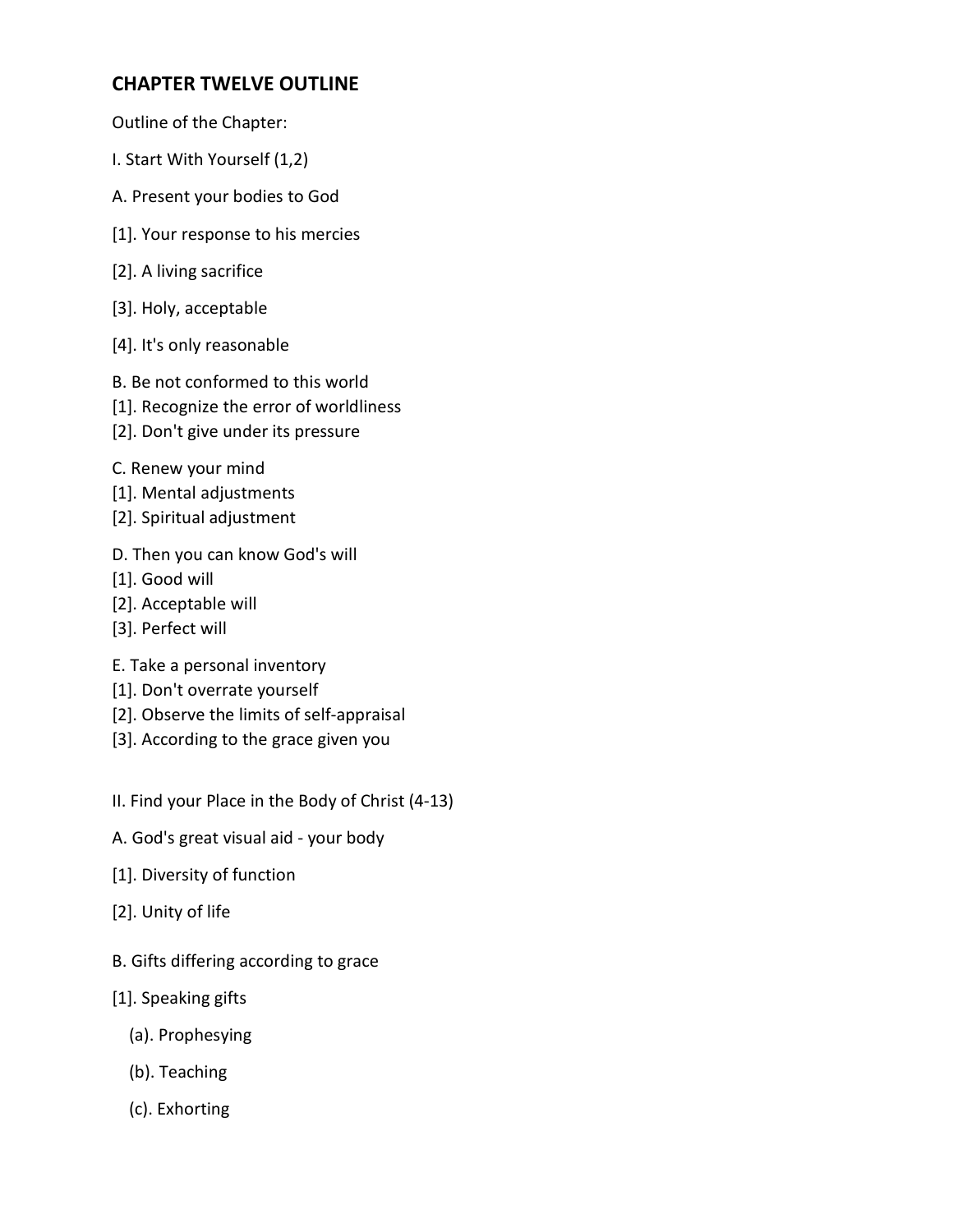## CHAPTER TWELVE OUTLINE

Outline of the Chapter:

I. Start With Yourself (1,2)

A. Present your bodies to God

[1]. Your response to his mercies

[2]. A living sacrifice

[3]. Holy, acceptable

[4]. It's only reasonable

B. Be not conformed to this world

[1]. Recognize the error of worldliness

[2]. Don't give under its pressure

C. Renew your mind

[1]. Mental adjustments

[2]. Spiritual adjustment

D. Then you can know God's will

[1]. Good will

[2]. Acceptable will

[3]. Perfect will

E. Take a personal inventory

[1]. Don't overrate yourself

[2]. Observe the limits of self-appraisal

[3]. According to the grace given you

II. Find your Place in the Body of Christ (4-13)

A. God's great visual aid - your body

[1]. Diversity of function

[2]. Unity of life

B. Gifts differing according to grace

[1]. Speaking gifts

(a). Prophesying

(b). Teaching

(c). Exhorting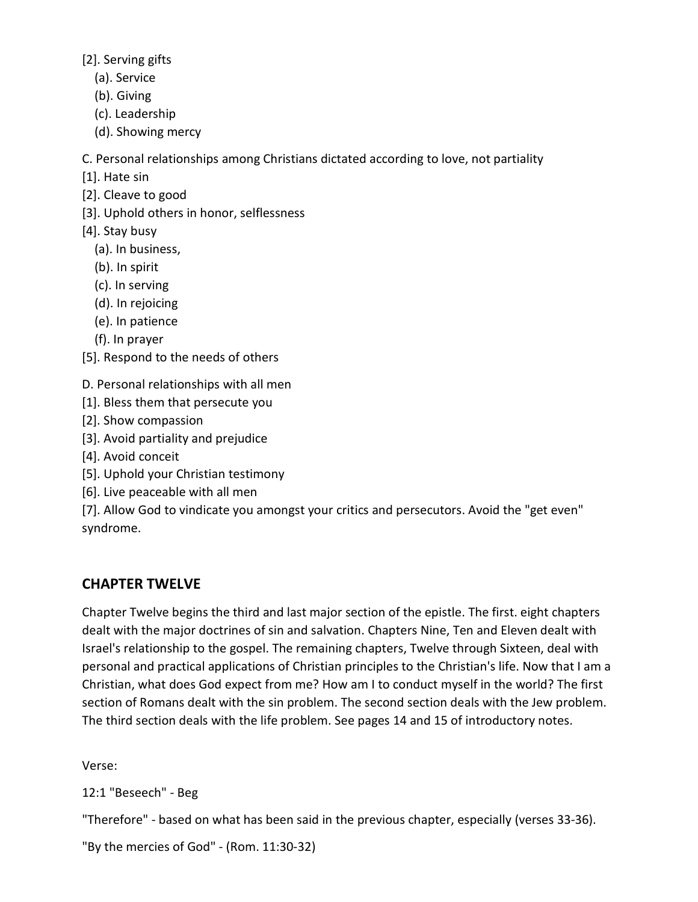[2]. Serving gifts
   (a). Service
   (b). Giving
   (c). Leadership
   (d). Showing mercy

C. Personal relationships among Christians dictated according to love, not partiality
[1]. Hate sin
[2]. Cleave to good
[3]. Uphold others in honor, selflessness
[4]. Stay busy
   (a). In business,
   (b). In spirit
   (c). In serving
   (d). In rejoicing
   (e). In patience
   (f). In prayer
[5]. Respond to the needs of others

D. Personal relationships with all men
[1]. Bless them that persecute you
[2]. Show compassion
[3]. Avoid partiality and prejudice
[4]. Avoid conceit
[5]. Uphold your Christian testimony
[6]. Live peaceable with all men
[7]. Allow God to vindicate you amongst your critics and persecutors. Avoid the "get even" syndrome.

## CHAPTER TWELVE

Chapter Twelve begins the third and last major section of the epistle. The first. eight chapters dealt with the major doctrines of sin and salvation. Chapters Nine, Ten and Eleven dealt with Israel's relationship to the gospel. The remaining chapters, Twelve through Sixteen, deal with personal and practical applications of Christian principles to the Christian's life. Now that I am a Christian, what does God expect from me? How am I to conduct myself in the world? The first section of Romans dealt with the sin problem. The second section deals with the Jew problem. The third section deals with the life problem. See pages 14 and 15 of introductory notes.

Verse:

12:1 "Beseech" - Beg

"Therefore" - based on what has been said in the previous chapter, especially (verses 33-36).

"By the mercies of God" - (Rom. 11:30-32)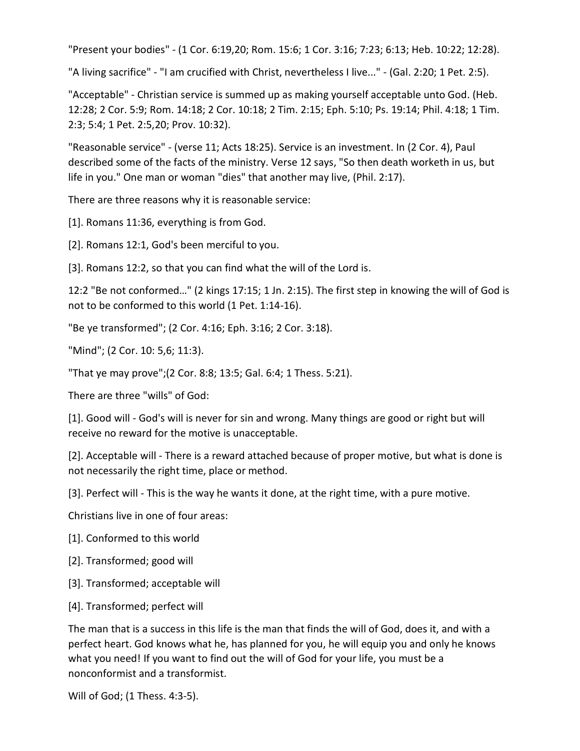"Present your bodies" - (1 Cor. 6:19,20; Rom. 15:6; 1 Cor. 3:16; 7:23; 6:13; Heb. 10:22; 12:28).

"A living sacrifice" - "I am crucified with Christ, nevertheless I live..." - (Gal. 2:20; 1 Pet. 2:5).

"Acceptable" - Christian service is summed up as making yourself acceptable unto God. (Heb. 12:28; 2 Cor. 5:9; Rom. 14:18; 2 Cor. 10:18; 2 Tim. 2:15; Eph. 5:10; Ps. 19:14; Phil. 4:18; 1 Tim. 2:3; 5:4; 1 Pet. 2:5,20; Prov. 10:32).

"Reasonable service" - (verse 11; Acts 18:25). Service is an investment. In (2 Cor. 4), Paul described some of the facts of the ministry. Verse 12 says, "So then death worketh in us, but life in you." One man or woman "dies" that another may live, (Phil. 2:17).

There are three reasons why it is reasonable service:

[1]. Romans 11:36, everything is from God.

[2]. Romans 12:1, God's been merciful to you.

[3]. Romans 12:2, so that you can find what the will of the Lord is.

12:2 "Be not conformed…" (2 kings 17:15; 1 Jn. 2:15). The first step in knowing the will of God is not to be conformed to this world (1 Pet. 1:14-16).

"Be ye transformed"; (2 Cor. 4:16; Eph. 3:16; 2 Cor. 3:18).

"Mind"; (2 Cor. 10: 5,6; 11:3).

"That ye may prove";(2 Cor. 8:8; 13:5; Gal. 6:4; 1 Thess. 5:21).

There are three "wills" of God:

[1]. Good will - God's will is never for sin and wrong. Many things are good or right but will receive no reward for the motive is unacceptable.

[2]. Acceptable will - There is a reward attached because of proper motive, but what is done is not necessarily the right time, place or method.

[3]. Perfect will - This is the way he wants it done, at the right time, with a pure motive.

Christians live in one of four areas:

[1]. Conformed to this world

[2]. Transformed; good will

[3]. Transformed; acceptable will

[4]. Transformed; perfect will

The man that is a success in this life is the man that finds the will of God, does it, and with a perfect heart. God knows what he, has planned for you, he will equip you and only he knows what you need! If you want to find out the will of God for your life, you must be a nonconformist and a transformist.

Will of God; (1 Thess. 4:3-5).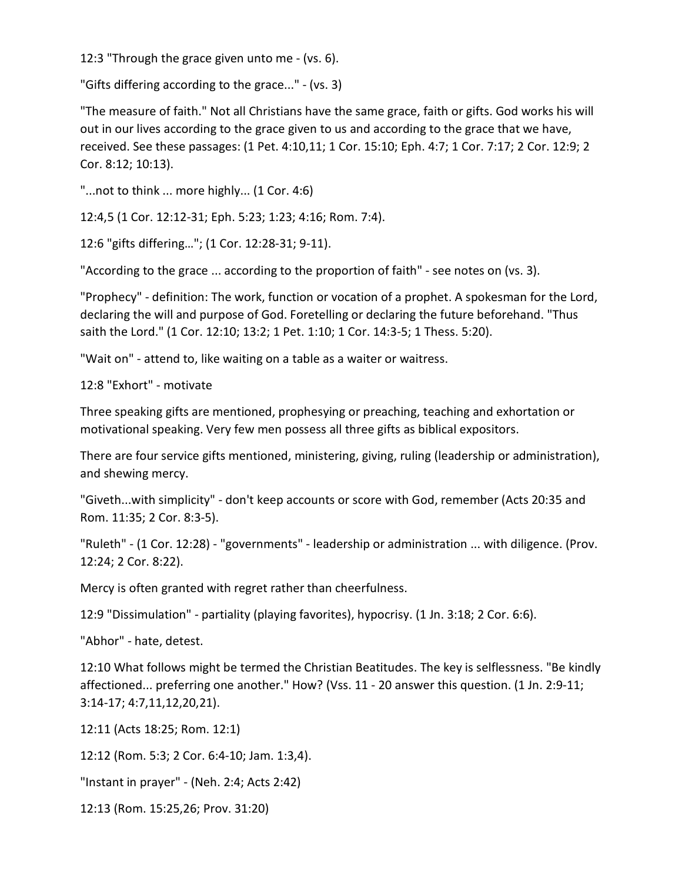12:3 "Through the grace given unto me - (vs. 6).

"Gifts differing according to the grace..." - (vs. 3)

"The measure of faith." Not all Christians have the same grace, faith or gifts. God works his will out in our lives according to the grace given to us and according to the grace that we have, received. See these passages: (1 Pet. 4:10,11; 1 Cor. 15:10; Eph. 4:7; 1 Cor. 7:17; 2 Cor. 12:9; 2 Cor. 8:12; 10:13).

"...not to think ... more highly... (1 Cor. 4:6)

12:4,5 (1 Cor. 12:12-31; Eph. 5:23; 1:23; 4:16; Rom. 7:4).

12:6 "gifts differing…"; (1 Cor. 12:28-31; 9-11).

"According to the grace ... according to the proportion of faith" - see notes on (vs. 3).

"Prophecy" - definition: The work, function or vocation of a prophet. A spokesman for the Lord, declaring the will and purpose of God. Foretelling or declaring the future beforehand. "Thus saith the Lord." (1 Cor. 12:10; 13:2; 1 Pet. 1:10; 1 Cor. 14:3-5; 1 Thess. 5:20).

"Wait on" - attend to, like waiting on a table as a waiter or waitress.

12:8 "Exhort" - motivate

Three speaking gifts are mentioned, prophesying or preaching, teaching and exhortation or motivational speaking. Very few men possess all three gifts as biblical expositors.

There are four service gifts mentioned, ministering, giving, ruling (leadership or administration), and shewing mercy.

"Giveth...with simplicity" - don't keep accounts or score with God, remember (Acts 20:35 and Rom. 11:35; 2 Cor. 8:3-5).

"Ruleth" - (1 Cor. 12:28) - "governments" - leadership or administration ... with diligence. (Prov. 12:24; 2 Cor. 8:22).

Mercy is often granted with regret rather than cheerfulness.

12:9 "Dissimulation" - partiality (playing favorites), hypocrisy. (1 Jn. 3:18; 2 Cor. 6:6).

"Abhor" - hate, detest.

12:10 What follows might be termed the Christian Beatitudes. The key is selflessness. "Be kindly affectioned... preferring one another." How? (Vss. 11 - 20 answer this question. (1 Jn. 2:9-11; 3:14-17; 4:7,11,12,20,21).

12:11 (Acts 18:25; Rom. 12:1)

12:12 (Rom. 5:3; 2 Cor. 6:4-10; Jam. 1:3,4).

"Instant in prayer" - (Neh. 2:4; Acts 2:42)

12:13 (Rom. 15:25,26; Prov. 31:20)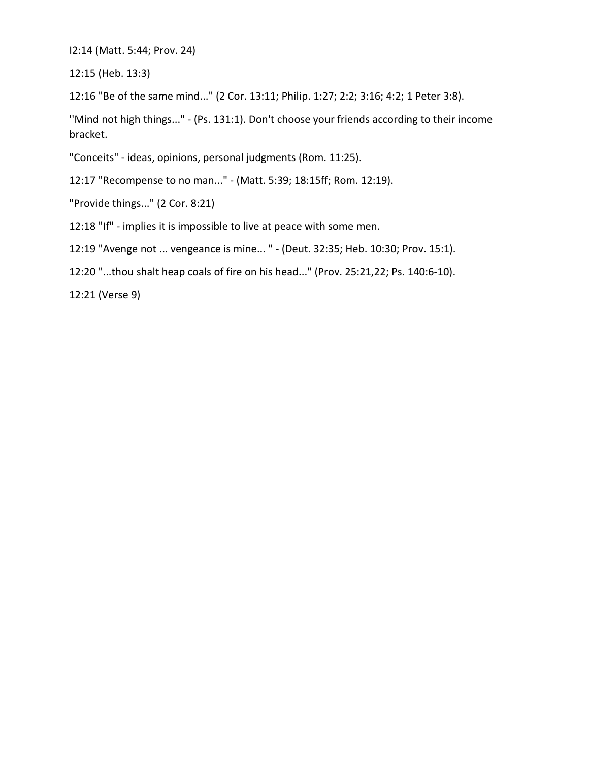I2:14 (Matt. 5:44; Prov. 24)

12:15 (Heb. 13:3)

12:16 "Be of the same mind..." (2 Cor. 13:11; Philip. 1:27; 2:2; 3:16; 4:2; 1 Peter 3:8).

''Mind not high things..." - (Ps. 131:1). Don't choose your friends according to their income bracket.

"Conceits" - ideas, opinions, personal judgments (Rom. 11:25).

12:17 "Recompense to no man..." - (Matt. 5:39; 18:15ff; Rom. 12:19).

"Provide things..." (2 Cor. 8:21)

12:18 "If" - implies it is impossible to live at peace with some men.

12:19 "Avenge not ... vengeance is mine... " - (Deut. 32:35; Heb. 10:30; Prov. 15:1).

12:20 "...thou shalt heap coals of fire on his head..." (Prov. 25:21,22; Ps. 140:6-10).

12:21 (Verse 9)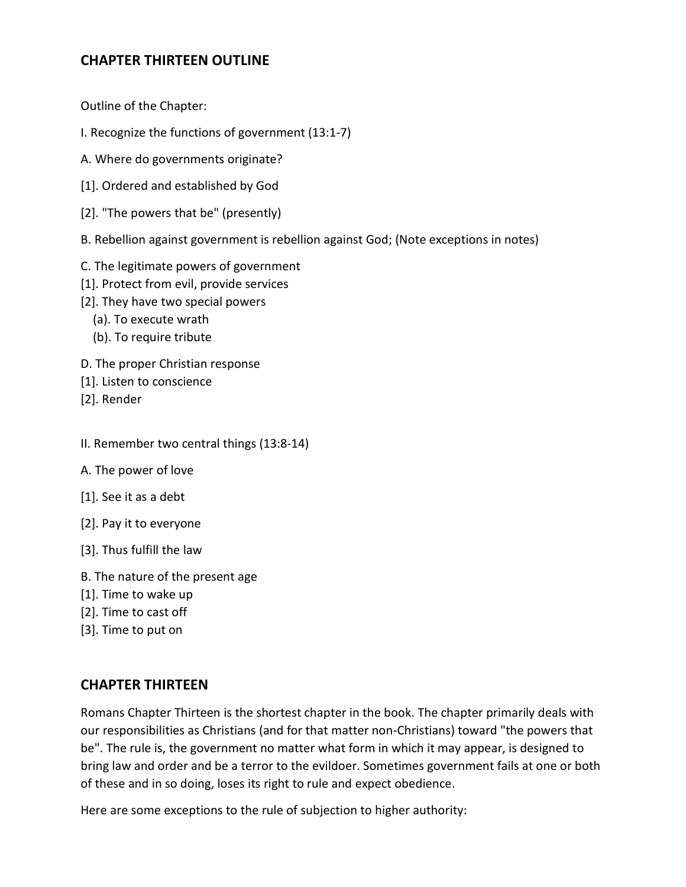## CHAPTER THIRTEEN OUTLINE

Outline of the Chapter:

I. Recognize the functions of government (13:1-7)

A. Where do governments originate?

[1]. Ordered and established by God

[2]. "The powers that be" (presently)

B. Rebellion against government is rebellion against God; (Note exceptions in notes)

C. The legitimate powers of government
[1]. Protect from evil, provide services
[2]. They have two special powers
  (a). To execute wrath
  (b). To require tribute

D. The proper Christian response
[1]. Listen to conscience
[2]. Render

II. Remember two central things (13:8-14)

A. The power of love

[1]. See it as a debt

[2]. Pay it to everyone

[3]. Thus fulfill the law

B. The nature of the present age
[1]. Time to wake up
[2]. Time to cast off
[3]. Time to put on

## CHAPTER THIRTEEN

Romans Chapter Thirteen is the shortest chapter in the book. The chapter primarily deals with our responsibilities as Christians (and for that matter non-Christians) toward "the powers that be". The rule is, the government no matter what form in which it may appear, is designed to bring law and order and be a terror to the evildoer. Sometimes government fails at one or both of these and in so doing, loses its right to rule and expect obedience.

Here are some exceptions to the rule of subjection to higher authority: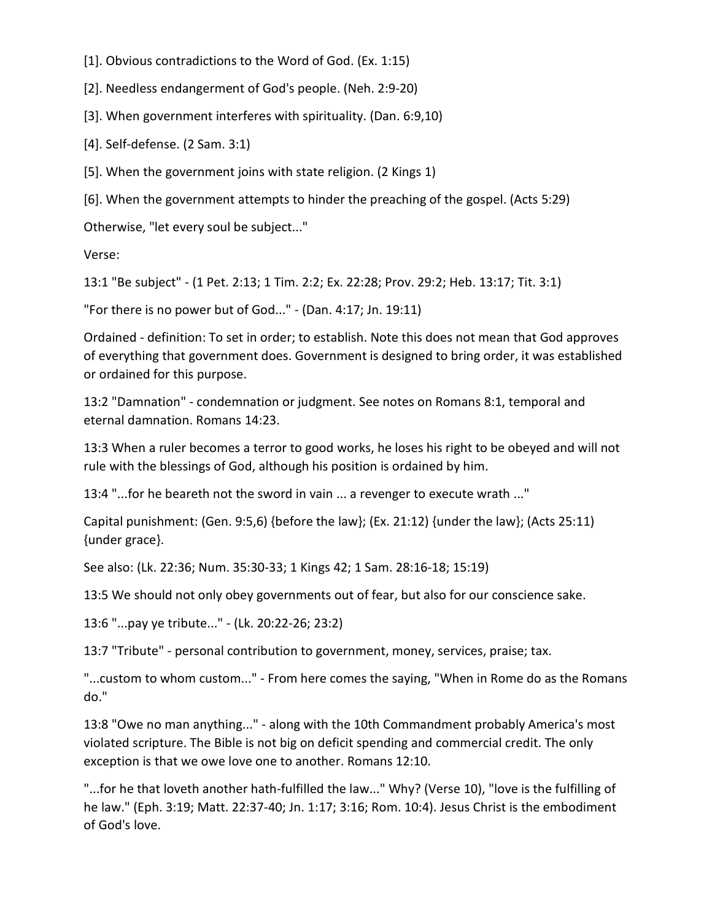[1]. Obvious contradictions to the Word of God. (Ex. 1:15)

[2]. Needless endangerment of God's people. (Neh. 2:9-20)

[3]. When government interferes with spirituality. (Dan. 6:9,10)

[4]. Self-defense. (2 Sam. 3:1)

[5]. When the government joins with state religion. (2 Kings 1)

[6]. When the government attempts to hinder the preaching of the gospel. (Acts 5:29)

Otherwise, "let every soul be subject..."

Verse:

13:1 "Be subject" - (1 Pet. 2:13; 1 Tim. 2:2; Ex. 22:28; Prov. 29:2; Heb. 13:17; Tit. 3:1)

"For there is no power but of God..." - (Dan. 4:17; Jn. 19:11)

Ordained - definition: To set in order; to establish. Note this does not mean that God approves of everything that government does. Government is designed to bring order, it was established or ordained for this purpose.

13:2 "Damnation" - condemnation or judgment. See notes on Romans 8:1, temporal and eternal damnation. Romans 14:23.

13:3 When a ruler becomes a terror to good works, he loses his right to be obeyed and will not rule with the blessings of God, although his position is ordained by him.

13:4 "...for he beareth not the sword in vain ... a revenger to execute wrath ..."

Capital punishment: (Gen. 9:5,6) {before the law}; (Ex. 21:12) {under the law}; (Acts 25:11) {under grace}.

See also: (Lk. 22:36; Num. 35:30-33; 1 Kings 42; 1 Sam. 28:16-18; 15:19)

13:5 We should not only obey governments out of fear, but also for our conscience sake.

13:6 "...pay ye tribute..." - (Lk. 20:22-26; 23:2)

13:7 "Tribute" - personal contribution to government, money, services, praise; tax.

"...custom to whom custom..." - From here comes the saying, "When in Rome do as the Romans do."

13:8 "Owe no man anything..." - along with the 10th Commandment probably America's most violated scripture. The Bible is not big on deficit spending and commercial credit. The only exception is that we owe love one to another. Romans 12:10.

"...for he that loveth another hath-fulfilled the law..." Why? (Verse 10), "love is the fulfilling of he law." (Eph. 3:19; Matt. 22:37-40; Jn. 1:17; 3:16; Rom. 10:4). Jesus Christ is the embodiment of God's love.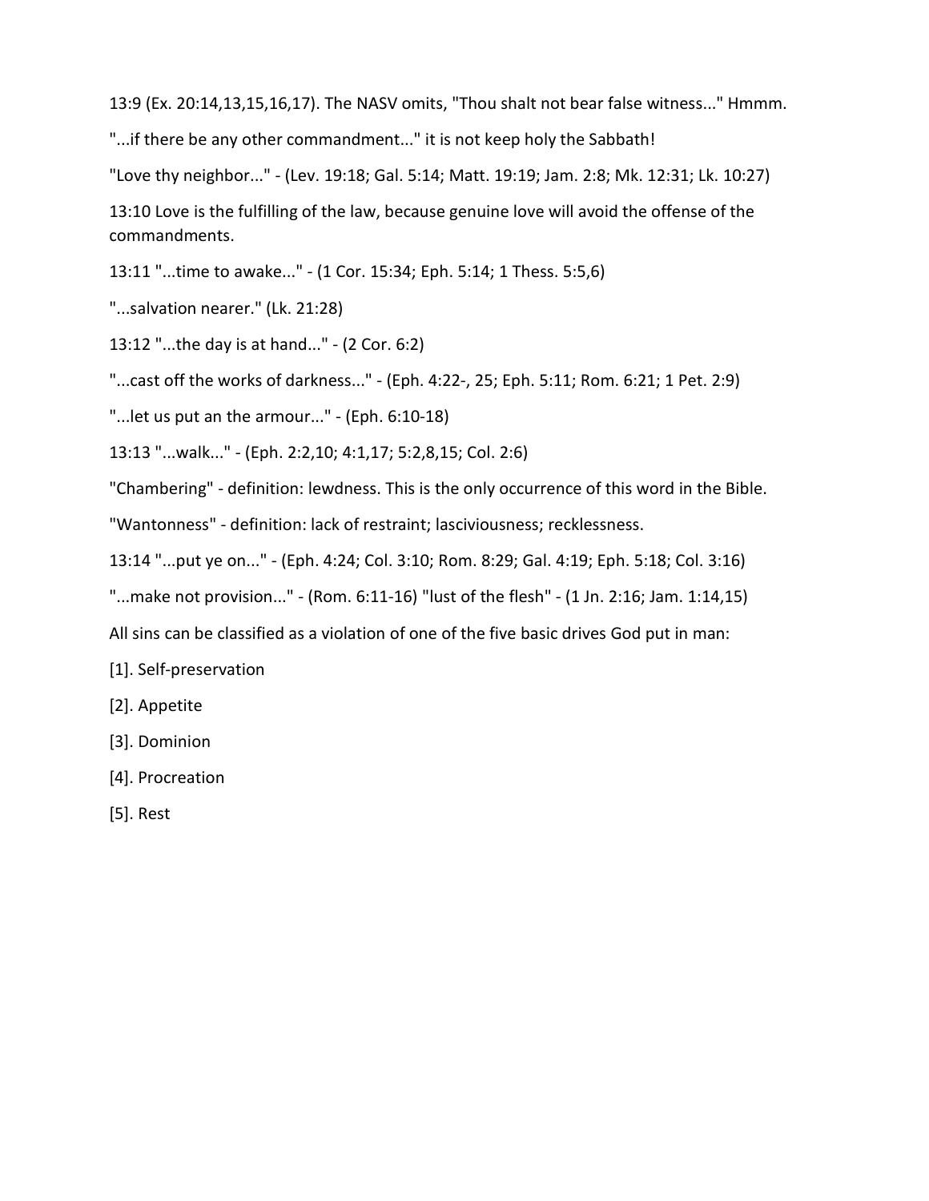13:9 (Ex. 20:14,13,15,16,17). The NASV omits, "Thou shalt not bear false witness..." Hmmm.

"...if there be any other commandment..." it is not keep holy the Sabbath!

"Love thy neighbor..." - (Lev. 19:18; Gal. 5:14; Matt. 19:19; Jam. 2:8; Mk. 12:31; Lk. 10:27)

13:10 Love is the fulfilling of the law, because genuine love will avoid the offense of the commandments.

13:11 "...time to awake..." - (1 Cor. 15:34; Eph. 5:14; 1 Thess. 5:5,6)

"...salvation nearer." (Lk. 21:28)

13:12 "...the day is at hand..." - (2 Cor. 6:2)

"...cast off the works of darkness..." - (Eph. 4:22-, 25; Eph. 5:11; Rom. 6:21; 1 Pet. 2:9)

"...let us put an the armour..." - (Eph. 6:10-18)

13:13 "...walk..." - (Eph. 2:2,10; 4:1,17; 5:2,8,15; Col. 2:6)

"Chambering" - definition: lewdness. This is the only occurrence of this word in the Bible.

"Wantonness" - definition: lack of restraint; lasciviousness; recklessness.

13:14 "...put ye on..." - (Eph. 4:24; Col. 3:10; Rom. 8:29; Gal. 4:19; Eph. 5:18; Col. 3:16)

"...make not provision..." - (Rom. 6:11-16) "lust of the flesh" - (1 Jn. 2:16; Jam. 1:14,15)

All sins can be classified as a violation of one of the five basic drives God put in man:

[1]. Self-preservation

[2]. Appetite

[3]. Dominion

[4]. Procreation

[5]. Rest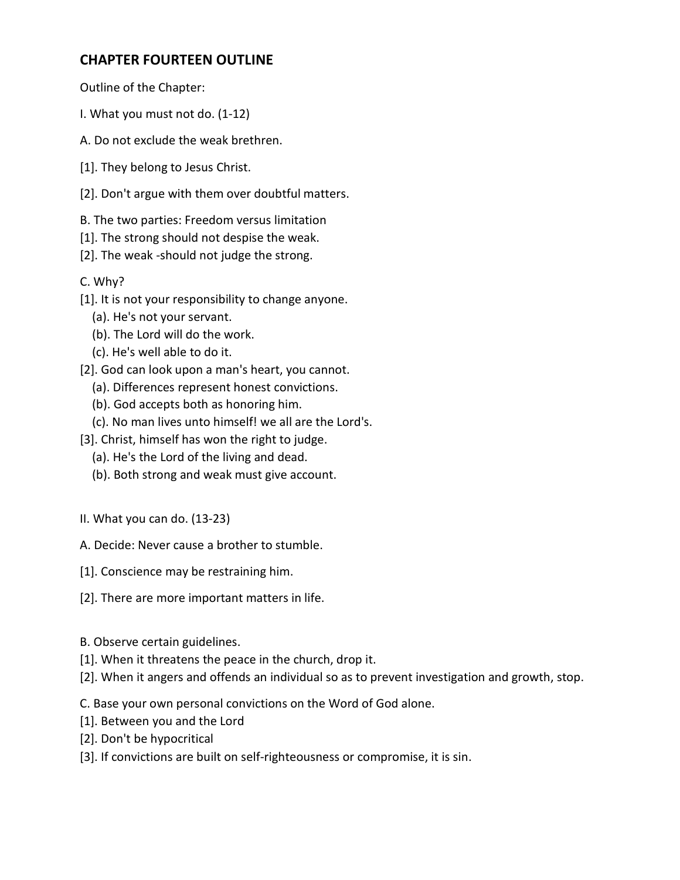## CHAPTER FOURTEEN OUTLINE

Outline of the Chapter:

I. What you must not do. (1-12)

A. Do not exclude the weak brethren.

[1]. They belong to Jesus Christ.

[2]. Don't argue with them over doubtful matters.

B. The two parties: Freedom versus limitation
[1]. The strong should not despise the weak.
[2]. The weak -should not judge the strong.

C. Why?
[1]. It is not your responsibility to change anyone.
   (a). He's not your servant.
   (b). The Lord will do the work.
   (c). He's well able to do it.
[2]. God can look upon a man's heart, you cannot.
   (a). Differences represent honest convictions.
   (b). God accepts both as honoring him.
   (c). No man lives unto himself! we all are the Lord's.
[3]. Christ, himself has won the right to judge.
   (a). He's the Lord of the living and dead.
   (b). Both strong and weak must give account.

II. What you can do. (13-23)

A. Decide: Never cause a brother to stumble.

[1]. Conscience may be restraining him.

[2]. There are more important matters in life.

B. Observe certain guidelines.
[1]. When it threatens the peace in the church, drop it.
[2]. When it angers and offends an individual so as to prevent investigation and growth, stop.

C. Base your own personal convictions on the Word of God alone.
[1]. Between you and the Lord
[2]. Don't be hypocritical
[3]. If convictions are built on self-righteousness or compromise, it is sin.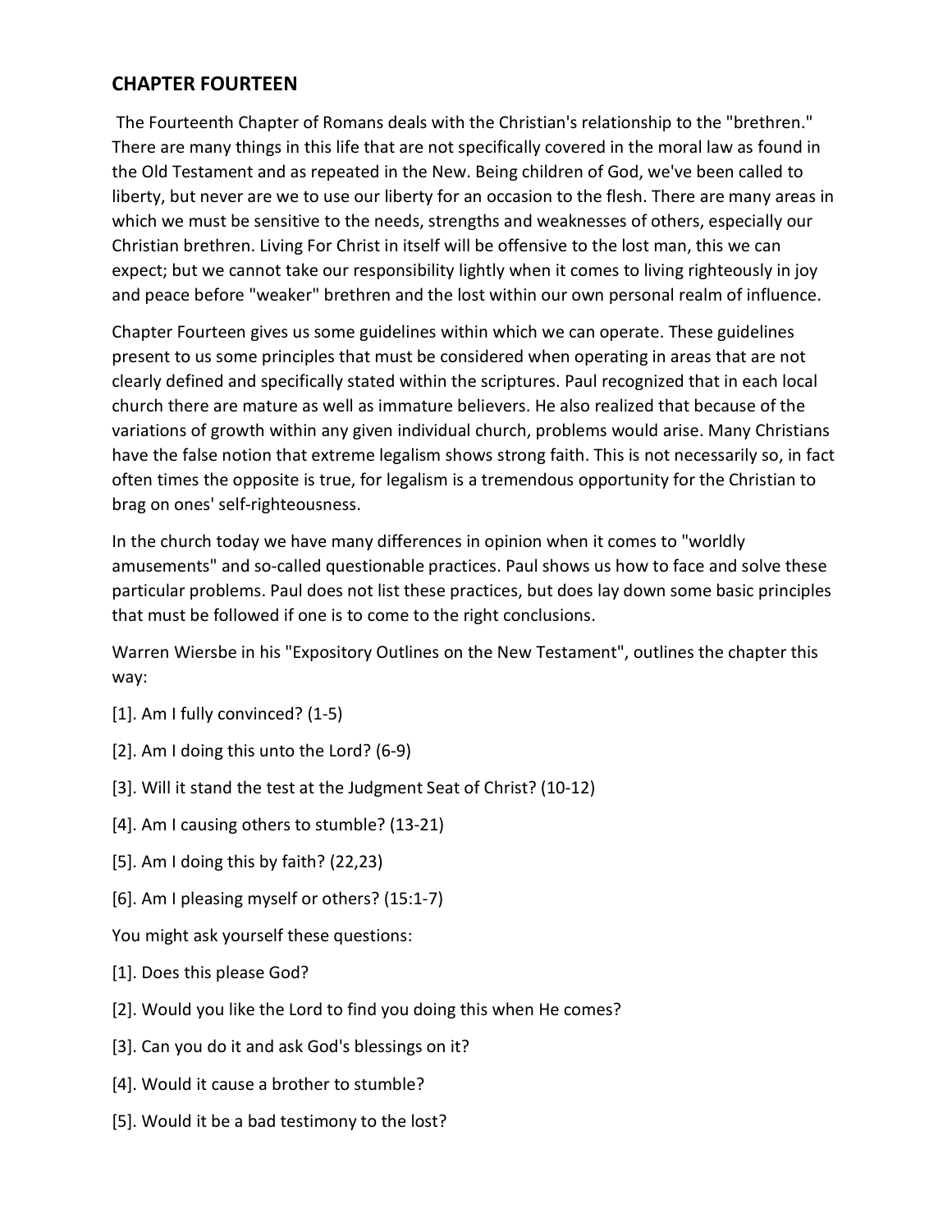## CHAPTER FOURTEEN

The Fourteenth Chapter of Romans deals with the Christian's relationship to the "brethren." There are many things in this life that are not specifically covered in the moral law as found in the Old Testament and as repeated in the New. Being children of God, we've been called to liberty, but never are we to use our liberty for an occasion to the flesh. There are many areas in which we must be sensitive to the needs, strengths and weaknesses of others, especially our Christian brethren. Living For Christ in itself will be offensive to the lost man, this we can expect; but we cannot take our responsibility lightly when it comes to living righteously in joy and peace before "weaker" brethren and the lost within our own personal realm of influence.

Chapter Fourteen gives us some guidelines within which we can operate. These guidelines present to us some principles that must be considered when operating in areas that are not clearly defined and specifically stated within the scriptures. Paul recognized that in each local church there are mature as well as immature believers. He also realized that because of the variations of growth within any given individual church, problems would arise. Many Christians have the false notion that extreme legalism shows strong faith. This is not necessarily so, in fact often times the opposite is true, for legalism is a tremendous opportunity for the Christian to brag on ones' self-righteousness.

In the church today we have many differences in opinion when it comes to "worldly amusements" and so-called questionable practices. Paul shows us how to face and solve these particular problems. Paul does not list these practices, but does lay down some basic principles that must be followed if one is to come to the right conclusions.

Warren Wiersbe in his "Expository Outlines on the New Testament", outlines the chapter this way:

[1]. Am I fully convinced? (1-5)

[2]. Am I doing this unto the Lord? (6-9)

[3]. Will it stand the test at the Judgment Seat of Christ? (10-12)

[4]. Am I causing others to stumble? (13-21)

[5]. Am I doing this by faith? (22,23)

[6]. Am I pleasing myself or others? (15:1-7)

You might ask yourself these questions:

[1]. Does this please God?

[2]. Would you like the Lord to find you doing this when He comes?

[3]. Can you do it and ask God's blessings on it?

[4]. Would it cause a brother to stumble?

[5]. Would it be a bad testimony to the lost?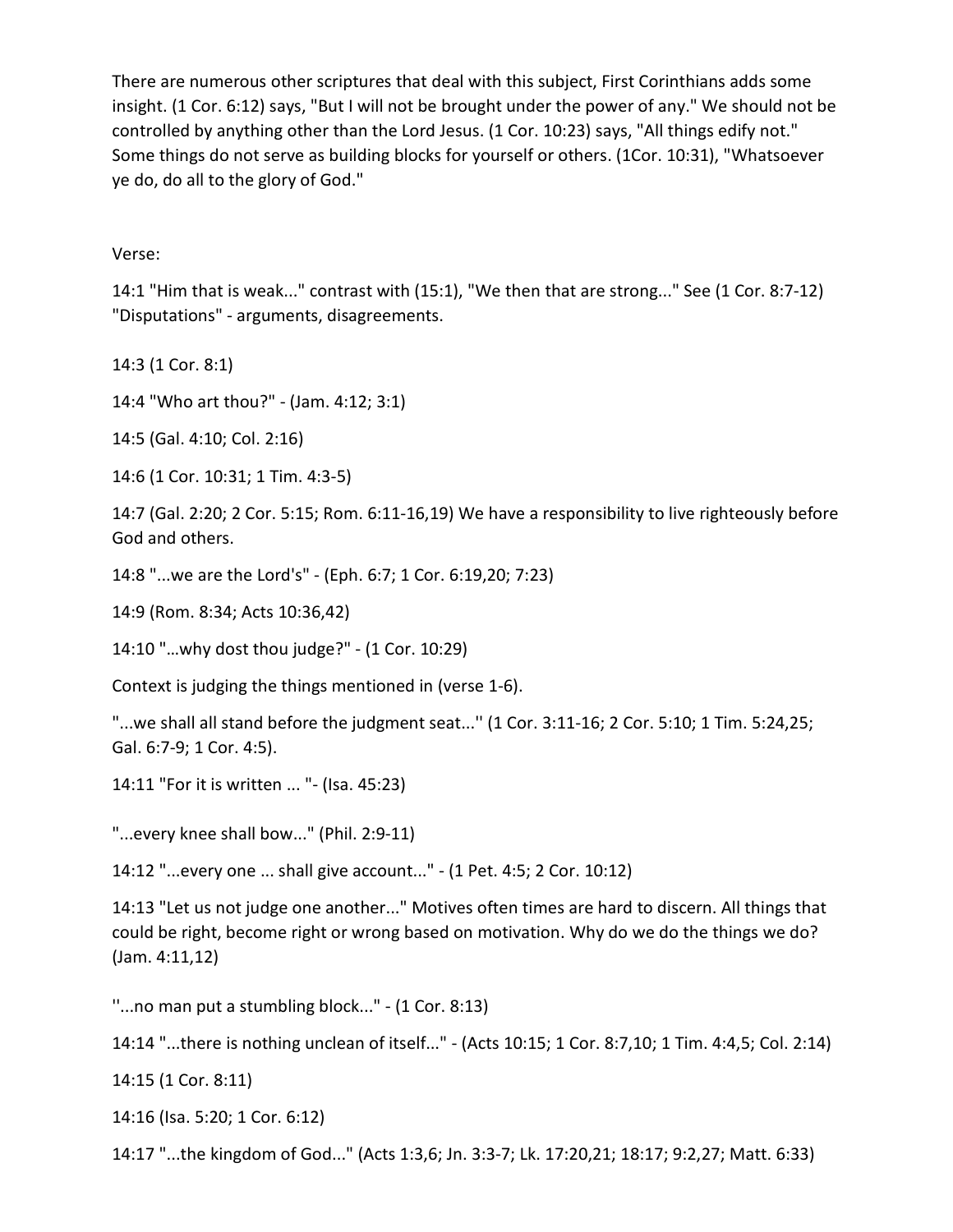There are numerous other scriptures that deal with this subject, First Corinthians adds some insight. (1 Cor. 6:12) says, "But I will not be brought under the power of any." We should not be controlled by anything other than the Lord Jesus. (1 Cor. 10:23) says, "All things edify not." Some things do not serve as building blocks for yourself or others. (1Cor. 10:31), "Whatsoever ye do, do all to the glory of God."

Verse:

14:1 "Him that is weak..." contrast with (15:1), "We then that are strong..." See (1 Cor. 8:7-12) "Disputations" - arguments, disagreements.

14:3 (1 Cor. 8:1)

14:4 "Who art thou?" - (Jam. 4:12; 3:1)

14:5 (Gal. 4:10; Col. 2:16)

14:6 (1 Cor. 10:31; 1 Tim. 4:3-5)

14:7 (Gal. 2:20; 2 Cor. 5:15; Rom. 6:11-16,19) We have a responsibility to live righteously before God and others.

14:8 "...we are the Lord's" - (Eph. 6:7; 1 Cor. 6:19,20; 7:23)

14:9 (Rom. 8:34; Acts 10:36,42)

14:10 "…why dost thou judge?" - (1 Cor. 10:29)

Context is judging the things mentioned in (verse 1-6).

"...we shall all stand before the judgment seat..'' (1 Cor. 3:11-16; 2 Cor. 5:10; 1 Tim. 5:24,25; Gal. 6:7-9; 1 Cor. 4:5).

14:11 "For it is written ... "- (Isa. 45:23)

"...every knee shall bow..." (Phil. 2:9-11)

14:12 "...every one ... shall give account..." - (1 Pet. 4:5; 2 Cor. 10:12)

14:13 "Let us not judge one another..." Motives often times are hard to discern. All things that could be right, become right or wrong based on motivation. Why do we do the things we do? (Jam. 4:11,12)

''...no man put a stumbling block..." - (1 Cor. 8:13)

14:14 "...there is nothing unclean of itself..." - (Acts 10:15; 1 Cor. 8:7,10; 1 Tim. 4:4,5; Col. 2:14)

14:15 (1 Cor. 8:11)

14:16 (Isa. 5:20; 1 Cor. 6:12)

14:17 "...the kingdom of God..." (Acts 1:3,6; Jn. 3:3-7; Lk. 17:20,21; 18:17; 9:2,27; Matt. 6:33)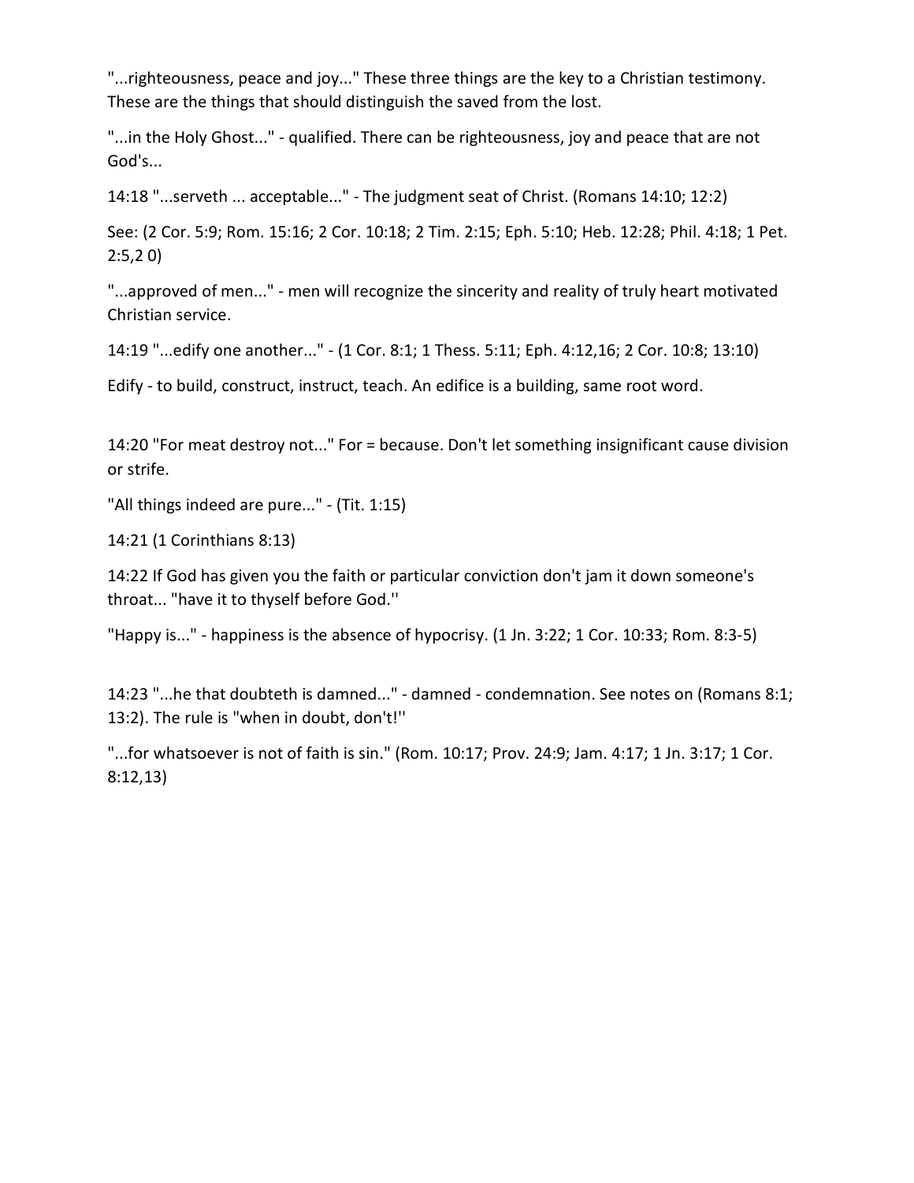"...righteousness, peace and joy..." These three things are the key to a Christian testimony. These are the things that should distinguish the saved from the lost.

"...in the Holy Ghost..." - qualified. There can be righteousness, joy and peace that are not God's...

14:18 "...serveth ... acceptable..." - The judgment seat of Christ. (Romans 14:10; 12:2)

See: (2 Cor. 5:9; Rom. 15:16; 2 Cor. 10:18; 2 Tim. 2:15; Eph. 5:10; Heb. 12:28; Phil. 4:18; 1 Pet. 2:5,2 0)

"...approved of men..." - men will recognize the sincerity and reality of truly heart motivated Christian service.

14:19 "...edify one another..." - (1 Cor. 8:1; 1 Thess. 5:11; Eph. 4:12,16; 2 Cor. 10:8; 13:10)

Edify - to build, construct, instruct, teach. An edifice is a building, same root word.

14:20 "For meat destroy not..." For = because. Don't let something insignificant cause division or strife.

"All things indeed are pure..." - (Tit. 1:15)

14:21 (1 Corinthians 8:13)

14:22 If God has given you the faith or particular conviction don't jam it down someone's throat... "have it to thyself before God.''

"Happy is..." - happiness is the absence of hypocrisy. (1 Jn. 3:22; 1 Cor. 10:33; Rom. 8:3-5)

14:23 "...he that doubteth is damned..." - damned - condemnation. See notes on (Romans 8:1; 13:2). The rule is "when in doubt, don't!''

"...for whatsoever is not of faith is sin." (Rom. 10:17; Prov. 24:9; Jam. 4:17; 1 Jn. 3:17; 1 Cor. 8:12,13)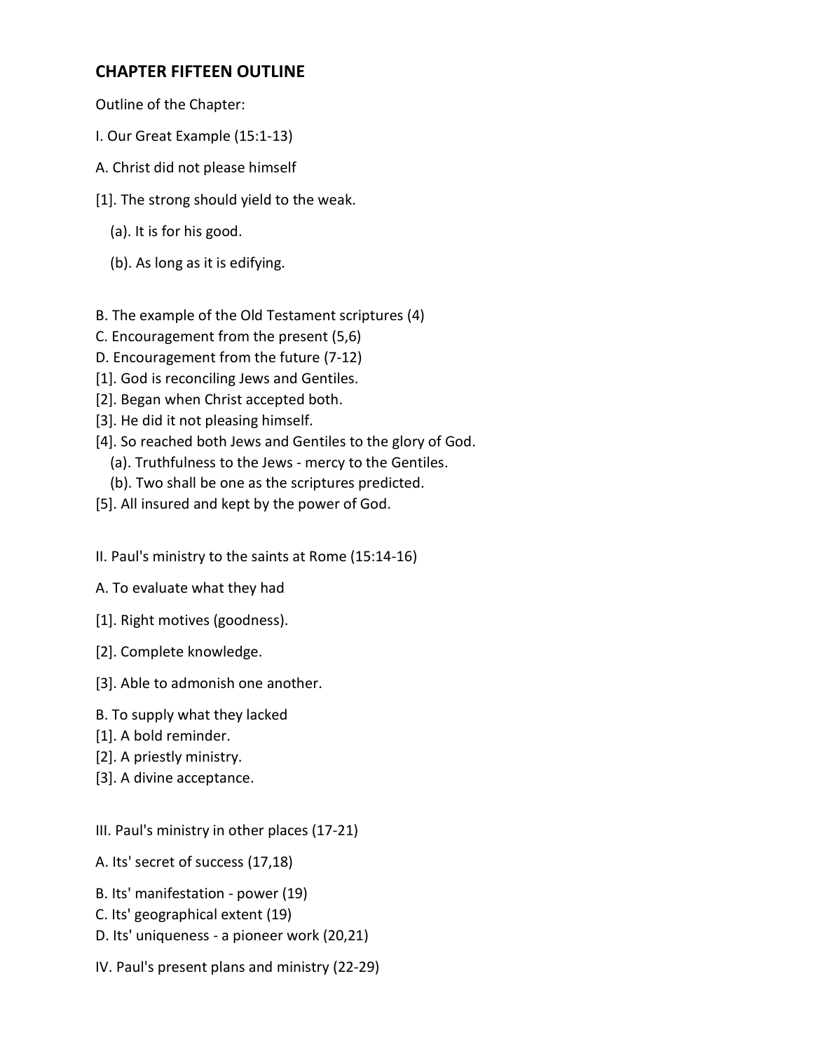## CHAPTER FIFTEEN OUTLINE

Outline of the Chapter:

I. Our Great Example (15:1-13)

A. Christ did not please himself

[1]. The strong should yield to the weak.

(a). It is for his good.

(b). As long as it is edifying.

B. The example of the Old Testament scriptures (4)
C. Encouragement from the present (5,6)
D. Encouragement from the future (7-12)
[1]. God is reconciling Jews and Gentiles.
[2]. Began when Christ accepted both.
[3]. He did it not pleasing himself.
[4]. So reached both Jews and Gentiles to the glory of God.
(a). Truthfulness to the Jews - mercy to the Gentiles.
(b). Two shall be one as the scriptures predicted.
[5]. All insured and kept by the power of God.

II. Paul's ministry to the saints at Rome (15:14-16)

A. To evaluate what they had

[1]. Right motives (goodness).

[2]. Complete knowledge.

[3]. Able to admonish one another.

B. To supply what they lacked
[1]. A bold reminder.
[2]. A priestly ministry.
[3]. A divine acceptance.

III. Paul's ministry in other places (17-21)

A. Its' secret of success (17,18)

B. Its' manifestation - power (19)
C. Its' geographical extent (19)
D. Its' uniqueness - a pioneer work (20,21)

IV. Paul's present plans and ministry (22-29)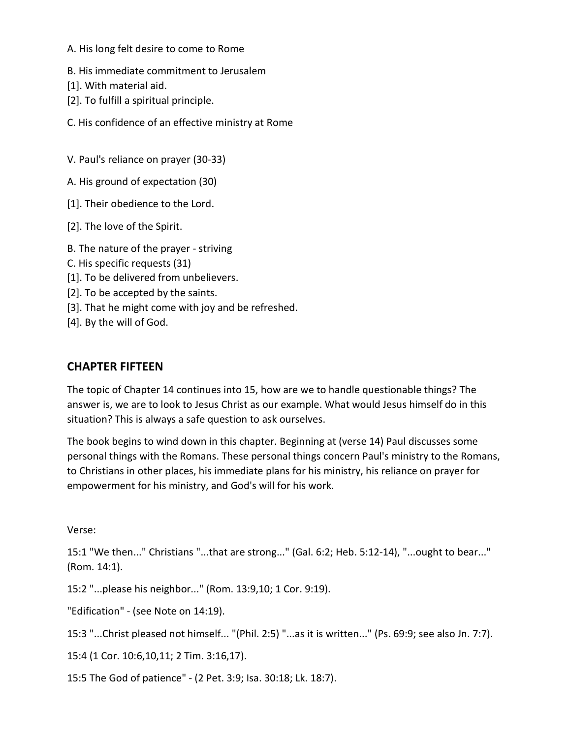A. His long felt desire to come to Rome

B. His immediate commitment to Jerusalem
[1]. With material aid.
[2]. To fulfill a spiritual principle.

C. His confidence of an effective ministry at Rome

V. Paul's reliance on prayer (30-33)

A. His ground of expectation (30)

[1]. Their obedience to the Lord.

[2]. The love of the Spirit.

B. The nature of the prayer - striving
C. His specific requests (31)
[1]. To be delivered from unbelievers.
[2]. To be accepted by the saints.
[3]. That he might come with joy and be refreshed.
[4]. By the will of God.

## CHAPTER FIFTEEN

The topic of Chapter 14 continues into 15, how are we to handle questionable things? The answer is, we are to look to Jesus Christ as our example. What would Jesus himself do in this situation? This is always a safe question to ask ourselves.

The book begins to wind down in this chapter. Beginning at (verse 14) Paul discusses some personal things with the Romans. These personal things concern Paul's ministry to the Romans, to Christians in other places, his immediate plans for his ministry, his reliance on prayer for empowerment for his ministry, and God's will for his work.

Verse:

15:1 "We then..." Christians "...that are strong..." (Gal. 6:2; Heb. 5:12-14), "...ought to bear..." (Rom. 14:1).

15:2 "...please his neighbor..." (Rom. 13:9,10; 1 Cor. 9:19).

"Edification" - (see Note on 14:19).

15:3 "...Christ pleased not himself... "(Phil. 2:5) "...as it is written..." (Ps. 69:9; see also Jn. 7:7).

15:4 (1 Cor. 10:6,10,11; 2 Tim. 3:16,17).

15:5 The God of patience" - (2 Pet. 3:9; Isa. 30:18; Lk. 18:7).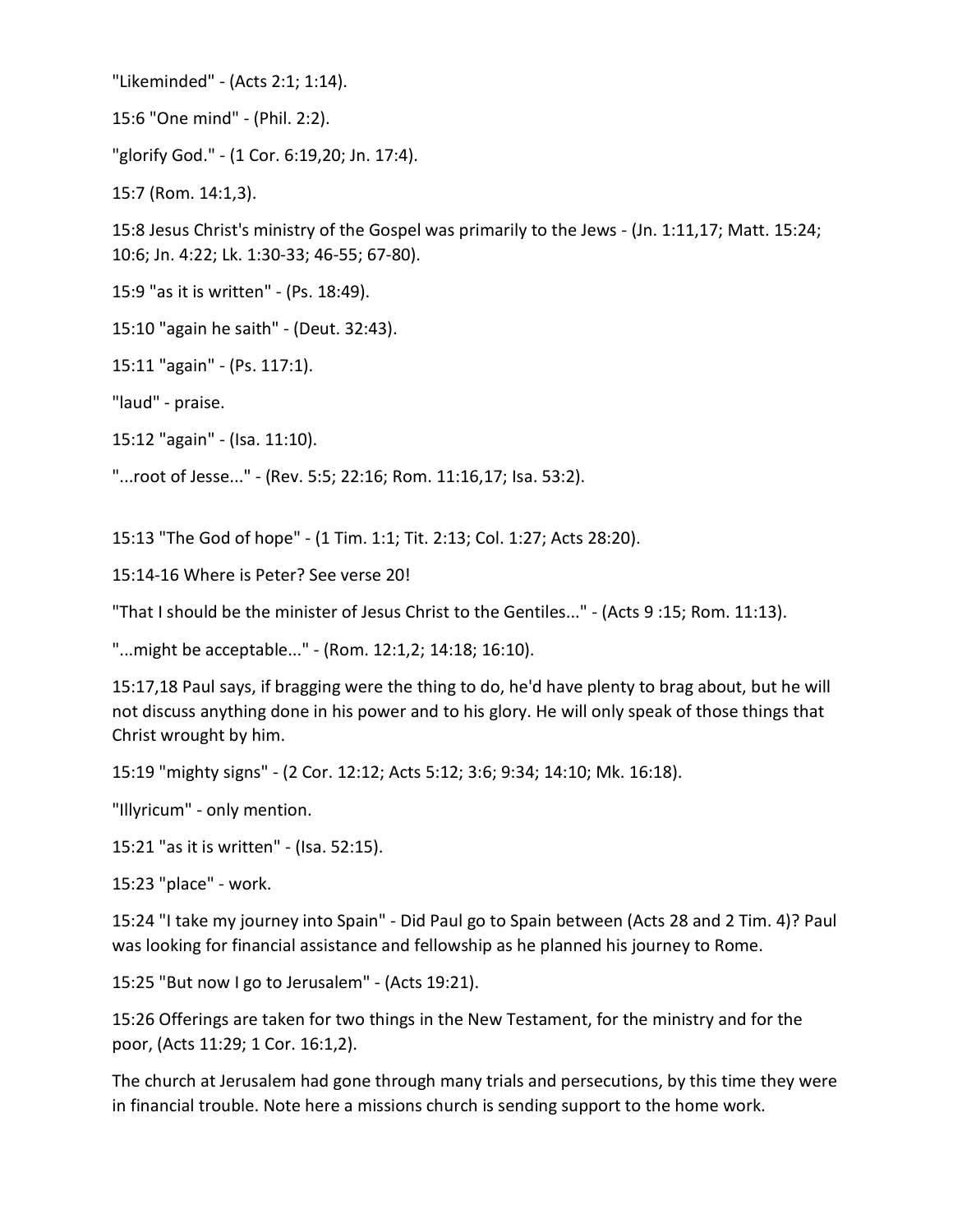"Likeminded" - (Acts 2:1; 1:14).

15:6 "One mind" - (Phil. 2:2).

"glorify God." - (1 Cor. 6:19,20; Jn. 17:4).

15:7 (Rom. 14:1,3).

15:8 Jesus Christ's ministry of the Gospel was primarily to the Jews - (Jn. 1:11,17; Matt. 15:24; 10:6; Jn. 4:22; Lk. 1:30-33; 46-55; 67-80).

15:9 "as it is written" - (Ps. 18:49).

15:10 "again he saith" - (Deut. 32:43).

15:11 "again" - (Ps. 117:1).

"laud" - praise.

15:12 "again" - (Isa. 11:10).

"...root of Jesse..." - (Rev. 5:5; 22:16; Rom. 11:16,17; Isa. 53:2).

15:13 "The God of hope" - (1 Tim. 1:1; Tit. 2:13; Col. 1:27; Acts 28:20).

15:14-16 Where is Peter? See verse 20!

"That I should be the minister of Jesus Christ to the Gentiles..." - (Acts 9 :15; Rom. 11:13).

"...might be acceptable..." - (Rom. 12:1,2; 14:18; 16:10).

15:17,18 Paul says, if bragging were the thing to do, he'd have plenty to brag about, but he will not discuss anything done in his power and to his glory. He will only speak of those things that Christ wrought by him.

15:19 "mighty signs" - (2 Cor. 12:12; Acts 5:12; 3:6; 9:34; 14:10; Mk. 16:18).

"Illyricum" - only mention.

15:21 "as it is written" - (Isa. 52:15).

15:23 "place" - work.

15:24 "I take my journey into Spain" - Did Paul go to Spain between (Acts 28 and 2 Tim. 4)? Paul was looking for financial assistance and fellowship as he planned his journey to Rome.

15:25 "But now I go to Jerusalem" - (Acts 19:21).

15:26 Offerings are taken for two things in the New Testament, for the ministry and for the poor, (Acts 11:29; 1 Cor. 16:1,2).

The church at Jerusalem had gone through many trials and persecutions, by this time they were in financial trouble. Note here a missions church is sending support to the home work.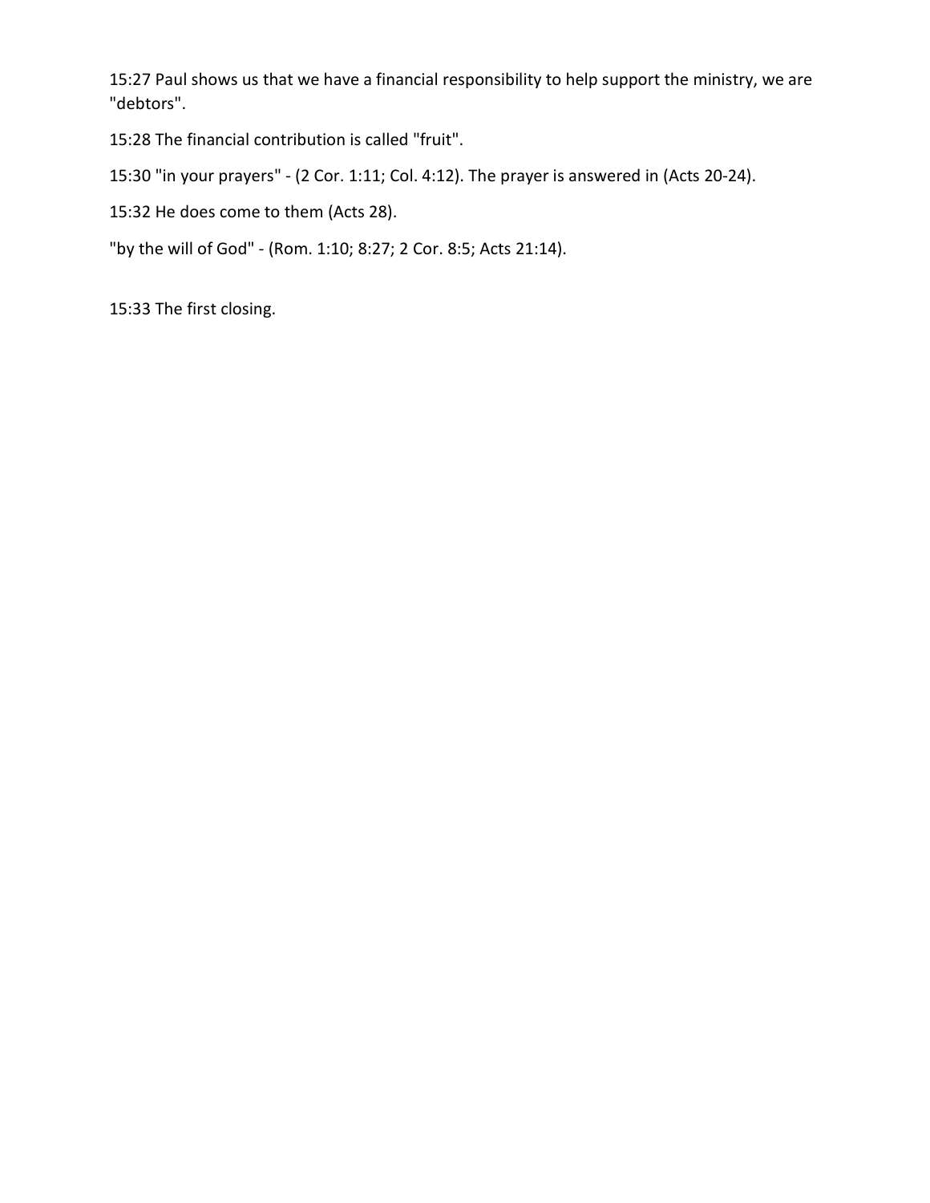15:27 Paul shows us that we have a financial responsibility to help support the ministry, we are "debtors".

15:28 The financial contribution is called "fruit".

15:30 "in your prayers" - (2 Cor. 1:11; Col. 4:12). The prayer is answered in (Acts 20-24).

15:32 He does come to them (Acts 28).

"by the will of God" - (Rom. 1:10; 8:27; 2 Cor. 8:5; Acts 21:14).

15:33 The first closing.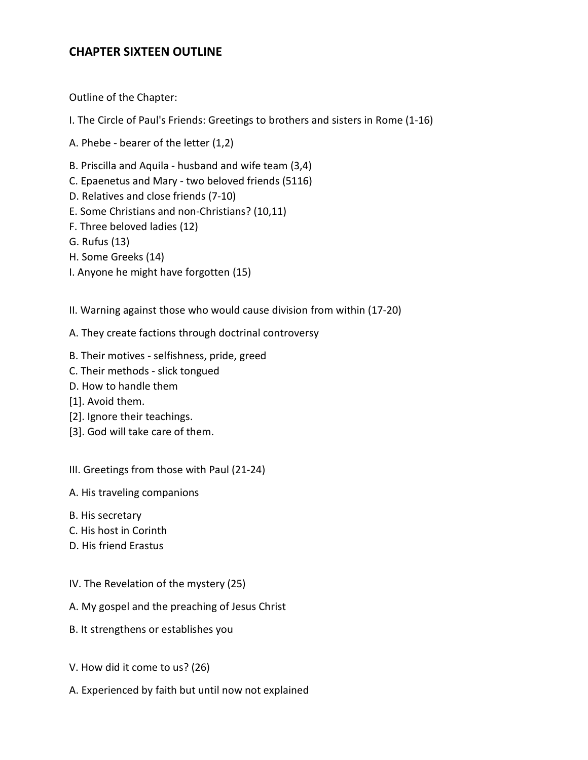# CHAPTER SIXTEEN OUTLINE

Outline of the Chapter:

I. The Circle of Paul's Friends: Greetings to brothers and sisters in Rome (1-16)

A. Phebe - bearer of the letter (1,2)

B. Priscilla and Aquila - husband and wife team (3,4)
C. Epaenetus and Mary - two beloved friends (5116)
D. Relatives and close friends (7-10)
E. Some Christians and non-Christians? (10,11)
F. Three beloved ladies (12)
G. Rufus (13)
H. Some Greeks (14)
I. Anyone he might have forgotten (15)

II. Warning against those who would cause division from within (17-20)

A. They create factions through doctrinal controversy

B. Their motives - selfishness, pride, greed
C. Their methods - slick tongued
D. How to handle them
[1]. Avoid them.
[2]. Ignore their teachings.
[3]. God will take care of them.

III. Greetings from those with Paul (21-24)

A. His traveling companions

B. His secretary
C. His host in Corinth
D. His friend Erastus

IV. The Revelation of the mystery (25)

A. My gospel and the preaching of Jesus Christ

B. It strengthens or establishes you

V. How did it come to us? (26)

A. Experienced by faith but until now not explained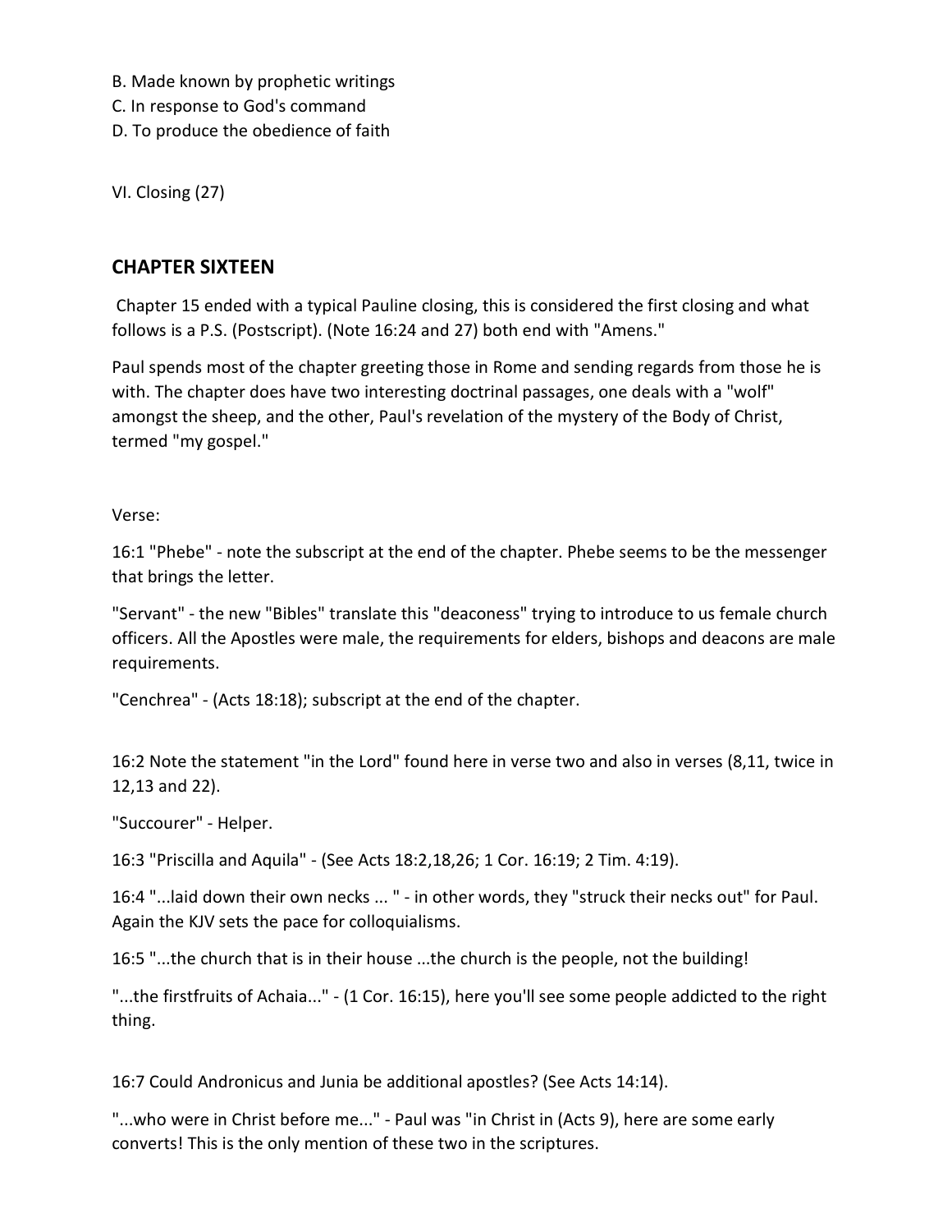B. Made known by prophetic writings
C. In response to God's command
D. To produce the obedience of faith

VI. Closing (27)

## CHAPTER SIXTEEN

Chapter 15 ended with a typical Pauline closing, this is considered the first closing and what follows is a P.S. (Postscript). (Note 16:24 and 27) both end with "Amens."

Paul spends most of the chapter greeting those in Rome and sending regards from those he is with. The chapter does have two interesting doctrinal passages, one deals with a "wolf" amongst the sheep, and the other, Paul's revelation of the mystery of the Body of Christ, termed "my gospel."

Verse:

16:1 "Phebe" - note the subscript at the end of the chapter. Phebe seems to be the messenger that brings the letter.

"Servant" - the new "Bibles" translate this "deaconess" trying to introduce to us female church officers. All the Apostles were male, the requirements for elders, bishops and deacons are male requirements.

"Cenchrea" - (Acts 18:18); subscript at the end of the chapter.

16:2 Note the statement "in the Lord" found here in verse two and also in verses (8,11, twice in 12,13 and 22).

"Succourer" - Helper.

16:3 "Priscilla and Aquila" - (See Acts 18:2,18,26; 1 Cor. 16:19; 2 Tim. 4:19).

16:4 "...laid down their own necks ... " - in other words, they "struck their necks out" for Paul. Again the KJV sets the pace for colloquialisms.

16:5 "...the church that is in their house ...the church is the people, not the building!

"...the firstfruits of Achaia..." - (1 Cor. 16:15), here you'll see some people addicted to the right thing.

16:7 Could Andronicus and Junia be additional apostles? (See Acts 14:14).

"...who were in Christ before me..." - Paul was "in Christ in (Acts 9), here are some early converts! This is the only mention of these two in the scriptures.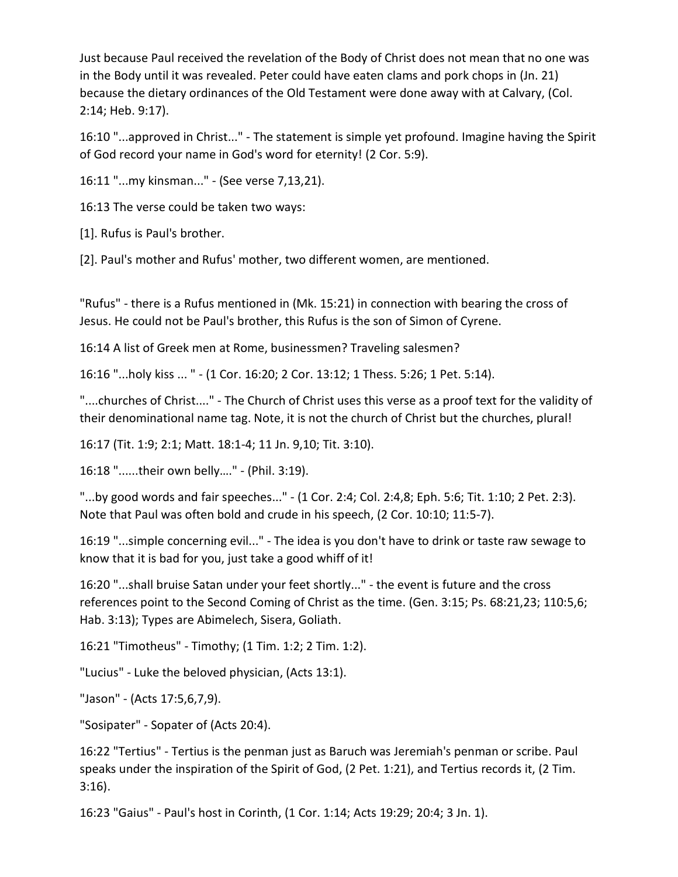Just because Paul received the revelation of the Body of Christ does not mean that no one was in the Body until it was revealed. Peter could have eaten clams and pork chops in (Jn. 21) because the dietary ordinances of the Old Testament were done away with at Calvary, (Col. 2:14; Heb. 9:17).

16:10 "...approved in Christ..." - The statement is simple yet profound. Imagine having the Spirit of God record your name in God's word for eternity! (2 Cor. 5:9).

16:11 "...my kinsman..." - (See verse 7,13,21).

16:13 The verse could be taken two ways:

[1]. Rufus is Paul's brother.

[2]. Paul's mother and Rufus' mother, two different women, are mentioned.

"Rufus" - there is a Rufus mentioned in (Mk. 15:21) in connection with bearing the cross of Jesus. He could not be Paul's brother, this Rufus is the son of Simon of Cyrene.

16:14 A list of Greek men at Rome, businessmen? Traveling salesmen?

16:16 "...holy kiss ... " - (1 Cor. 16:20; 2 Cor. 13:12; 1 Thess. 5:26; 1 Pet. 5:14).

"....churches of Christ...." - The Church of Christ uses this verse as a proof text for the validity of their denominational name tag. Note, it is not the church of Christ but the churches, plural!

16:17 (Tit. 1:9; 2:1; Matt. 18:1-4; 11 Jn. 9,10; Tit. 3:10).

16:18 "......their own belly…." - (Phil. 3:19).

"...by good words and fair speeches..." - (1 Cor. 2:4; Col. 2:4,8; Eph. 5:6; Tit. 1:10; 2 Pet. 2:3). Note that Paul was often bold and crude in his speech, (2 Cor. 10:10; 11:5-7).

16:19 "...simple concerning evil..." - The idea is you don't have to drink or taste raw sewage to know that it is bad for you, just take a good whiff of it!

16:20 "...shall bruise Satan under your feet shortly..." - the event is future and the cross references point to the Second Coming of Christ as the time. (Gen. 3:15; Ps. 68:21,23; 110:5,6; Hab. 3:13); Types are Abimelech, Sisera, Goliath.

16:21 "Timotheus" - Timothy; (1 Tim. 1:2; 2 Tim. 1:2).

"Lucius" - Luke the beloved physician, (Acts 13:1).

"Jason" - (Acts 17:5,6,7,9).

"Sosipater" - Sopater of (Acts 20:4).

16:22 "Tertius" - Tertius is the penman just as Baruch was Jeremiah's penman or scribe. Paul speaks under the inspiration of the Spirit of God, (2 Pet. 1:21), and Tertius records it, (2 Tim. 3:16).

16:23 "Gaius" - Paul's host in Corinth, (1 Cor. 1:14; Acts 19:29; 20:4; 3 Jn. 1).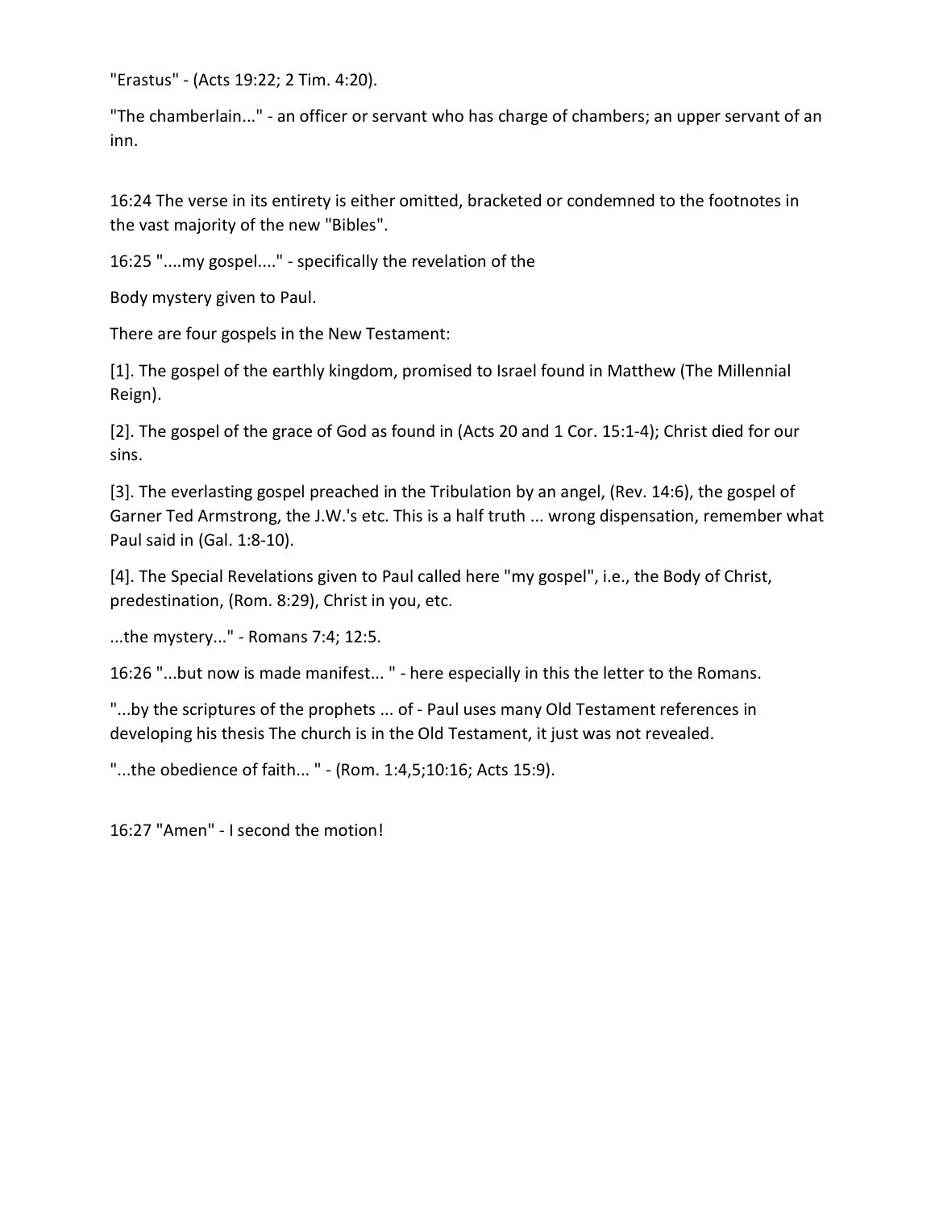"Erastus" - (Acts 19:22; 2 Tim. 4:20).

"The chamberlain..." - an officer or servant who has charge of chambers; an upper servant of an inn.

16:24 The verse in its entirety is either omitted, bracketed or condemned to the footnotes in the vast majority of the new "Bibles".

16:25 "....my gospel...." - specifically the revelation of the

Body mystery given to Paul.

There are four gospels in the New Testament:

[1]. The gospel of the earthly kingdom, promised to Israel found in Matthew (The Millennial Reign).

[2]. The gospel of the grace of God as found in (Acts 20 and 1 Cor. 15:1-4); Christ died for our sins.

[3]. The everlasting gospel preached in the Tribulation by an angel, (Rev. 14:6), the gospel of Garner Ted Armstrong, the J.W.'s etc. This is a half truth ... wrong dispensation, remember what Paul said in (Gal. 1:8-10).

[4]. The Special Revelations given to Paul called here "my gospel", i.e., the Body of Christ, predestination, (Rom. 8:29), Christ in you, etc.

...the mystery..." - Romans 7:4; 12:5.

16:26 "...but now is made manifest... " - here especially in this the letter to the Romans.

"...by the scriptures of the prophets ... of - Paul uses many Old Testament references in developing his thesis The church is in the Old Testament, it just was not revealed.

"...the obedience of faith... " - (Rom. 1:4,5;10:16; Acts 15:9).

16:27 "Amen" - I second the motion!